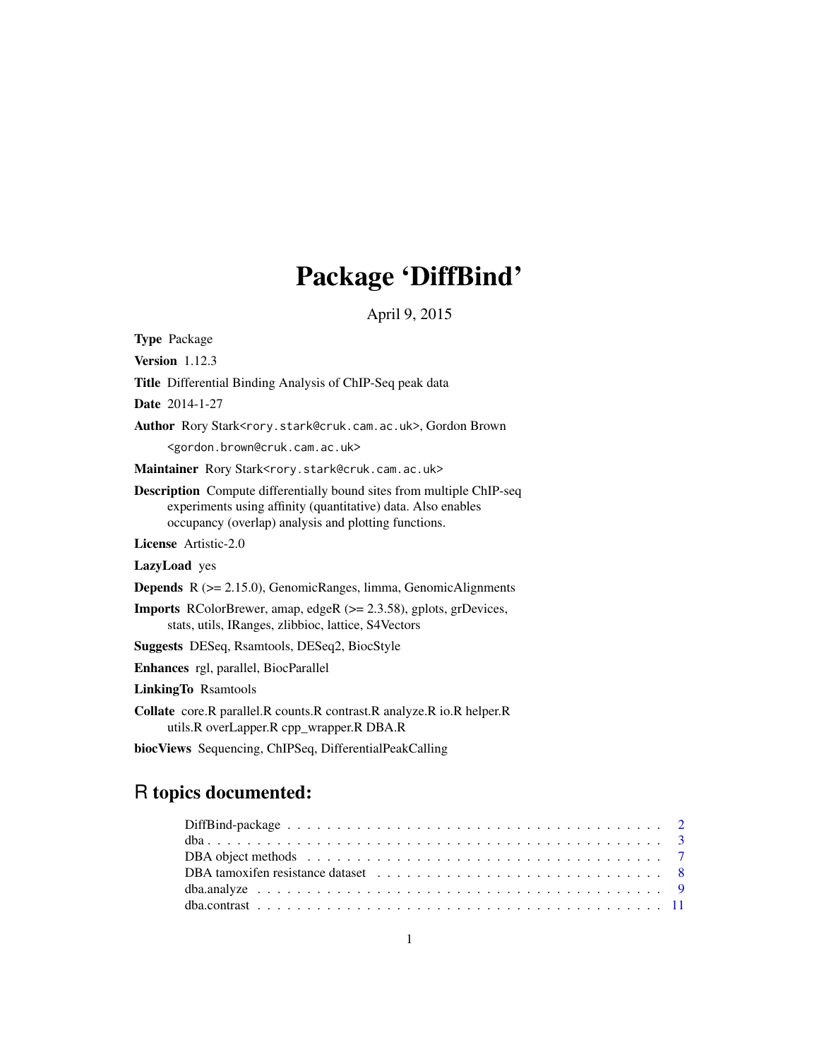# Package 'DiffBind'

April 9, 2015

**Type** Package

**Version** 1.12.3

**Title** Differential Binding Analysis of ChIP-Seq peak data

**Date** 2014-1-27

**Author** Rory Stark<rory.stark@cruk.cam.ac.uk>, Gordon Brown <gordon.brown@cruk.cam.ac.uk>

**Maintainer** Rory Stark<rory.stark@cruk.cam.ac.uk>

**Description** Compute differentially bound sites from multiple ChIP-seq experiments using affinity (quantitative) data. Also enables occupancy (overlap) analysis and plotting functions.

**License** Artistic-2.0

**LazyLoad** yes

**Depends** R (>= 2.15.0), GenomicRanges, limma, GenomicAlignments

**Imports** RColorBrewer, amap, edgeR (>= 2.3.58), gplots, grDevices, stats, utils, IRanges, zlibbioc, lattice, S4Vectors

**Suggests** DESeq, Rsamtools, DESeq2, BiocStyle

**Enhances** rgl, parallel, BiocParallel

**LinkingTo** Rsamtools

**Collate** core.R parallel.R counts.R contrast.R analyze.R io.R helper.R utils.R overLapper.R cpp_wrapper.R DBA.R

**biocViews** Sequencing, ChIPSeq, DifferentialPeakCalling

## R topics documented:

- DiffBind-package . . . . . . . . . . . . . . . . . . . . . . . . . . . . . . . . . . . . . . . 2
- dba . . . . . . . . . . . . . . . . . . . . . . . . . . . . . . . . . . . . . . . . . . . . . . 3
- DBA object methods . . . . . . . . . . . . . . . . . . . . . . . . . . . . . . . . . . . . . 7
- DBA tamoxifen resistance dataset . . . . . . . . . . . . . . . . . . . . . . . . . . . . . . 8
- dba.analyze . . . . . . . . . . . . . . . . . . . . . . . . . . . . . . . . . . . . . . . . . 9
- dba.contrast . . . . . . . . . . . . . . . . . . . . . . . . . . . . . . . . . . . . . . . . . 11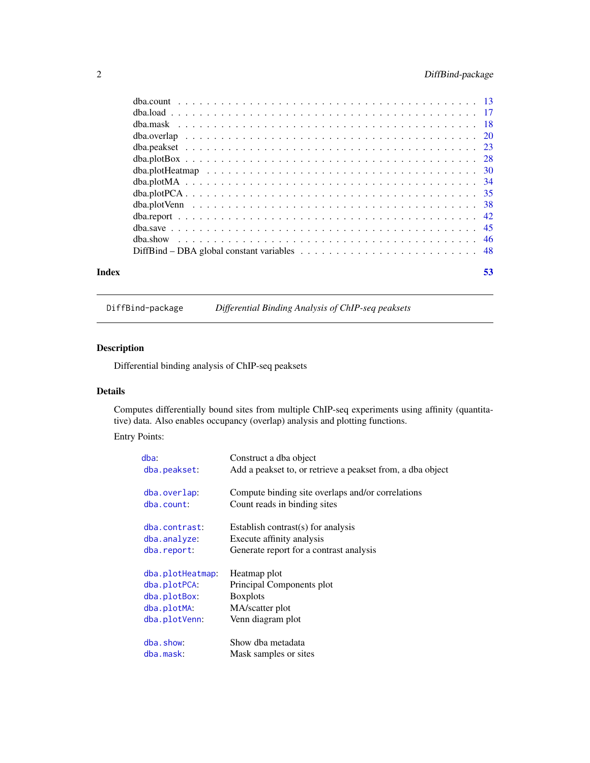| | |
|---|---|
| dba.count | 13 |
| dba.load | 17 |
| dba.mask | 18 |
| dba.overlap | 20 |
| dba.peakset | 23 |
| dba.plotBox | 28 |
| dba.plotHeatmap | 30 |
| dba.plotMA | 34 |
| dba.plotPCA | 35 |
| dba.plotVenn | 38 |
| dba.report | 42 |
| dba.save | 45 |
| dba.show | 46 |
| DiffBind – DBA global constant variables | 48 |

**Index** **53**

---

`DiffBind-package` *Differential Binding Analysis of ChIP-seq peaksets*

---

## Description

Differential binding analysis of ChIP-seq peaksets

## Details

Computes differentially bound sites from multiple ChIP-seq experiments using affinity (quantitative) data. Also enables occupancy (overlap) analysis and plotting functions.

Entry Points:

| | |
|---|---|
| `dba`: | Construct a dba object |
| `dba.peakset`: | Add a peakset to, or retrieve a peakset from, a dba object |
| | |
| `dba.overlap`: | Compute binding site overlaps and/or correlations |
| `dba.count`: | Count reads in binding sites |
| | |
| `dba.contrast`: | Establish contrast(s) for analysis |
| `dba.analyze`: | Execute affinity analysis |
| `dba.report`: | Generate report for a contrast analysis |
| | |
| `dba.plotHeatmap`: | Heatmap plot |
| `dba.plotPCA`: | Principal Components plot |
| `dba.plotBox`: | Boxplots |
| `dba.plotMA`: | MA/scatter plot |
| `dba.plotVenn`: | Venn diagram plot |
| | |
| `dba.show`: | Show dba metadata |
| `dba.mask`: | Mask samples or sites |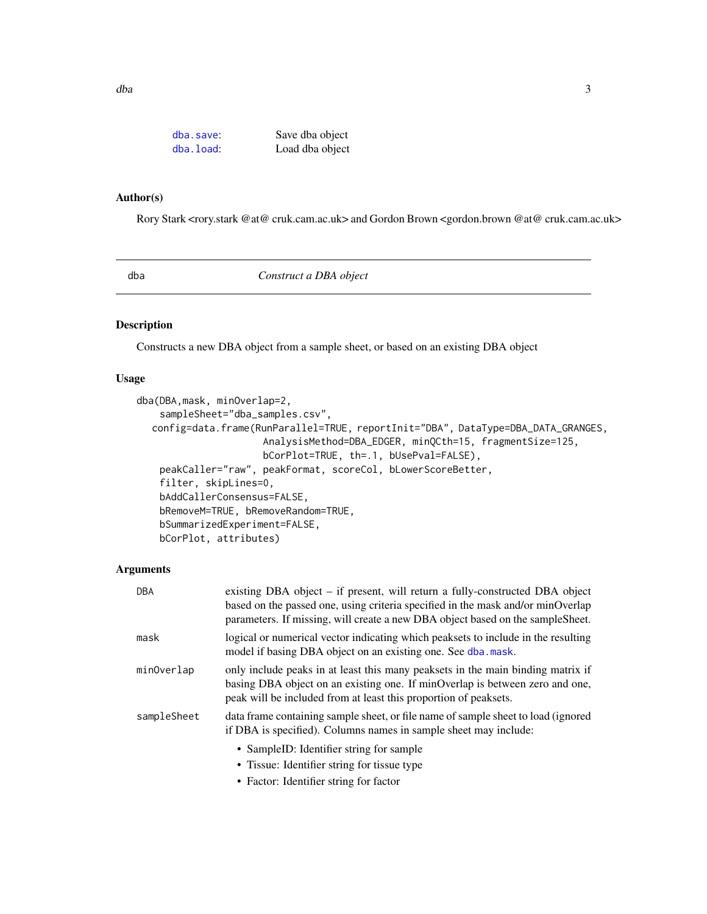| | |
|---|---|
| dba.save: | Save dba object |
| dba.load: | Load dba object |

## Author(s)

Rory Stark <rory.stark @at@ cruk.cam.ac.uk> and Gordon Brown <gordon.brown @at@ cruk.cam.ac.uk>

---

# dba *Construct a DBA object*

---

## Description

Constructs a new DBA object from a sample sheet, or based on an existing DBA object

## Usage

```
dba(DBA,mask, minOverlap=2,
    sampleSheet="dba_samples.csv",
   config=data.frame(RunParallel=TRUE, reportInit="DBA", DataType=DBA_DATA_GRANGES,
                     AnalysisMethod=DBA_EDGER, minQCth=15, fragmentSize=125,
                     bCorPlot=TRUE, th=.1, bUsePval=FALSE),
    peakCaller="raw", peakFormat, scoreCol, bLowerScoreBetter,
    filter, skipLines=0,
    bAddCallerConsensus=FALSE,
    bRemoveM=TRUE, bRemoveRandom=TRUE,
    bSummarizedExperiment=FALSE,
    bCorPlot, attributes)
```

## Arguments

| | |
|---|---|
| DBA | existing DBA object – if present, will return a fully-constructed DBA object based on the passed one, using criteria specified in the mask and/or minOverlap parameters. If missing, will create a new DBA object based on the sampleSheet. |
| mask | logical or numerical vector indicating which peaksets to include in the resulting model if basing DBA object on an existing one. See dba.mask. |
| minOverlap | only include peaks in at least this many peaksets in the main binding matrix if basing DBA object on an existing one. If minOverlap is between zero and one, peak will be included from at least this proportion of peaksets. |
| sampleSheet | data frame containing sample sheet, or file name of sample sheet to load (ignored if DBA is specified). Columns names in sample sheet may include:<br>• SampleID: Identifier string for sample<br>• Tissue: Identifier string for tissue type<br>• Factor: Identifier string for factor |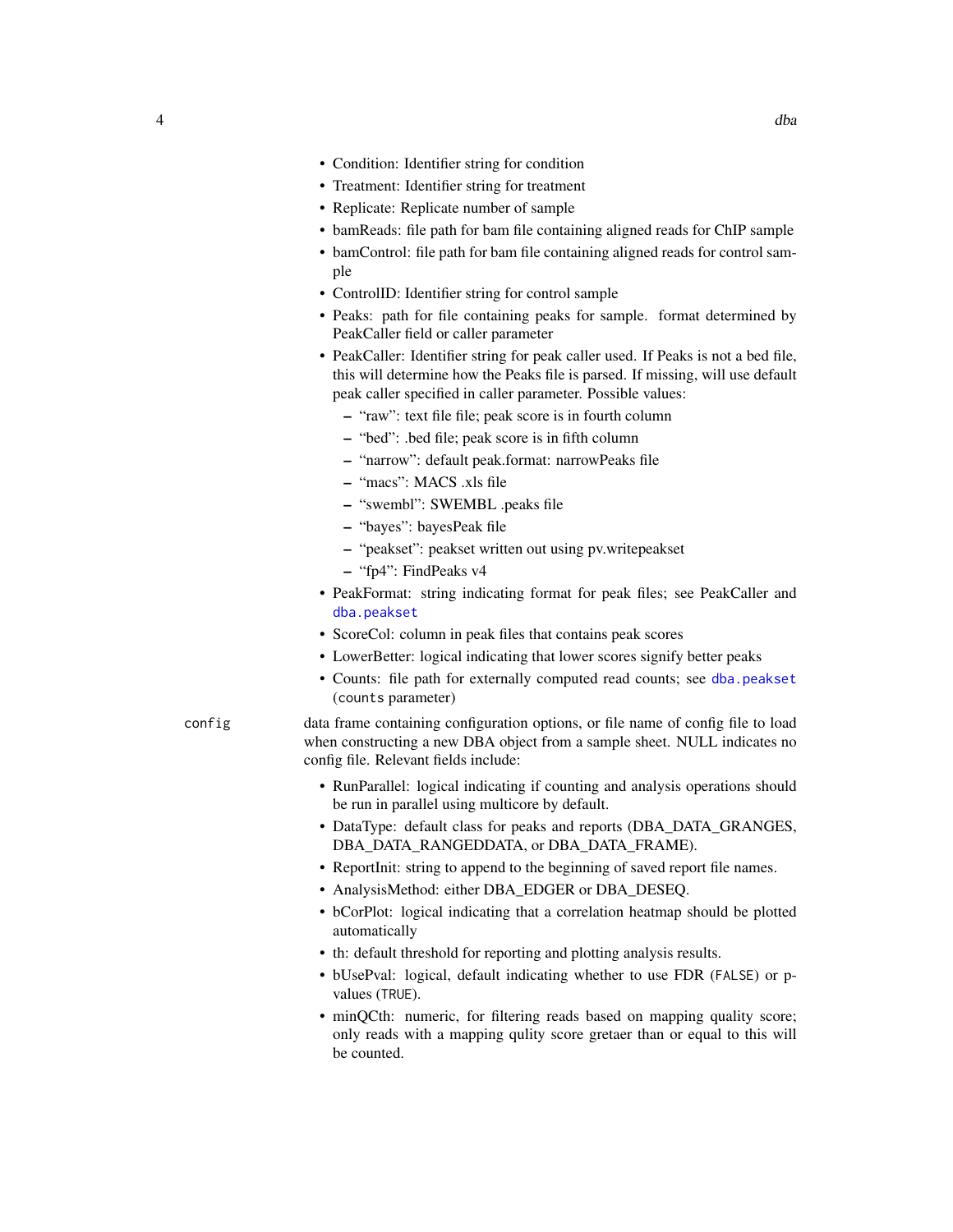- Condition: Identifier string for condition
- Treatment: Identifier string for treatment
- Replicate: Replicate number of sample
- bamReads: file path for bam file containing aligned reads for ChIP sample
- bamControl: file path for bam file containing aligned reads for control sample
- ControlID: Identifier string for control sample
- Peaks: path for file containing peaks for sample. format determined by PeakCaller field or caller parameter
- PeakCaller: Identifier string for peak caller used. If Peaks is not a bed file, this will determine how the Peaks file is parsed. If missing, will use default peak caller specified in caller parameter. Possible values:
  - "raw": text file file; peak score is in fourth column
  - "bed": .bed file; peak score is in fifth column
  - "narrow": default peak.format: narrowPeaks file
  - "macs": MACS .xls file
  - "swembl": SWEMBL .peaks file
  - "bayes": bayesPeak file
  - "peakset": peakset written out using pv.writepeakset
  - "fp4": FindPeaks v4
- PeakFormat: string indicating format for peak files; see PeakCaller and `dba.peakset`
- ScoreCol: column in peak files that contains peak scores
- LowerBetter: logical indicating that lower scores signify better peaks
- Counts: file path for externally computed read counts; see `dba.peakset` (`counts` parameter)

`config` data frame containing configuration options, or file name of config file to load when constructing a new DBA object from a sample sheet. NULL indicates no config file. Relevant fields include:

- RunParallel: logical indicating if counting and analysis operations should be run in parallel using multicore by default.
- DataType: default class for peaks and reports (DBA_DATA_GRANGES, DBA_DATA_RANGEDDATA, or DBA_DATA_FRAME).
- ReportInit: string to append to the beginning of saved report file names.
- AnalysisMethod: either DBA_EDGER or DBA_DESEQ.
- bCorPlot: logical indicating that a correlation heatmap should be plotted automatically
- th: default threshold for reporting and plotting analysis results.
- bUsePval: logical, default indicating whether to use FDR (`FALSE`) or p-values (`TRUE`).
- minQCth: numeric, for filtering reads based on mapping quality score; only reads with a mapping qulity score gretaer than or equal to this will be counted.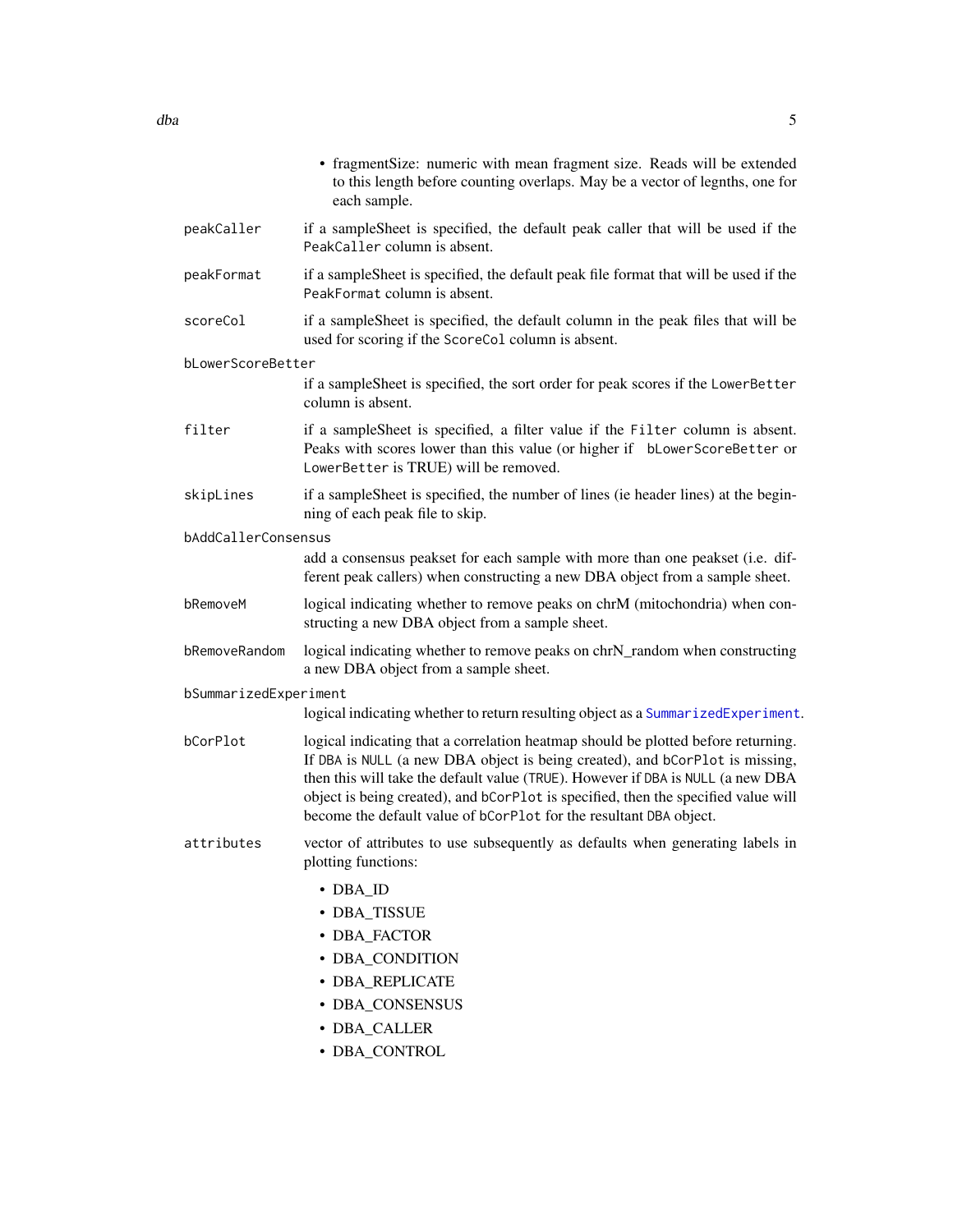- fragmentSize: numeric with mean fragment size. Reads will be extended to this length before counting overlaps. May be a vector of legnths, one for each sample.

`peakCaller`
: if a sampleSheet is specified, the default peak caller that will be used if the `PeakCaller` column is absent.

`peakFormat`
: if a sampleSheet is specified, the default peak file format that will be used if the `PeakFormat` column is absent.

`scoreCol`
: if a sampleSheet is specified, the default column in the peak files that will be used for scoring if the `ScoreCol` column is absent.

`bLowerScoreBetter`
: if a sampleSheet is specified, the sort order for peak scores if the `LowerBetter` column is absent.

`filter`
: if a sampleSheet is specified, a filter value if the `Filter` column is absent. Peaks with scores lower than this value (or higher if `bLowerScoreBetter` or `LowerBetter` is TRUE) will be removed.

`skipLines`
: if a sampleSheet is specified, the number of lines (ie header lines) at the beginning of each peak file to skip.

`bAddCallerConsensus`
: add a consensus peakset for each sample with more than one peakset (i.e. different peak callers) when constructing a new DBA object from a sample sheet.

`bRemoveM`
: logical indicating whether to remove peaks on chrM (mitochondria) when constructing a new DBA object from a sample sheet.

`bRemoveRandom`
: logical indicating whether to remove peaks on chrN_random when constructing a new DBA object from a sample sheet.

`bSummarizedExperiment`
: logical indicating whether to return resulting object as a `SummarizedExperiment`.

`bCorPlot`
: logical indicating that a correlation heatmap should be plotted before returning. If `DBA` is `NULL` (a new DBA object is being created), and `bCorPlot` is missing, then this will take the default value (`TRUE`). However if `DBA` is `NULL` (a new DBA object is being created), and `bCorPlot` is specified, then the specified value will become the default value of `bCorPlot` for the resultant `DBA` object.

`attributes`
: vector of attributes to use subsequently as defaults when generating labels in plotting functions:

  - DBA_ID
  - DBA_TISSUE
  - DBA_FACTOR
  - DBA_CONDITION
  - DBA_REPLICATE
  - DBA_CONSENSUS
  - DBA_CALLER
  - DBA_CONTROL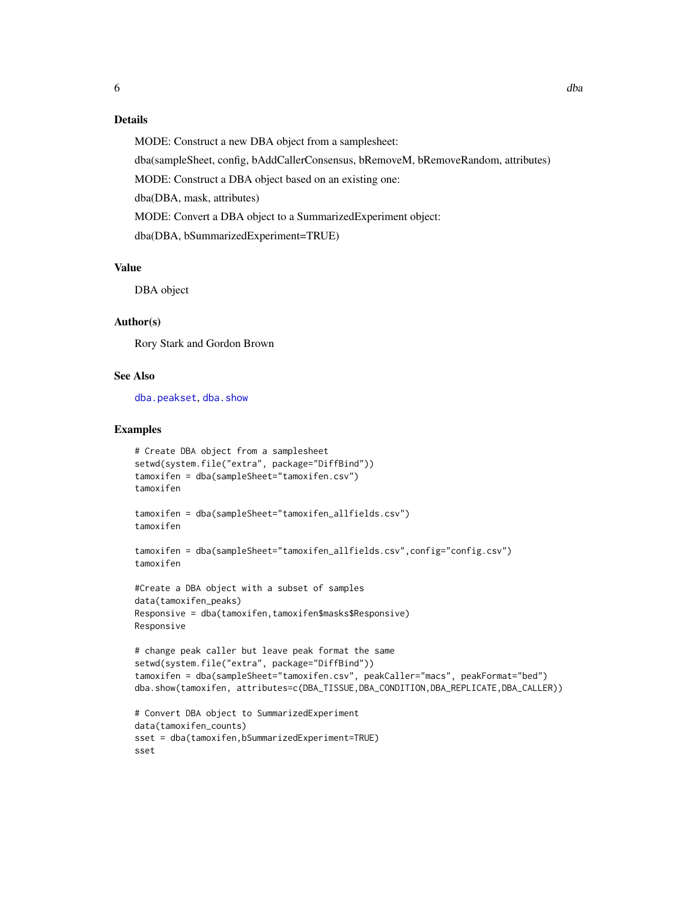## Details

MODE: Construct a new DBA object from a samplesheet:

dba(sampleSheet, config, bAddCallerConsensus, bRemoveM, bRemoveRandom, attributes)

MODE: Construct a DBA object based on an existing one:

dba(DBA, mask, attributes)

MODE: Convert a DBA object to a SummarizedExperiment object:

dba(DBA, bSummarizedExperiment=TRUE)

## Value

DBA object

## Author(s)

Rory Stark and Gordon Brown

## See Also

dba.peakset, dba.show

## Examples

```
# Create DBA object from a samplesheet
setwd(system.file("extra", package="DiffBind"))
tamoxifen = dba(sampleSheet="tamoxifen.csv")
tamoxifen

tamoxifen = dba(sampleSheet="tamoxifen_allfields.csv")
tamoxifen

tamoxifen = dba(sampleSheet="tamoxifen_allfields.csv",config="config.csv")
tamoxifen

#Create a DBA object with a subset of samples
data(tamoxifen_peaks)
Responsive = dba(tamoxifen,tamoxifen$masks$Responsive)
Responsive

# change peak caller but leave peak format the same
setwd(system.file("extra", package="DiffBind"))
tamoxifen = dba(sampleSheet="tamoxifen.csv", peakCaller="macs", peakFormat="bed")
dba.show(tamoxifen, attributes=c(DBA_TISSUE,DBA_CONDITION,DBA_REPLICATE,DBA_CALLER))

# Convert DBA object to SummarizedExperiment
data(tamoxifen_counts)
sset = dba(tamoxifen,bSummarizedExperiment=TRUE)
sset
```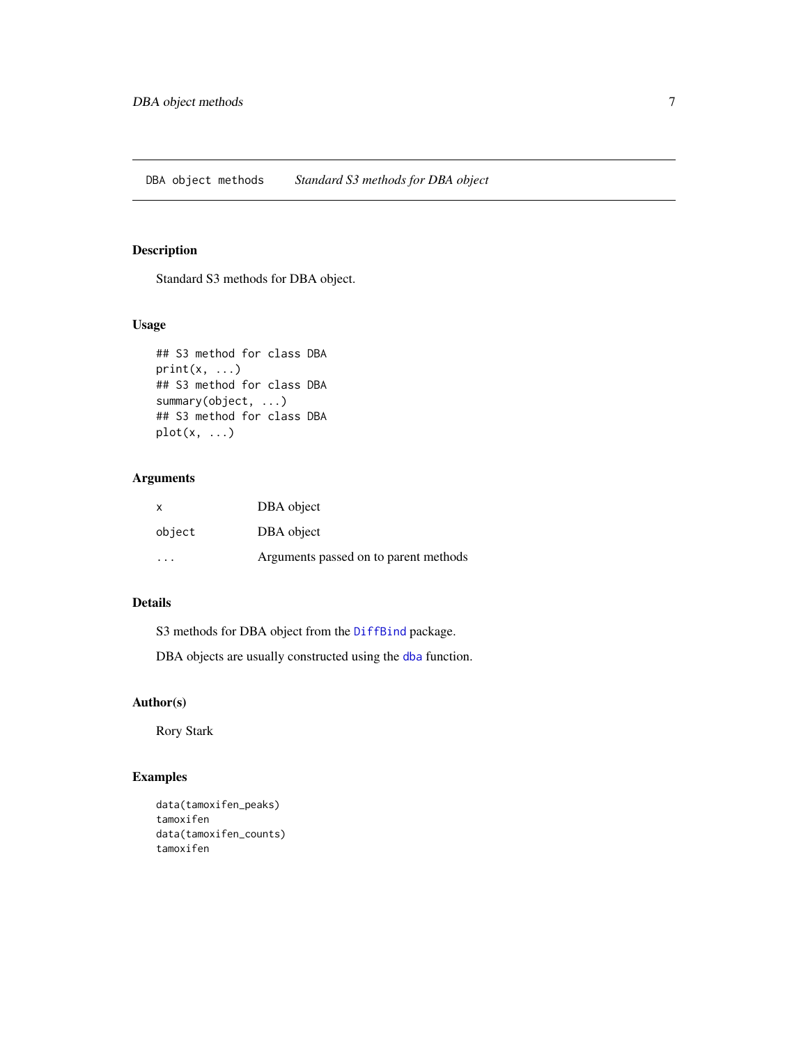DBA object methods *Standard S3 methods for DBA object*

## Description

Standard S3 methods for DBA object.

## Usage

```
## S3 method for class DBA
print(x, ...)
## S3 method for class DBA
summary(object, ...)
## S3 method for class DBA
plot(x, ...)
```

## Arguments

| | |
|---|---|
| x | DBA object |
| object | DBA object |
| ... | Arguments passed on to parent methods |

## Details

S3 methods for DBA object from the `DiffBind` package.

DBA objects are usually constructed using the `dba` function.

## Author(s)

Rory Stark

## Examples

```
data(tamoxifen_peaks)
tamoxifen
data(tamoxifen_counts)
tamoxifen
```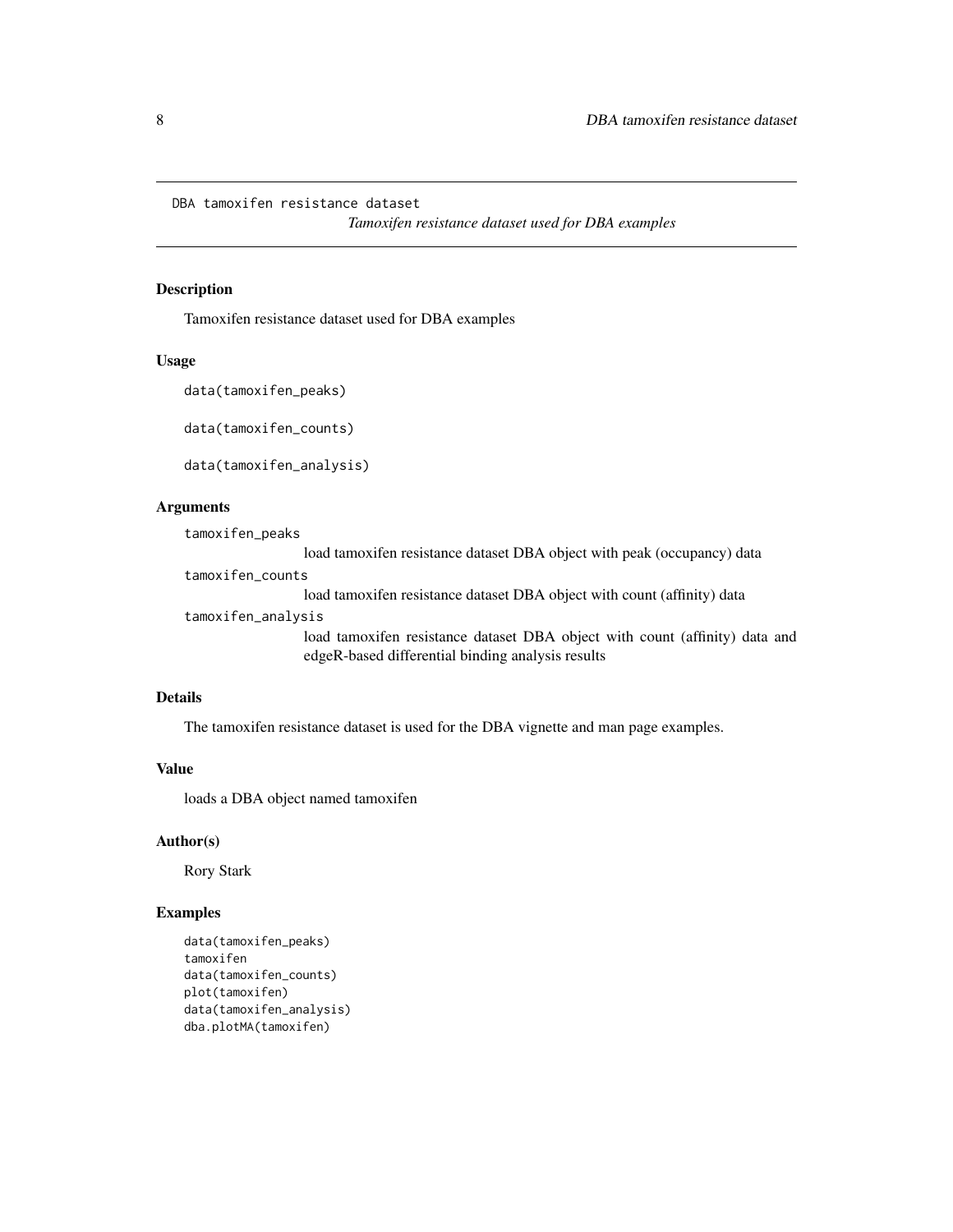DBA tamoxifen resistance dataset

*Tamoxifen resistance dataset used for DBA examples*

## Description

Tamoxifen resistance dataset used for DBA examples

## Usage

```
data(tamoxifen_peaks)

data(tamoxifen_counts)

data(tamoxifen_analysis)
```

## Arguments

`tamoxifen_peaks`
: load tamoxifen resistance dataset DBA object with peak (occupancy) data

`tamoxifen_counts`
: load tamoxifen resistance dataset DBA object with count (affinity) data

`tamoxifen_analysis`
: load tamoxifen resistance dataset DBA object with count (affinity) data and edgeR-based differential binding analysis results

## Details

The tamoxifen resistance dataset is used for the DBA vignette and man page examples.

## Value

loads a DBA object named tamoxifen

## Author(s)

Rory Stark

## Examples

```
data(tamoxifen_peaks)
tamoxifen
data(tamoxifen_counts)
plot(tamoxifen)
data(tamoxifen_analysis)
dba.plotMA(tamoxifen)
```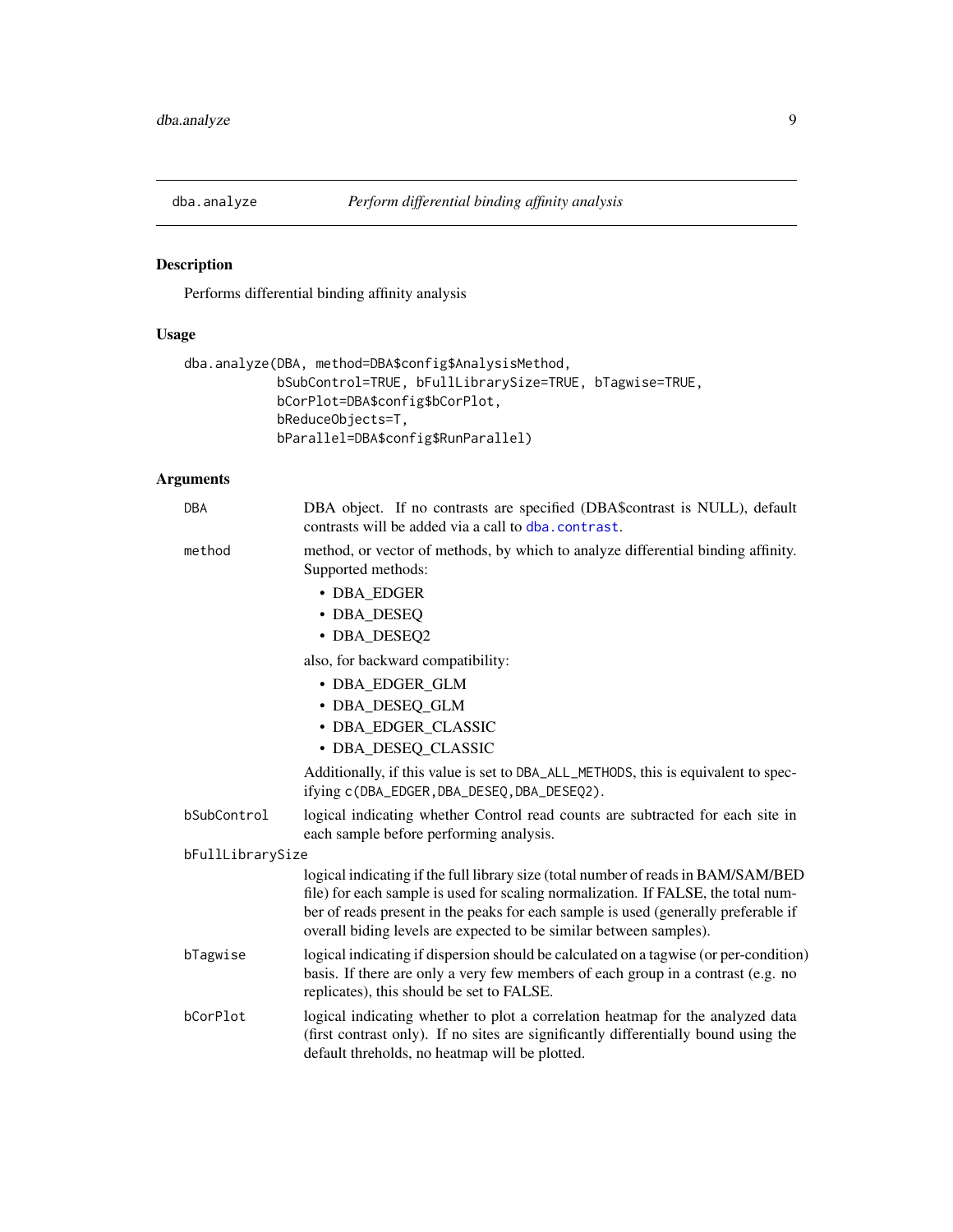## dba.analyze *Perform differential binding affinity analysis*

### Description

Performs differential binding affinity analysis

### Usage

```
dba.analyze(DBA, method=DBA$config$AnalysisMethod,
            bSubControl=TRUE, bFullLibrarySize=TRUE, bTagwise=TRUE,
            bCorPlot=DBA$config$bCorPlot,
            bReduceObjects=T,
            bParallel=DBA$config$RunParallel)
```

### Arguments

**DBA** DBA object. If no contrasts are specified (DBA$contrast is NULL), default contrasts will be added via a call to `dba.contrast`.

**method** method, or vector of methods, by which to analyze differential binding affinity. Supported methods:

- DBA_EDGER
- DBA_DESEQ
- DBA_DESEQ2

also, for backward compatibility:

- DBA_EDGER_GLM
- DBA_DESEQ_GLM
- DBA_EDGER_CLASSIC
- DBA_DESEQ_CLASSIC

Additionally, if this value is set to `DBA_ALL_METHODS`, this is equivalent to specifying `c(DBA_EDGER,DBA_DESEQ,DBA_DESEQ2)`.

**bSubControl** logical indicating whether Control read counts are subtracted for each site in each sample before performing analysis.

**bFullLibrarySize** logical indicating if the full library size (total number of reads in BAM/SAM/BED file) for each sample is used for scaling normalization. If FALSE, the total number of reads present in the peaks for each sample is used (generally preferable if overall biding levels are expected to be similar between samples).

**bTagwise** logical indicating if dispersion should be calculated on a tagwise (or per-condition) basis. If there are only a very few members of each group in a contrast (e.g. no replicates), this should be set to FALSE.

**bCorPlot** logical indicating whether to plot a correlation heatmap for the analyzed data (first contrast only). If no sites are significantly differentially bound using the default threholds, no heatmap will be plotted.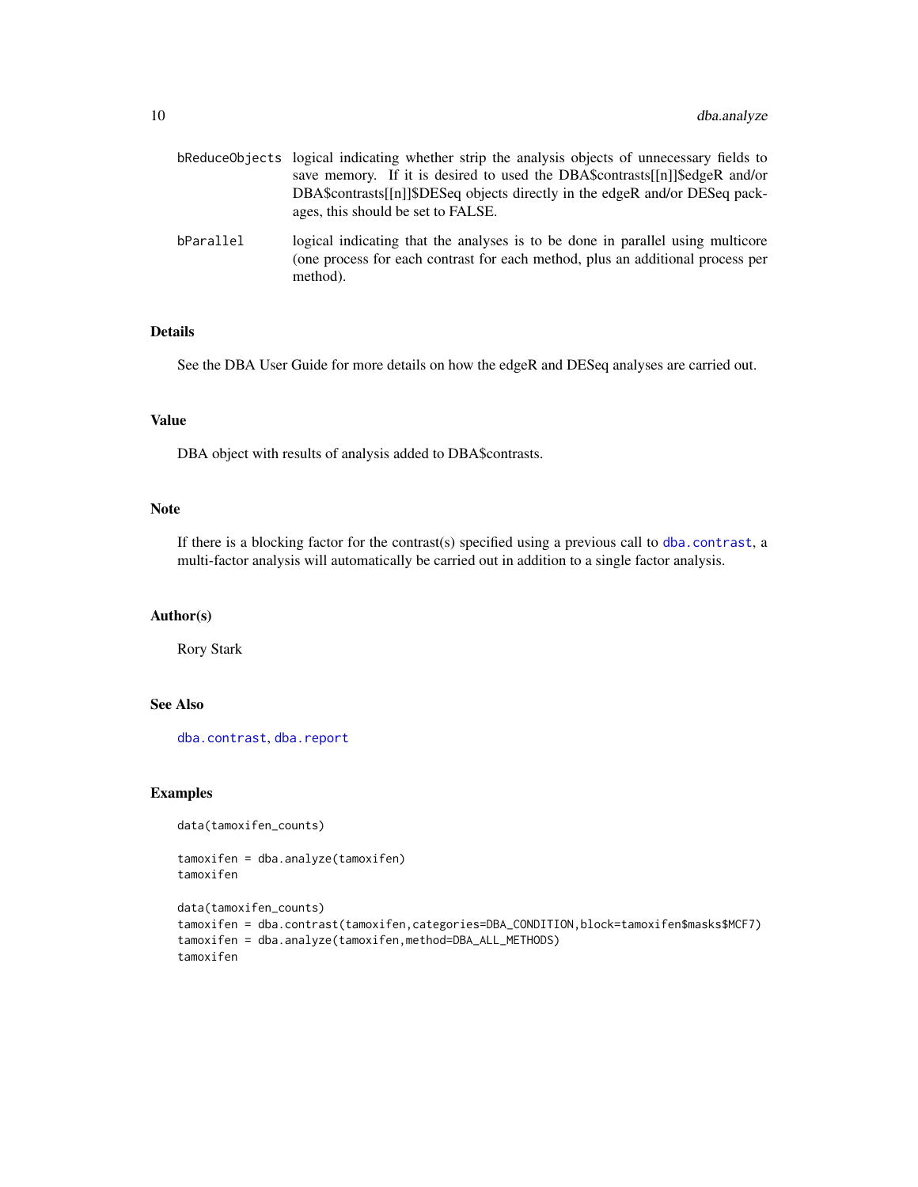| | |
|---|---|
| bReduceObjects | logical indicating whether strip the analysis objects of unnecessary fields to save memory. If it is desired to used the DBA$contrasts[[n]]$edgeR and/or DBA$contrasts[[n]]$DESeq objects directly in the edgeR and/or DESeq packages, this should be set to FALSE. |
| bParallel | logical indicating that the analyses is to be done in parallel using multicore (one process for each contrast for each method, plus an additional process per method). |

## Details

See the DBA User Guide for more details on how the edgeR and DESeq analyses are carried out.

## Value

DBA object with results of analysis added to DBA$contrasts.

## Note

If there is a blocking factor for the contrast(s) specified using a previous call to `dba.contrast`, a multi-factor analysis will automatically be carried out in addition to a single factor analysis.

## Author(s)

Rory Stark

## See Also

`dba.contrast`, `dba.report`

## Examples

```
data(tamoxifen_counts)

tamoxifen = dba.analyze(tamoxifen)
tamoxifen

data(tamoxifen_counts)
tamoxifen = dba.contrast(tamoxifen,categories=DBA_CONDITION,block=tamoxifen$masks$MCF7)
tamoxifen = dba.analyze(tamoxifen,method=DBA_ALL_METHODS)
tamoxifen
```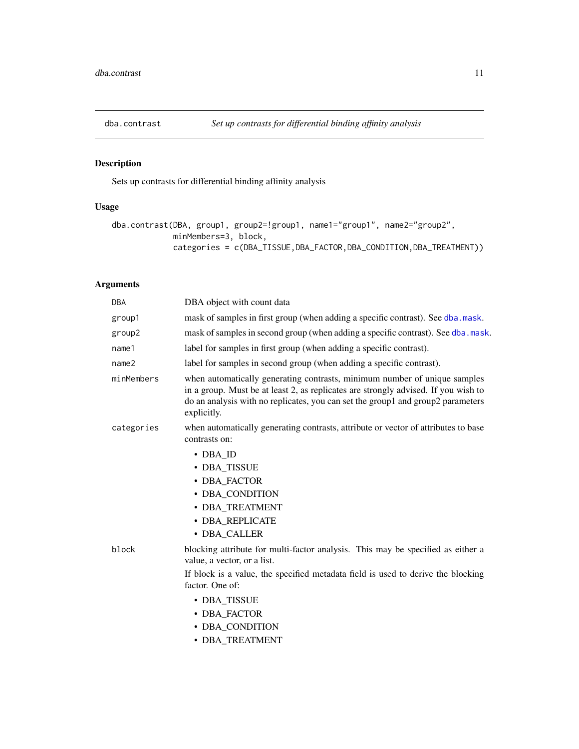## dba.contract — *Set up contrasts for differential binding affinity analysis*

### Description

Sets up contrasts for differential binding affinity analysis

### Usage

```
dba.contrast(DBA, group1, group2=!group1, name1="group1", name2="group2",
             minMembers=3, block,
             categories = c(DBA_TISSUE,DBA_FACTOR,DBA_CONDITION,DBA_TREATMENT))
```

### Arguments

`DBA` — DBA object with count data

`group1` — mask of samples in first group (when adding a specific contrast). See `dba.mask`.

`group2` — mask of samples in second group (when adding a specific contrast). See `dba.mask`.

`name1` — label for samples in first group (when adding a specific contrast).

`name2` — label for samples in second group (when adding a specific contrast).

`minMembers` — when automatically generating contrasts, minimum number of unique samples in a group. Must be at least 2, as replicates are strongly advised. If you wish to do an analysis with no replicates, you can set the group1 and group2 parameters explicitly.

`categories` — when automatically generating contrasts, attribute or vector of attributes to base contrasts on:

- DBA_ID
- DBA_TISSUE
- DBA_FACTOR
- DBA_CONDITION
- DBA_TREATMENT
- DBA_REPLICATE
- DBA_CALLER

`block` — blocking attribute for multi-factor analysis. This may be specified as either a value, a vector, or a list.

If block is a value, the specified metadata field is used to derive the blocking factor. One of:

- DBA_TISSUE
- DBA_FACTOR
- DBA_CONDITION
- DBA_TREATMENT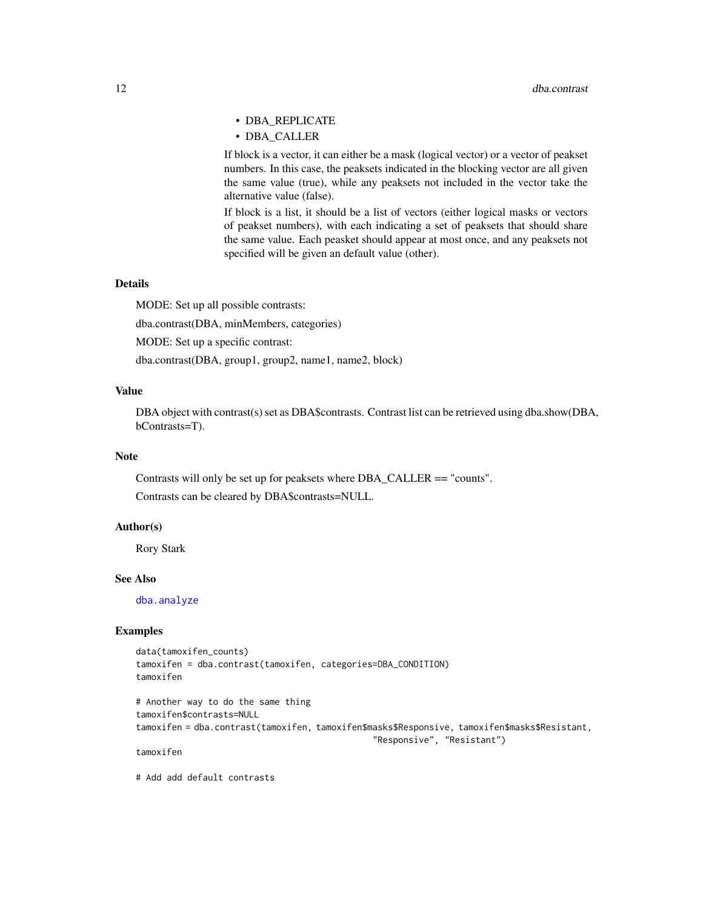- DBA_REPLICATE
- DBA_CALLER

If block is a vector, it can either be a mask (logical vector) or a vector of peakset numbers. In this case, the peaksets indicated in the blocking vector are all given the same value (true), while any peaksets not included in the vector take the alternative value (false).

If block is a list, it should be a list of vectors (either logical masks or vectors of peakset numbers), with each indicating a set of peaksets that should share the same value. Each peasket should appear at most once, and any peaksets not specified will be given an default value (other).

## Details

MODE: Set up all possible contrasts:

dba.contrast(DBA, minMembers, categories)

MODE: Set up a specific contrast:

dba.contrast(DBA, group1, group2, name1, name2, block)

## Value

DBA object with contrast(s) set as DBA$contrasts. Contrast list can be retrieved using dba.show(DBA, bContrasts=T).

## Note

Contrasts will only be set up for peaksets where DBA_CALLER == "counts".

Contrasts can be cleared by DBA$contrasts=NULL.

## Author(s)

Rory Stark

## See Also

dba.analyze

## Examples

```
data(tamoxifen_counts)
tamoxifen = dba.contrast(tamoxifen, categories=DBA_CONDITION)
tamoxifen

# Another way to do the same thing
tamoxifen$contrasts=NULL
tamoxifen = dba.contrast(tamoxifen, tamoxifen$masks$Responsive, tamoxifen$masks$Resistant,
                                                "Responsive", "Resistant")
tamoxifen

# Add add default contrasts
```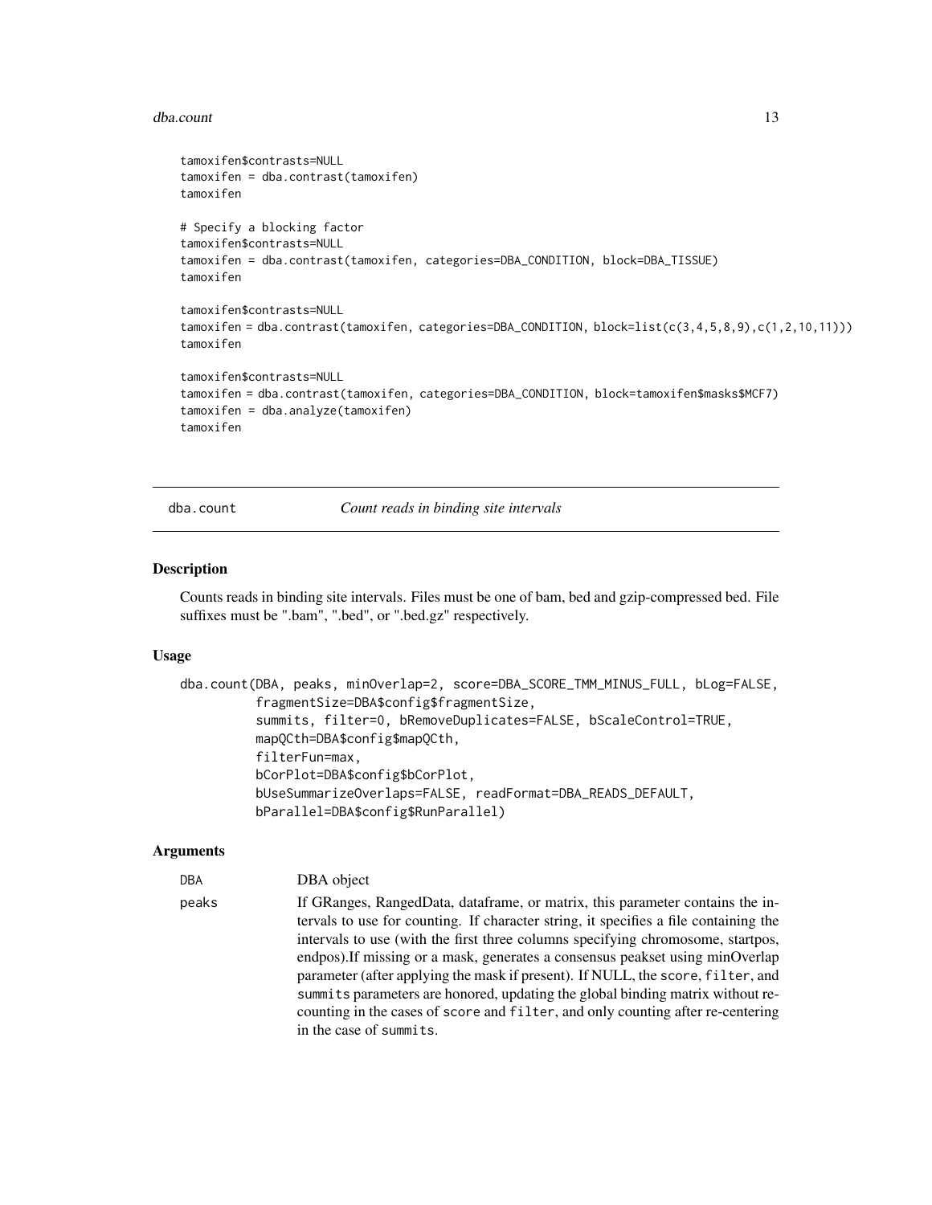```
tamoxifen$contrasts=NULL
tamoxifen = dba.contrast(tamoxifen)
tamoxifen

# Specify a blocking factor
tamoxifen$contrasts=NULL
tamoxifen = dba.contrast(tamoxifen, categories=DBA_CONDITION, block=DBA_TISSUE)
tamoxifen

tamoxifen$contrasts=NULL
tamoxifen = dba.contrast(tamoxifen, categories=DBA_CONDITION, block=list(c(3,4,5,8,9),c(1,2,10,11)))
tamoxifen

tamoxifen$contrasts=NULL
tamoxifen = dba.contrast(tamoxifen, categories=DBA_CONDITION, block=tamoxifen$masks$MCF7)
tamoxifen = dba.analyze(tamoxifen)
tamoxifen
```

## dba.count — *Count reads in binding site intervals*

### Description

Counts reads in binding site intervals. Files must be one of bam, bed and gzip-compressed bed. File suffixes must be ".bam", ".bed", or ".bed.gz" respectively.

### Usage

```
dba.count(DBA, peaks, minOverlap=2, score=DBA_SCORE_TMM_MINUS_FULL, bLog=FALSE,
          fragmentSize=DBA$config$fragmentSize,
          summits, filter=0, bRemoveDuplicates=FALSE, bScaleControl=TRUE,
          mapQCth=DBA$config$mapQCth,
          filterFun=max,
          bCorPlot=DBA$config$bCorPlot,
          bUseSummarizeOverlaps=FALSE, readFormat=DBA_READS_DEFAULT,
          bParallel=DBA$config$RunParallel)
```

### Arguments

| | |
|---|---|
| DBA | DBA object |
| peaks | If GRanges, RangedData, dataframe, or matrix, this parameter contains the intervals to use for counting. If character string, it specifies a file containing the intervals to use (with the first three columns specifying chromosome, startpos, endpos).If missing or a mask, generates a consensus peakset using minOverlap parameter (after applying the mask if present). If NULL, the score, filter, and summits parameters are honored, updating the global binding matrix without re-counting in the cases of score and filter, and only counting after re-centering in the case of summits. |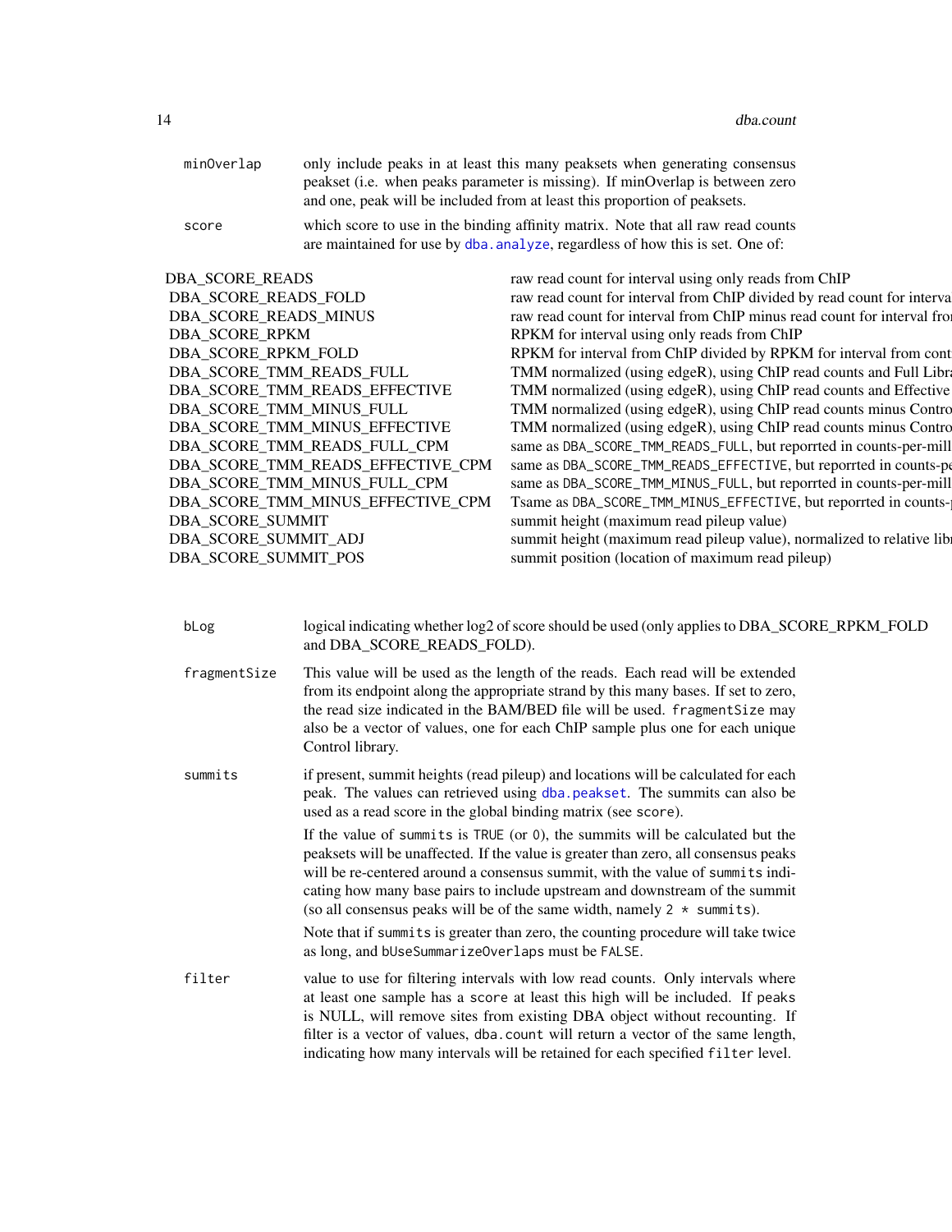minOverlap
: only include peaks in at least this many peaksets when generating consensus peakset (i.e. when peaks parameter is missing). If minOverlap is between zero and one, peak will be included from at least this proportion of peaksets.

score
: which score to use in the binding affinity matrix. Note that all raw read counts are maintained for use by `dba.analyze`, regardless of how this is set. One of:

| | |
|---|---|
| DBA_SCORE_READS | raw read count for interval using only reads from ChIP |
| DBA_SCORE_READS_FOLD | raw read count for interval from ChIP divided by read count for interva |
| DBA_SCORE_READS_MINUS | raw read count for interval from ChIP minus read count for interval fro |
| DBA_SCORE_RPKM | RPKM for interval using only reads from ChIP |
| DBA_SCORE_RPKM_FOLD | RPKM for interval from ChIP divided by RPKM for interval from cont |
| DBA_SCORE_TMM_READS_FULL | TMM normalized (using edgeR), using ChIP read counts and Full Libra |
| DBA_SCORE_TMM_READS_EFFECTIVE | TMM normalized (using edgeR), using ChIP read counts and Effective |
| DBA_SCORE_TMM_MINUS_FULL | TMM normalized (using edgeR), using ChIP read counts minus Contro |
| DBA_SCORE_TMM_MINUS_EFFECTIVE | TMM normalized (using edgeR), using ChIP read counts minus Contro |
| DBA_SCORE_TMM_READS_FULL_CPM | same as `DBA_SCORE_TMM_READS_FULL`, but reporrted in counts-per-mill |
| DBA_SCORE_TMM_READS_EFFECTIVE_CPM | same as `DBA_SCORE_TMM_READS_EFFECTIVE`, but reporrted in counts-pe |
| DBA_SCORE_TMM_MINUS_FULL_CPM | same as `DBA_SCORE_TMM_MINUS_FULL`, but reporrted in counts-per-mill |
| DBA_SCORE_TMM_MINUS_EFFECTIVE_CPM | Tsame as `DBA_SCORE_TMM_MINUS_EFFECTIVE`, but reporrted in counts-| |
| DBA_SCORE_SUMMIT | summit height (maximum read pileup value) |
| DBA_SCORE_SUMMIT_ADJ | summit height (maximum read pileup value), normalized to relative libr |
| DBA_SCORE_SUMMIT_POS | summit position (location of maximum read pileup) |

bLog
: logical indicating whether log2 of score should be used (only applies to DBA_SCORE_RPKM_FOLD and DBA_SCORE_READS_FOLD).

fragmentSize
: This value will be used as the length of the reads. Each read will be extended from its endpoint along the appropriate strand by this many bases. If set to zero, the read size indicated in the BAM/BED file will be used. `fragmentSize` may also be a vector of values, one for each ChIP sample plus one for each unique Control library.

summits
: if present, summit heights (read pileup) and locations will be calculated for each peak. The values can retrieved using `dba.peakset`. The summits can also be used as a read score in the global binding matrix (see `score`).

  If the value of `summits` is `TRUE` (or `0`), the summits will be calculated but the peaksets will be unaffected. If the value is greater than zero, all consensus peaks will be re-centered around a consensus summit, with the value of `summits` indicating how many base pairs to include upstream and downstream of the summit (so all consensus peaks will be of the same width, namely `2 * summits`).

  Note that if `summits` is greater than zero, the counting procedure will take twice as long, and `bUseSummarizeOverlaps` must be `FALSE`.

filter
: value to use for filtering intervals with low read counts. Only intervals where at least one sample has a `score` at least this high will be included. If `peaks` is NULL, will remove sites from existing DBA object without recounting. If filter is a vector of values, `dba.count` will return a vector of the same length, indicating how many intervals will be retained for each specified `filter` level.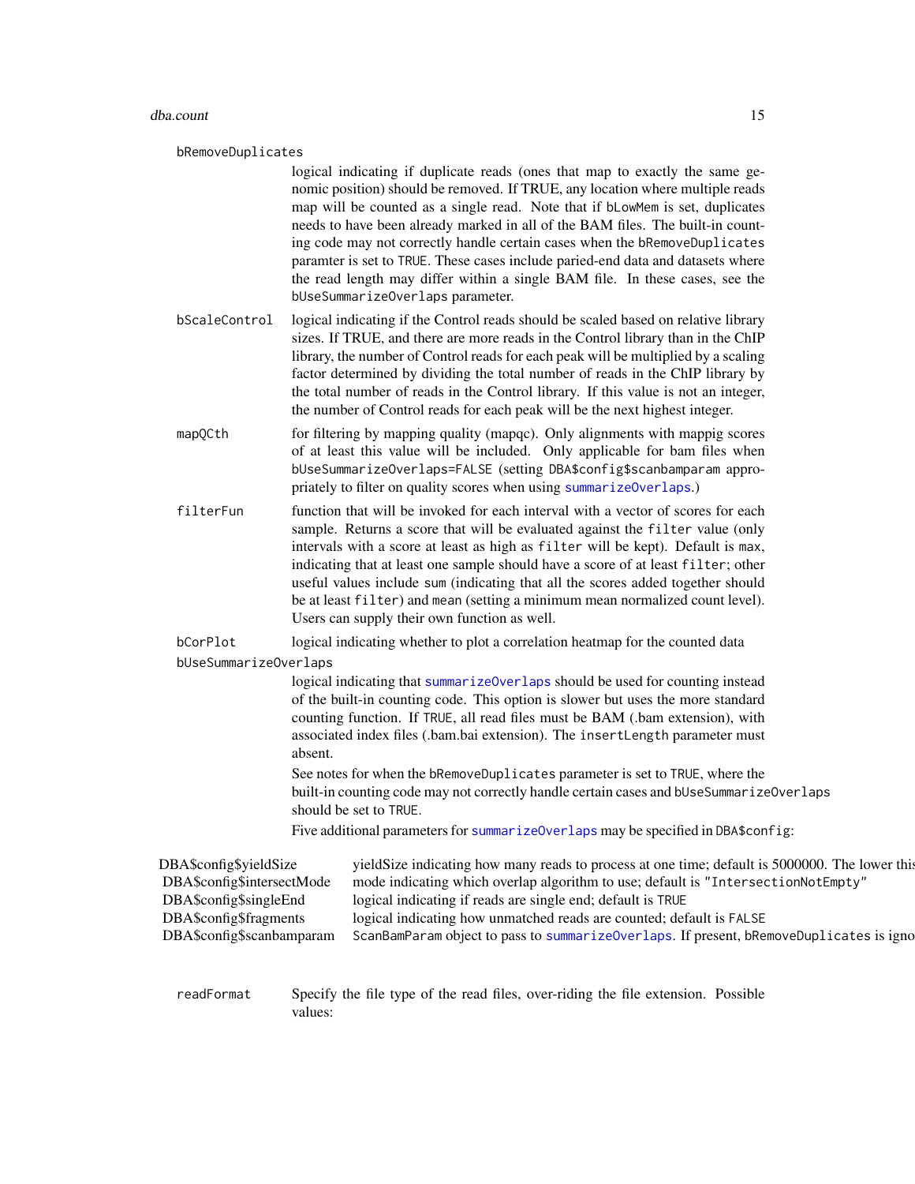**bRemoveDuplicates**
logical indicating if duplicate reads (ones that map to exactly the same genomic position) should be removed. If TRUE, any location where multiple reads map will be counted as a single read. Note that if `bLowMem` is set, duplicates needs to have been already marked in all of the BAM files. The built-in counting code may not correctly handle certain cases when the `bRemoveDuplicates` paramter is set to `TRUE`. These cases include paried-end data and datasets where the read length may differ within a single BAM file. In these cases, see the `bUseSummarizeOverlaps` parameter.

**bScaleControl**
logical indicating if the Control reads should be scaled based on relative library sizes. If TRUE, and there are more reads in the Control library than in the ChIP library, the number of Control reads for each peak will be multiplied by a scaling factor determined by dividing the total number of reads in the ChIP library by the total number of reads in the Control library. If this value is not an integer, the number of Control reads for each peak will be the next highest integer.

**mapQCth**
for filtering by mapping quality (mapqc). Only alignments with mappig scores of at least this value will be included. Only applicable for bam files when `bUseSummarizeOverlaps=FALSE` (setting `DBA$config$scanbamparam` appropriately to filter on quality scores when using `summarizeOverlaps`.)

**filterFun**
function that will be invoked for each interval with a vector of scores for each sample. Returns a score that will be evaluated against the `filter` value (only intervals with a score at least as high as `filter` will be kept). Default is `max`, indicating that at least one sample should have a score of at least `filter`; other useful values include `sum` (indicating that all the scores added together should be at least `filter`) and `mean` (setting a minimum mean normalized count level). Users can supply their own function as well.

**bCorPlot**
logical indicating whether to plot a correlation heatmap for the counted data

**bUseSummarizeOverlaps**
logical indicating that `summarizeOverlaps` should be used for counting instead of the built-in counting code. This option is slower but uses the more standard counting function. If `TRUE`, all read files must be BAM (.bam extension), with associated index files (.bam.bai extension). The `insertLength` parameter must absent.

See notes for when the `bRemoveDuplicates` parameter is set to `TRUE`, where the built-in counting code may not correctly handle certain cases and `bUseSummarizeOverlaps` should be set to `TRUE`.

Five additional parameters for `summarizeOverlaps` may be specified in `DBA$config`:

| | |
|---|---|
| DBA$config$yieldSize | yieldSize indicating how many reads to process at one time; default is 5000000. The lower this |
| DBA$config$intersectMode | mode indicating which overlap algorithm to use; default is `"IntersectionNotEmpty"` |
| DBA$config$singleEnd | logical indicating if reads are single end; default is `TRUE` |
| DBA$config$fragments | logical indicating how unmatched reads are counted; default is `FALSE` |
| DBA$config$scanbamparam | `ScanBamParam` object to pass to `summarizeOverlaps`. If present, `bRemoveDuplicates` is igno |

**readFormat**
Specify the file type of the read files, over-riding the file extension. Possible values: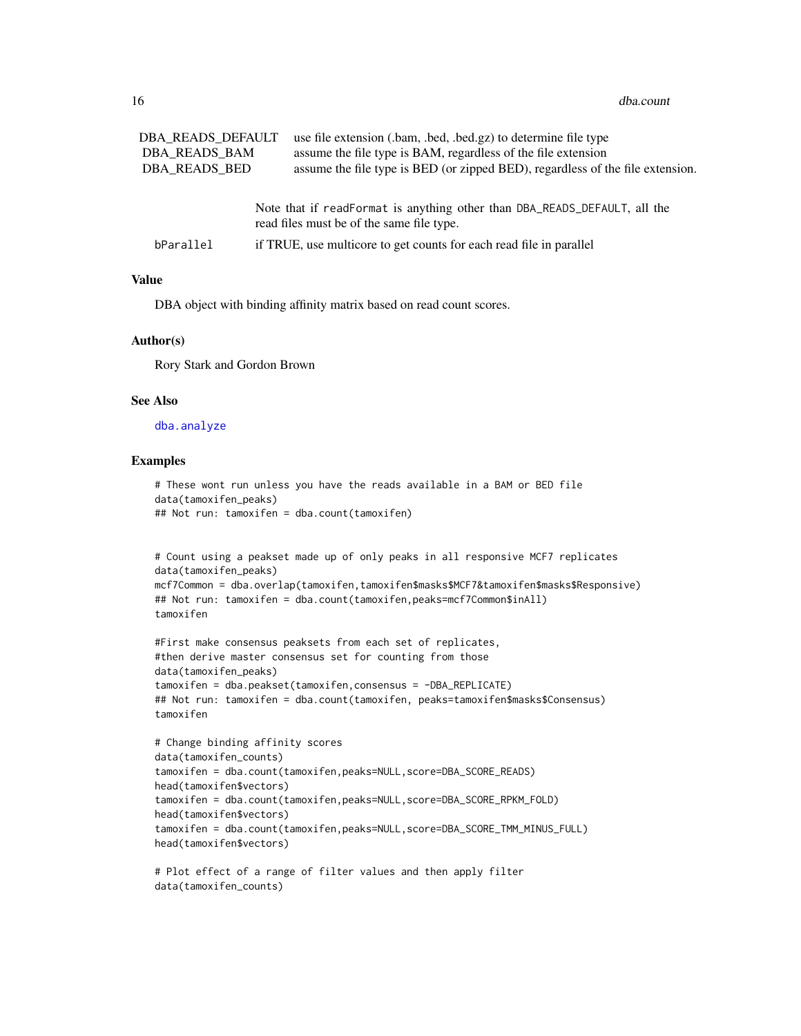| | |
|---|---|
| DBA_READS_DEFAULT | use file extension (.bam, .bed, .bed.gz) to determine file type |
| DBA_READS_BAM | assume the file type is BAM, regardless of the file extension |
| DBA_READS_BED | assume the file type is BED (or zipped BED), regardless of the file extension. |

Note that if `readFormat` is anything other than `DBA_READS_DEFAULT`, all the read files must be of the same file type.

`bParallel` if TRUE, use multicore to get counts for each read file in parallel

## Value

DBA object with binding affinity matrix based on read count scores.

## Author(s)

Rory Stark and Gordon Brown

## See Also

`dba.analyze`

## Examples

```
# These wont run unless you have the reads available in a BAM or BED file
data(tamoxifen_peaks)
## Not run: tamoxifen = dba.count(tamoxifen)


# Count using a peakset made up of only peaks in all responsive MCF7 replicates
data(tamoxifen_peaks)
mcf7Common = dba.overlap(tamoxifen,tamoxifen$masks$MCF7&tamoxifen$masks$Responsive)
## Not run: tamoxifen = dba.count(tamoxifen,peaks=mcf7Common$inAll)
tamoxifen

#First make consensus peaksets from each set of replicates,
#then derive master consensus set for counting from those
data(tamoxifen_peaks)
tamoxifen = dba.peakset(tamoxifen,consensus = -DBA_REPLICATE)
## Not run: tamoxifen = dba.count(tamoxifen, peaks=tamoxifen$masks$Consensus)
tamoxifen

# Change binding affinity scores
data(tamoxifen_counts)
tamoxifen = dba.count(tamoxifen,peaks=NULL,score=DBA_SCORE_READS)
head(tamoxifen$vectors)
tamoxifen = dba.count(tamoxifen,peaks=NULL,score=DBA_SCORE_RPKM_FOLD)
head(tamoxifen$vectors)
tamoxifen = dba.count(tamoxifen,peaks=NULL,score=DBA_SCORE_TMM_MINUS_FULL)
head(tamoxifen$vectors)

# Plot effect of a range of filter values and then apply filter
data(tamoxifen_counts)
```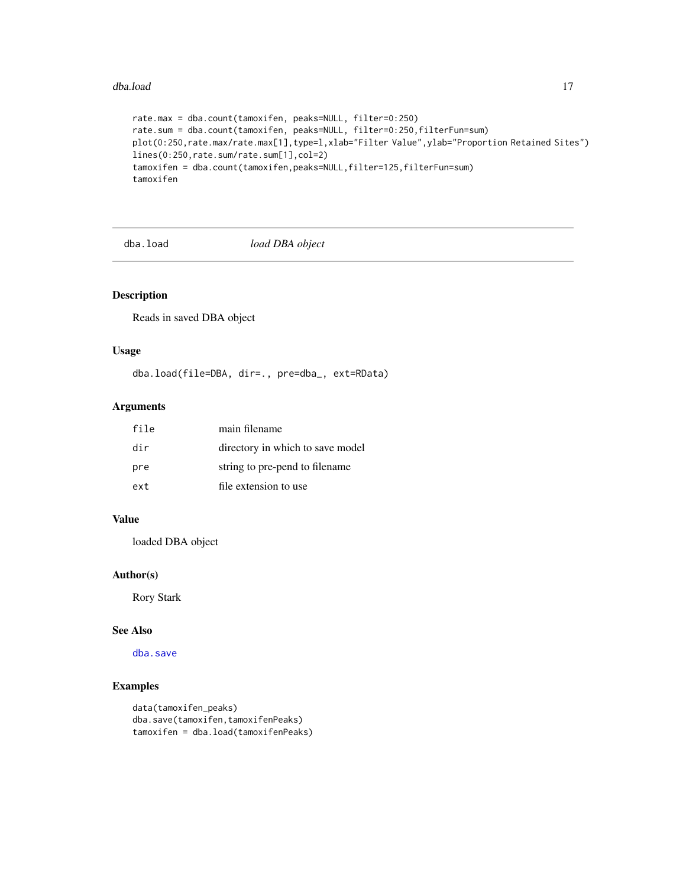```
rate.max = dba.count(tamoxifen, peaks=NULL, filter=0:250)
rate.sum = dba.count(tamoxifen, peaks=NULL, filter=0:250,filterFun=sum)
plot(0:250,rate.max/rate.max[1],type=l,xlab="Filter Value",ylab="Proportion Retained Sites")
lines(0:250,rate.sum/rate.sum[1],col=2)
tamoxifen = dba.count(tamoxifen,peaks=NULL,filter=125,filterFun=sum)
tamoxifen
```

---

## dba.load *load DBA object*

### Description

Reads in saved DBA object

### Usage

```
dba.load(file=DBA, dir=., pre=dba_, ext=RData)
```

### Arguments

| | |
|---|---|
| file | main filename |
| dir | directory in which to save model |
| pre | string to pre-pend to filename |
| ext | file extension to use |

### Value

loaded DBA object

### Author(s)

Rory Stark

### See Also

dba.save

### Examples

```
data(tamoxifen_peaks)
dba.save(tamoxifen,tamoxifenPeaks)
tamoxifen = dba.load(tamoxifenPeaks)
```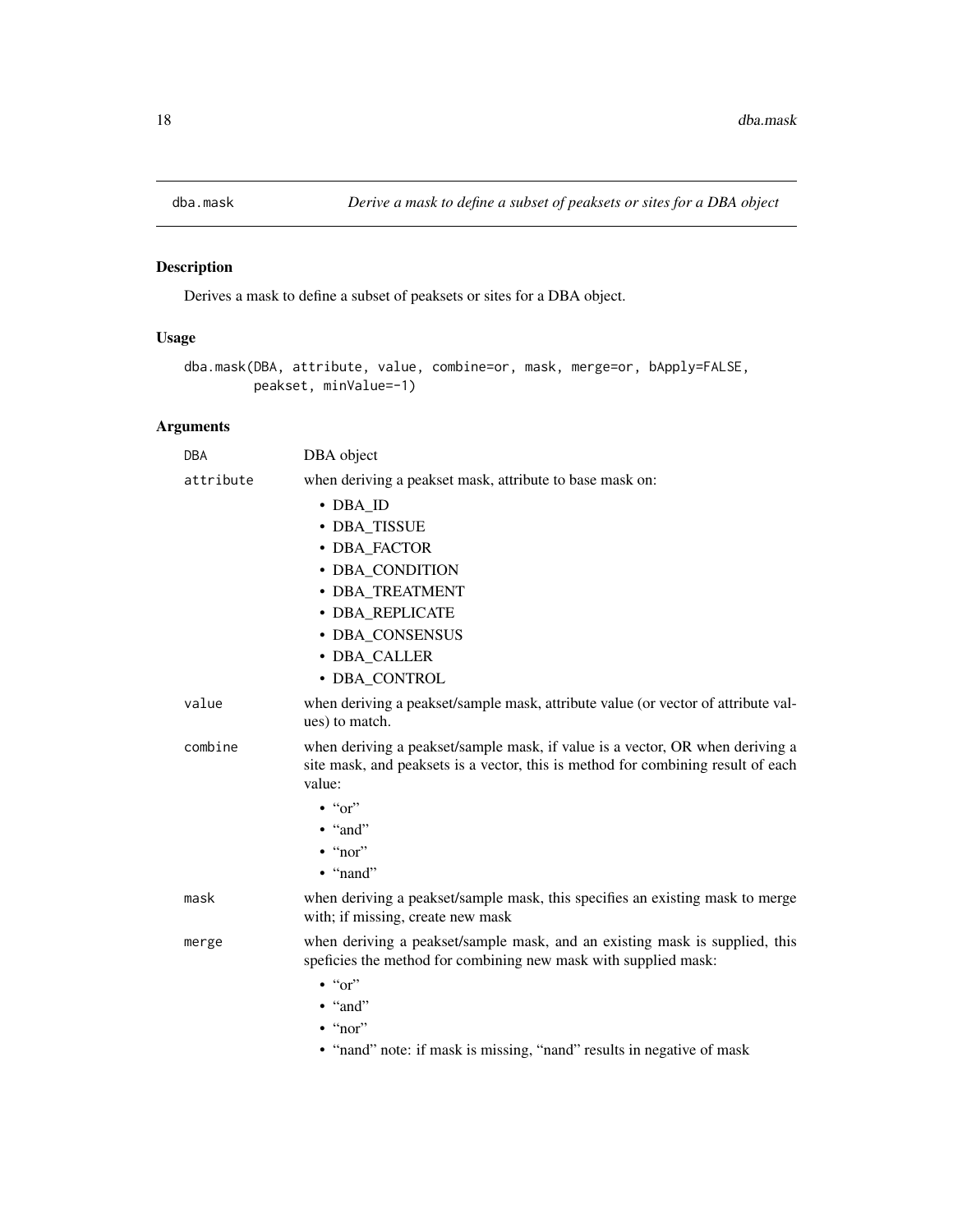## dba.mask

*Derive a mask to define a subset of peaksets or sites for a DBA object*

### Description

Derives a mask to define a subset of peaksets or sites for a DBA object.

### Usage

```
dba.mask(DBA, attribute, value, combine=or, mask, merge=or, bApply=FALSE,
         peakset, minValue=-1)
```

### Arguments

| | |
|---|---|
| DBA | DBA object |
| attribute | when deriving a peakset mask, attribute to base mask on:<br>• DBA_ID<br>• DBA_TISSUE<br>• DBA_FACTOR<br>• DBA_CONDITION<br>• DBA_TREATMENT<br>• DBA_REPLICATE<br>• DBA_CONSENSUS<br>• DBA_CALLER<br>• DBA_CONTROL |
| value | when deriving a peakset/sample mask, attribute value (or vector of attribute values) to match. |
| combine | when deriving a peakset/sample mask, if value is a vector, OR when deriving a site mask, and peaksets is a vector, this is method for combining result of each value:<br>• "or"<br>• "and"<br>• "nor"<br>• "nand" |
| mask | when deriving a peakset/sample mask, this specifies an existing mask to merge with; if missing, create new mask |
| merge | when deriving a peakset/sample mask, and an existing mask is supplied, this speficies the method for combining new mask with supplied mask:<br>• "or"<br>• "and"<br>• "nor"<br>• "nand" note: if mask is missing, "nand" results in negative of mask |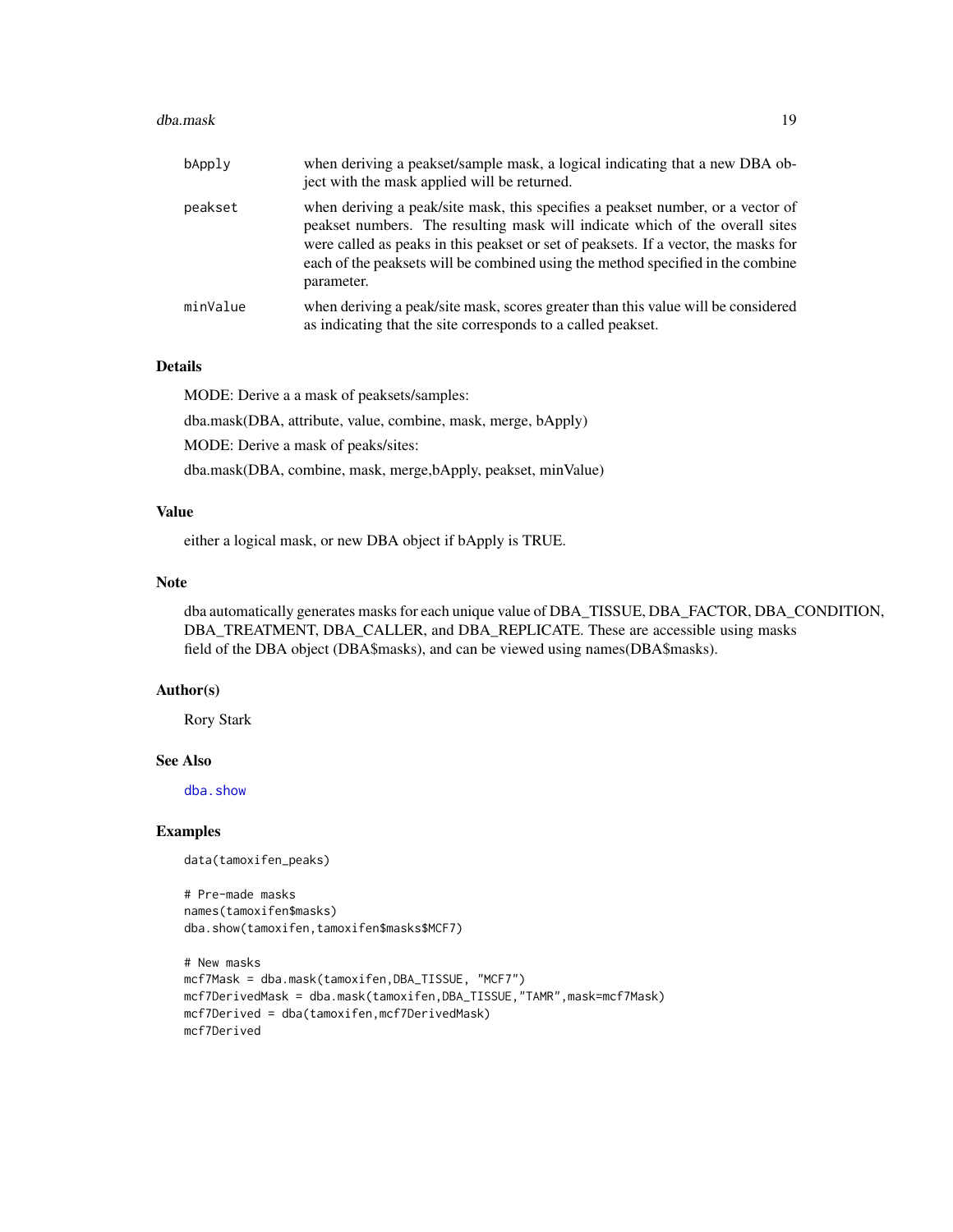| | |
|---|---|
| bApply | when deriving a peakset/sample mask, a logical indicating that a new DBA object with the mask applied will be returned. |
| peakset | when deriving a peak/site mask, this specifies a peakset number, or a vector of peakset numbers. The resulting mask will indicate which of the overall sites were called as peaks in this peakset or set of peaksets. If a vector, the masks for each of the peaksets will be combined using the method specified in the combine parameter. |
| minValue | when deriving a peak/site mask, scores greater than this value will be considered as indicating that the site corresponds to a called peakset. |

## Details

MODE: Derive a a mask of peaksets/samples:

dba.mask(DBA, attribute, value, combine, mask, merge, bApply)

MODE: Derive a mask of peaks/sites:

dba.mask(DBA, combine, mask, merge,bApply, peakset, minValue)

## Value

either a logical mask, or new DBA object if bApply is TRUE.

## Note

dba automatically generates masks for each unique value of DBA_TISSUE, DBA_FACTOR, DBA_CONDITION, DBA_TREATMENT, DBA_CALLER, and DBA_REPLICATE. These are accessible using masks field of the DBA object (DBA$masks), and can be viewed using names(DBA$masks).

## Author(s)

Rory Stark

## See Also

dba.show

## Examples

```
data(tamoxifen_peaks)

# Pre-made masks
names(tamoxifen$masks)
dba.show(tamoxifen,tamoxifen$masks$MCF7)

# New masks
mcf7Mask = dba.mask(tamoxifen,DBA_TISSUE, "MCF7")
mcf7DerivedMask = dba.mask(tamoxifen,DBA_TISSUE,"TAMR",mask=mcf7Mask)
mcf7Derived = dba(tamoxifen,mcf7DerivedMask)
mcf7Derived
```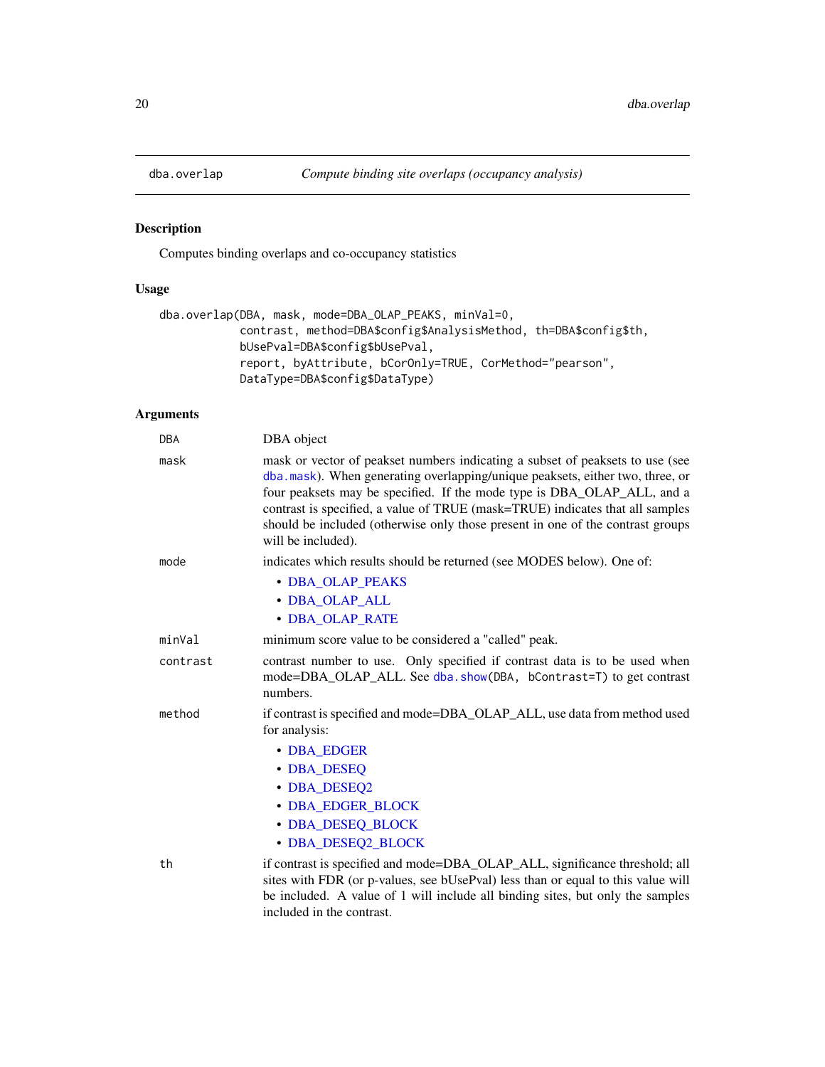## dba.overlap — *Compute binding site overlaps (occupancy analysis)*

### Description

Computes binding overlaps and co-occupancy statistics

### Usage

```
dba.overlap(DBA, mask, mode=DBA_OLAP_PEAKS, minVal=0,
            contrast, method=DBA$config$AnalysisMethod, th=DBA$config$th,
            bUsePval=DBA$config$bUsePval,
            report, byAttribute, bCorOnly=TRUE, CorMethod="pearson",
            DataType=DBA$config$DataType)
```

### Arguments

| | |
|---|---|
| `DBA` | DBA object |
| `mask` | mask or vector of peakset numbers indicating a subset of peaksets to use (see `dba.mask`). When generating overlapping/unique peaksets, either two, three, or four peaksets may be specified. If the mode type is DBA_OLAP_ALL, and a contrast is specified, a value of TRUE (mask=TRUE) indicates that all samples should be included (otherwise only those present in one of the contrast groups will be included). |
| `mode` | indicates which results should be returned (see MODES below). One of: <br>• DBA_OLAP_PEAKS <br>• DBA_OLAP_ALL <br>• DBA_OLAP_RATE |
| `minVal` | minimum score value to be considered a "called" peak. |
| `contrast` | contrast number to use. Only specified if contrast data is to be used when mode=DBA_OLAP_ALL. See `dba.show(DBA, bContrast=T)` to get contrast numbers. |
| `method` | if contrast is specified and mode=DBA_OLAP_ALL, use data from method used for analysis: <br>• DBA_EDGER <br>• DBA_DESEQ <br>• DBA_DESEQ2 <br>• DBA_EDGER_BLOCK <br>• DBA_DESEQ_BLOCK <br>• DBA_DESEQ2_BLOCK |
| `th` | if contrast is specified and mode=DBA_OLAP_ALL, significance threshold; all sites with FDR (or p-values, see bUsePval) less than or equal to this value will be included. A value of 1 will include all binding sites, but only the samples included in the contrast. |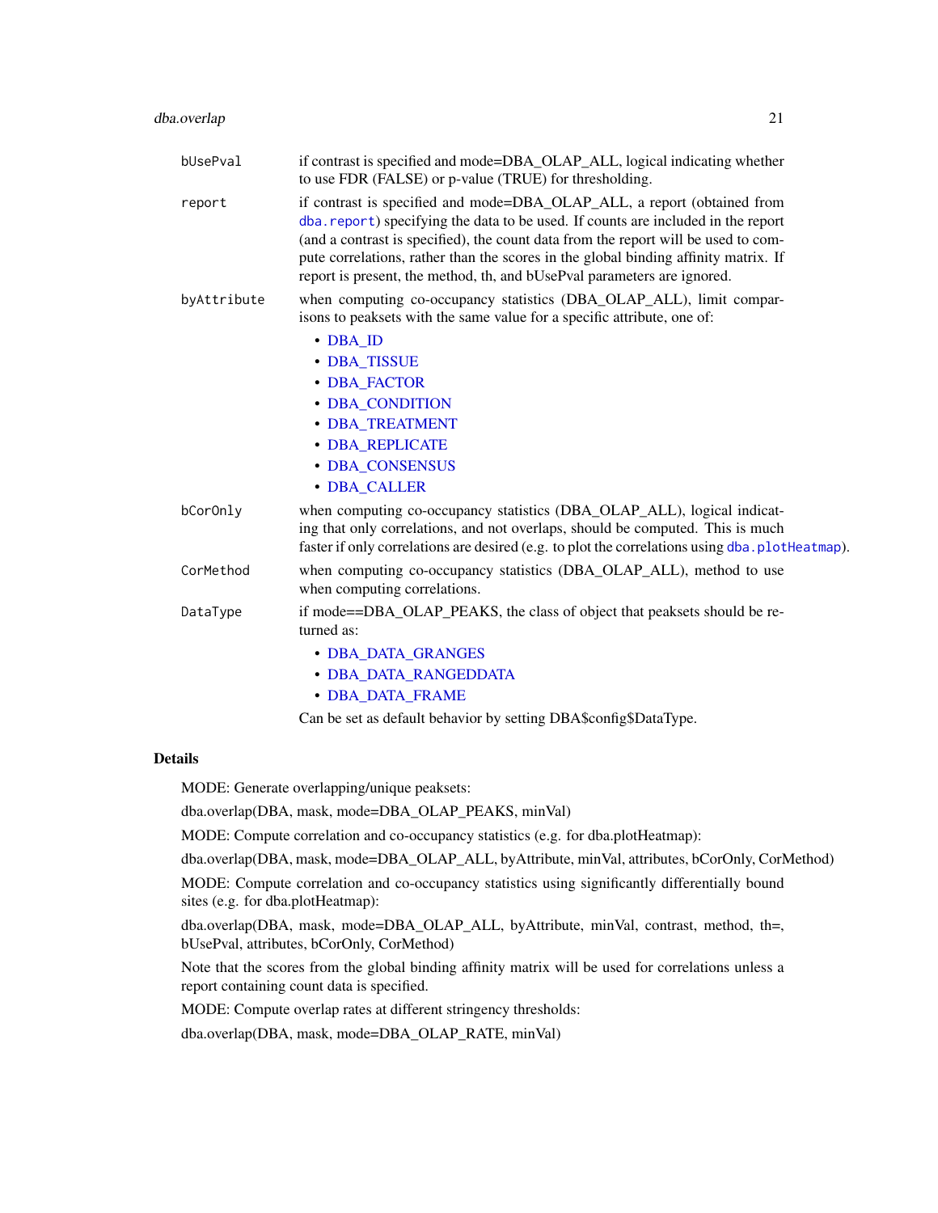bUsePval
: if contrast is specified and mode=DBA_OLAP_ALL, logical indicating whether to use FDR (FALSE) or p-value (TRUE) for thresholding.

report
: if contrast is specified and mode=DBA_OLAP_ALL, a report (obtained from `dba.report`) specifying the data to be used. If counts are included in the report (and a contrast is specified), the count data from the report will be used to compute correlations, rather than the scores in the global binding affinity matrix. If report is present, the method, th, and bUsePval parameters are ignored.

byAttribute
: when computing co-occupancy statistics (DBA_OLAP_ALL), limit comparisons to peaksets with the same value for a specific attribute, one of:

  - DBA_ID
  - DBA_TISSUE
  - DBA_FACTOR
  - DBA_CONDITION
  - DBA_TREATMENT
  - DBA_REPLICATE
  - DBA_CONSENSUS
  - DBA_CALLER

bCorOnly
: when computing co-occupancy statistics (DBA_OLAP_ALL), logical indicating that only correlations, and not overlaps, should be computed. This is much faster if only correlations are desired (e.g. to plot the correlations using `dba.plotHeatmap`).

CorMethod
: when computing co-occupancy statistics (DBA_OLAP_ALL), method to use when computing correlations.

DataType
: if mode==DBA_OLAP_PEAKS, the class of object that peaksets should be returned as:

  - DBA_DATA_GRANGES
  - DBA_DATA_RANGEDDATA
  - DBA_DATA_FRAME

  Can be set as default behavior by setting DBA$config$DataType.

## Details

MODE: Generate overlapping/unique peaksets:

dba.overlap(DBA, mask, mode=DBA_OLAP_PEAKS, minVal)

MODE: Compute correlation and co-occupancy statistics (e.g. for dba.plotHeatmap):

dba.overlap(DBA, mask, mode=DBA_OLAP_ALL, byAttribute, minVal, attributes, bCorOnly, CorMethod)

MODE: Compute correlation and co-occupancy statistics using significantly differentially bound sites (e.g. for dba.plotHeatmap):

dba.overlap(DBA, mask, mode=DBA_OLAP_ALL, byAttribute, minVal, contrast, method, th=, bUsePval, attributes, bCorOnly, CorMethod)

Note that the scores from the global binding affinity matrix will be used for correlations unless a report containing count data is specified.

MODE: Compute overlap rates at different stringency thresholds:

dba.overlap(DBA, mask, mode=DBA_OLAP_RATE, minVal)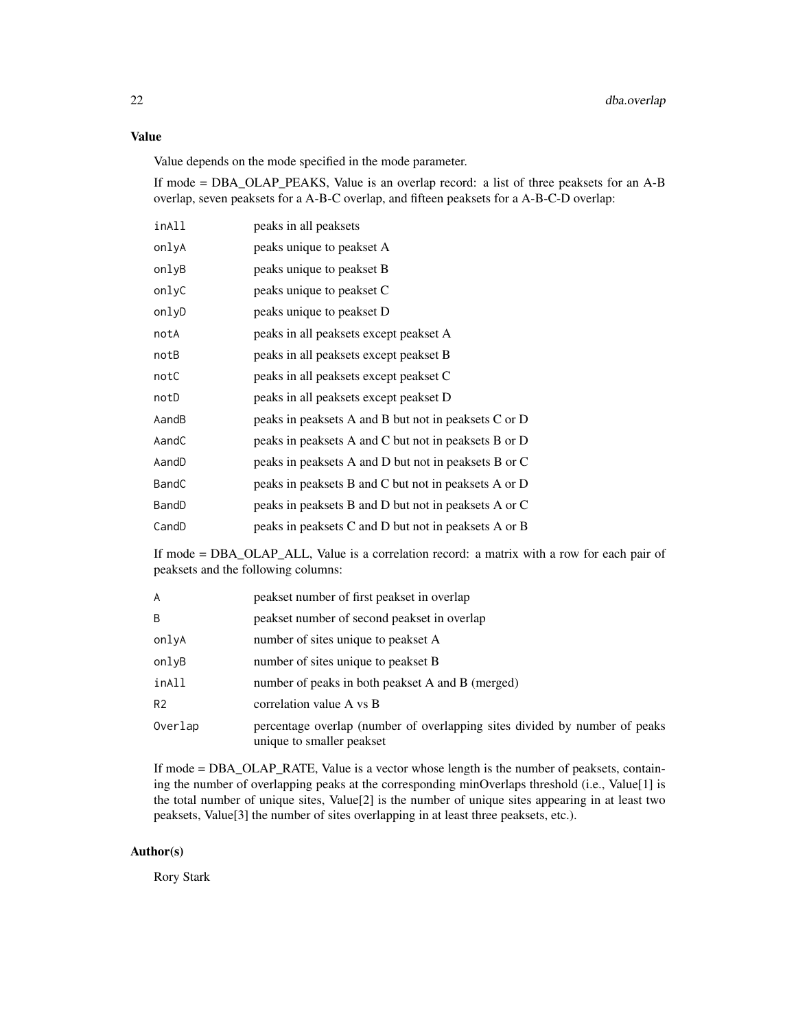### Value

Value depends on the mode specified in the mode parameter.

If mode = DBA_OLAP_PEAKS, Value is an overlap record: a list of three peaksets for an A-B overlap, seven peaksets for a A-B-C overlap, and fifteen peaksets for a A-B-C-D overlap:

| | |
|---|---|
| `inAll` | peaks in all peaksets |
| `onlyA` | peaks unique to peakset A |
| `onlyB` | peaks unique to peakset B |
| `onlyC` | peaks unique to peakset C |
| `onlyD` | peaks unique to peakset D |
| `notA` | peaks in all peaksets except peakset A |
| `notB` | peaks in all peaksets except peakset B |
| `notC` | peaks in all peaksets except peakset C |
| `notD` | peaks in all peaksets except peakset D |
| `AandB` | peaks in peaksets A and B but not in peaksets C or D |
| `AandC` | peaks in peaksets A and C but not in peaksets B or D |
| `AandD` | peaks in peaksets A and D but not in peaksets B or C |
| `BandC` | peaks in peaksets B and C but not in peaksets A or D |
| `BandD` | peaks in peaksets B and D but not in peaksets A or C |
| `CandD` | peaks in peaksets C and D but not in peaksets A or B |

If mode = DBA_OLAP_ALL, Value is a correlation record: a matrix with a row for each pair of peaksets and the following columns:

| | |
|---|---|
| `A` | peakset number of first peakset in overlap |
| `B` | peakset number of second peakset in overlap |
| `onlyA` | number of sites unique to peakset A |
| `onlyB` | number of sites unique to peakset B |
| `inAll` | number of peaks in both peakset A and B (merged) |
| `R2` | correlation value A vs B |
| `Overlap` | percentage overlap (number of overlapping sites divided by number of peaks unique to smaller peakset |

If mode = DBA_OLAP_RATE, Value is a vector whose length is the number of peaksets, containing the number of overlapping peaks at the corresponding minOverlaps threshold (i.e., Value[1] is the total number of unique sites, Value[2] is the number of unique sites appearing in at least two peaksets, Value[3] the number of sites overlapping in at least three peaksets, etc.).

### Author(s)

Rory Stark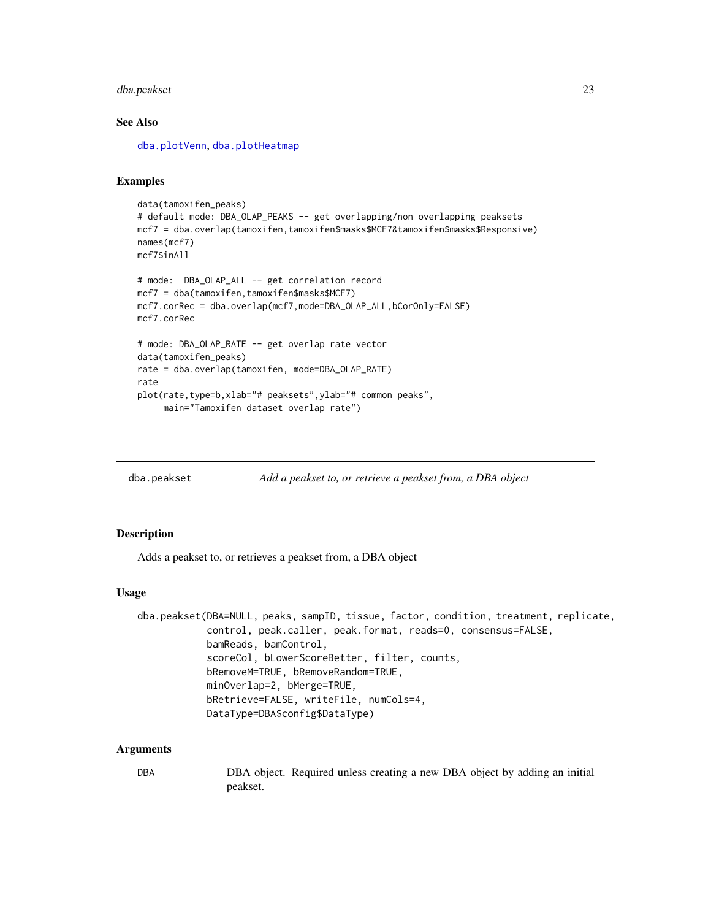## See Also

dba.plotVenn, dba.plotHeatmap

## Examples

```
data(tamoxifen_peaks)
# default mode: DBA_OLAP_PEAKS -- get overlapping/non overlapping peaksets
mcf7 = dba.overlap(tamoxifen,tamoxifen$masks$MCF7&tamoxifen$masks$Responsive)
names(mcf7)
mcf7$inAll

# mode:  DBA_OLAP_ALL -- get correlation record
mcf7 = dba(tamoxifen,tamoxifen$masks$MCF7)
mcf7.corRec = dba.overlap(mcf7,mode=DBA_OLAP_ALL,bCorOnly=FALSE)
mcf7.corRec

# mode: DBA_OLAP_RATE -- get overlap rate vector
data(tamoxifen_peaks)
rate = dba.overlap(tamoxifen, mode=DBA_OLAP_RATE)
rate
plot(rate,type=b,xlab="# peaksets",ylab="# common peaks",
     main="Tamoxifen dataset overlap rate")
```

---

# dba.peakset — *Add a peakset to, or retrieve a peakset from, a DBA object*

## Description

Adds a peakset to, or retrieves a peakset from, a DBA object

## Usage

```
dba.peakset(DBA=NULL, peaks, sampID, tissue, factor, condition, treatment, replicate,
            control, peak.caller, peak.format, reads=0, consensus=FALSE,
            bamReads, bamControl,
            scoreCol, bLowerScoreBetter, filter, counts,
            bRemoveM=TRUE, bRemoveRandom=TRUE,
            minOverlap=2, bMerge=TRUE,
            bRetrieve=FALSE, writeFile, numCols=4,
            DataType=DBA$config$DataType)
```

## Arguments

| | |
|---|---|
| DBA | DBA object. Required unless creating a new DBA object by adding an initial peakset. |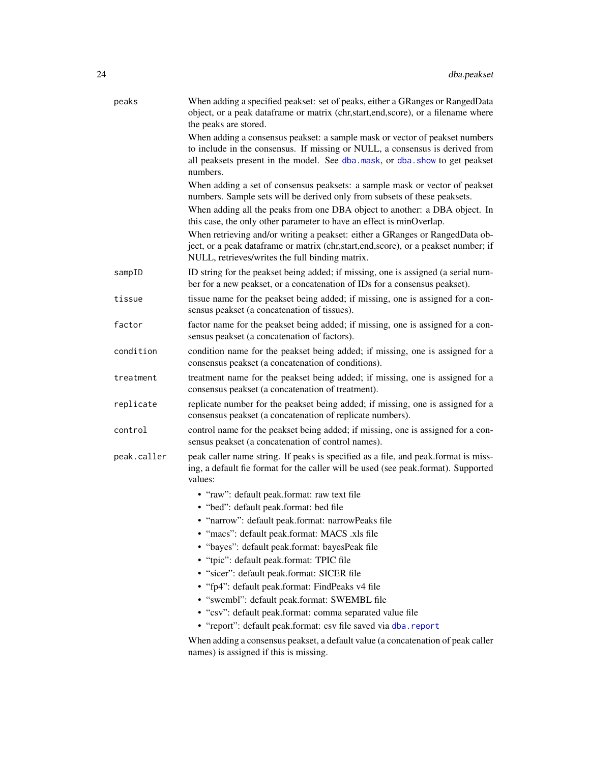| | |
|---|---|
| `peaks` | When adding a specified peakset: set of peaks, either a GRanges or RangedData object, or a peak dataframe or matrix (chr,start,end,score), or a filename where the peaks are stored.<br><br>When adding a consensus peakset: a sample mask or vector of peakset numbers to include in the consensus. If missing or NULL, a consensus is derived from all peaksets present in the model. See `dba.mask`, or `dba.show` to get peakset numbers.<br><br>When adding a set of consensus peaksets: a sample mask or vector of peakset numbers. Sample sets will be derived only from subsets of these peaksets.<br><br>When adding all the peaks from one DBA object to another: a DBA object. In this case, the only other parameter to have an effect is minOverlap.<br><br>When retrieving and/or writing a peakset: either a GRanges or RangedData object, or a peak dataframe or matrix (chr,start,end,score), or a peakset number; if NULL, retrieves/writes the full binding matrix. |
| `sampID` | ID string for the peakset being added; if missing, one is assigned (a serial number for a new peakset, or a concatenation of IDs for a consensus peakset). |
| `tissue` | tissue name for the peakset being added; if missing, one is assigned for a consensus peakset (a concatenation of tissues). |
| `factor` | factor name for the peakset being added; if missing, one is assigned for a consensus peakset (a concatenation of factors). |
| `condition` | condition name for the peakset being added; if missing, one is assigned for a consensus peakset (a concatenation of conditions). |
| `treatment` | treatment name for the peakset being added; if missing, one is assigned for a consensus peakset (a concatenation of treatment). |
| `replicate` | replicate number for the peakset being added; if missing, one is assigned for a consensus peakset (a concatenation of replicate numbers). |
| `control` | control name for the peakset being added; if missing, one is assigned for a consensus peakset (a concatenation of control names). |
| `peak.caller` | peak caller name string. If peaks is specified as a file, and peak.format is missing, a default fie file format for the caller will be used (see peak.format). Supported values:<br>• "raw": default peak.format: raw text file<br>• "bed": default peak.format: bed file<br>• "narrow": default peak.format: narrowPeaks file<br>• "macs": default peak.format: MACS .xls file<br>• "bayes": default peak.format: bayesPeak file<br>• "tpic": default peak.format: TPIC file<br>• "sicer": default peak.format: SICER file<br>• "fp4": default peak.format: FindPeaks v4 file<br>• "swembl": default peak.format: SWEMBL file<br>• "csv": default peak.format: comma separated value file<br>• "report": default peak.format: csv file saved via `dba.report`<br><br>When adding a consensus peakset, a default value (a concatenation of peak caller names) is assigned if this is missing. |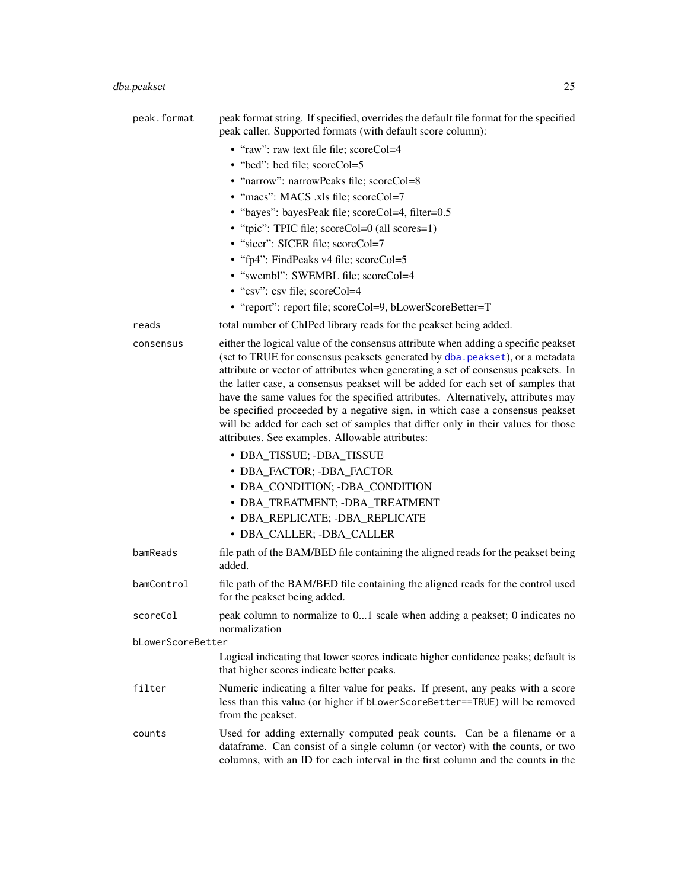peak.format
: peak format string. If specified, overrides the default file format for the specified peak caller. Supported formats (with default score column):

- "raw": raw text file file; scoreCol=4
- "bed": bed file; scoreCol=5
- "narrow": narrowPeaks file; scoreCol=8
- "macs": MACS .xls file; scoreCol=7
- "bayes": bayesPeak file; scoreCol=4, filter=0.5
- "tpic": TPIC file; scoreCol=0 (all scores=1)
- "sicer": SICER file; scoreCol=7
- "fp4": FindPeaks v4 file; scoreCol=5
- "swembl": SWEMBL file; scoreCol=4
- "csv": csv file; scoreCol=4
- "report": report file; scoreCol=9, bLowerScoreBetter=T

reads
: total number of ChIPed library reads for the peakset being added.

consensus
: either the logical value of the consensus attribute when adding a specific peakset (set to TRUE for consensus peaksets generated by dba.peakset), or a metadata attribute or vector of attributes when generating a set of consensus peaksets. In the latter case, a consensus peakset will be added for each set of samples that have the same values for the specified attributes. Alternatively, attributes may be specified proceeded by a negative sign, in which case a consensus peakset will be added for each set of samples that differ only in their values for those attributes. See examples. Allowable attributes:

- DBA_TISSUE; -DBA_TISSUE
- DBA_FACTOR; -DBA_FACTOR
- DBA_CONDITION; -DBA_CONDITION
- DBA_TREATMENT; -DBA_TREATMENT
- DBA_REPLICATE; -DBA_REPLICATE
- DBA_CALLER; -DBA_CALLER

bamReads
: file path of the BAM/BED file containing the aligned reads for the peakset being added.

bamControl
: file path of the BAM/BED file containing the aligned reads for the control used for the peakset being added.

scoreCol
: peak column to normalize to 0...1 scale when adding a peakset; 0 indicates no normalization

bLowerScoreBetter
: Logical indicating that lower scores indicate higher confidence peaks; default is that higher scores indicate better peaks.

filter
: Numeric indicating a filter value for peaks. If present, any peaks with a score less than this value (or higher if bLowerScoreBetter==TRUE) will be removed from the peakset.

counts
: Used for adding externally computed peak counts. Can be a filename or a dataframe. Can consist of a single column (or vector) with the counts, or two columns, with an ID for each interval in the first column and the counts in the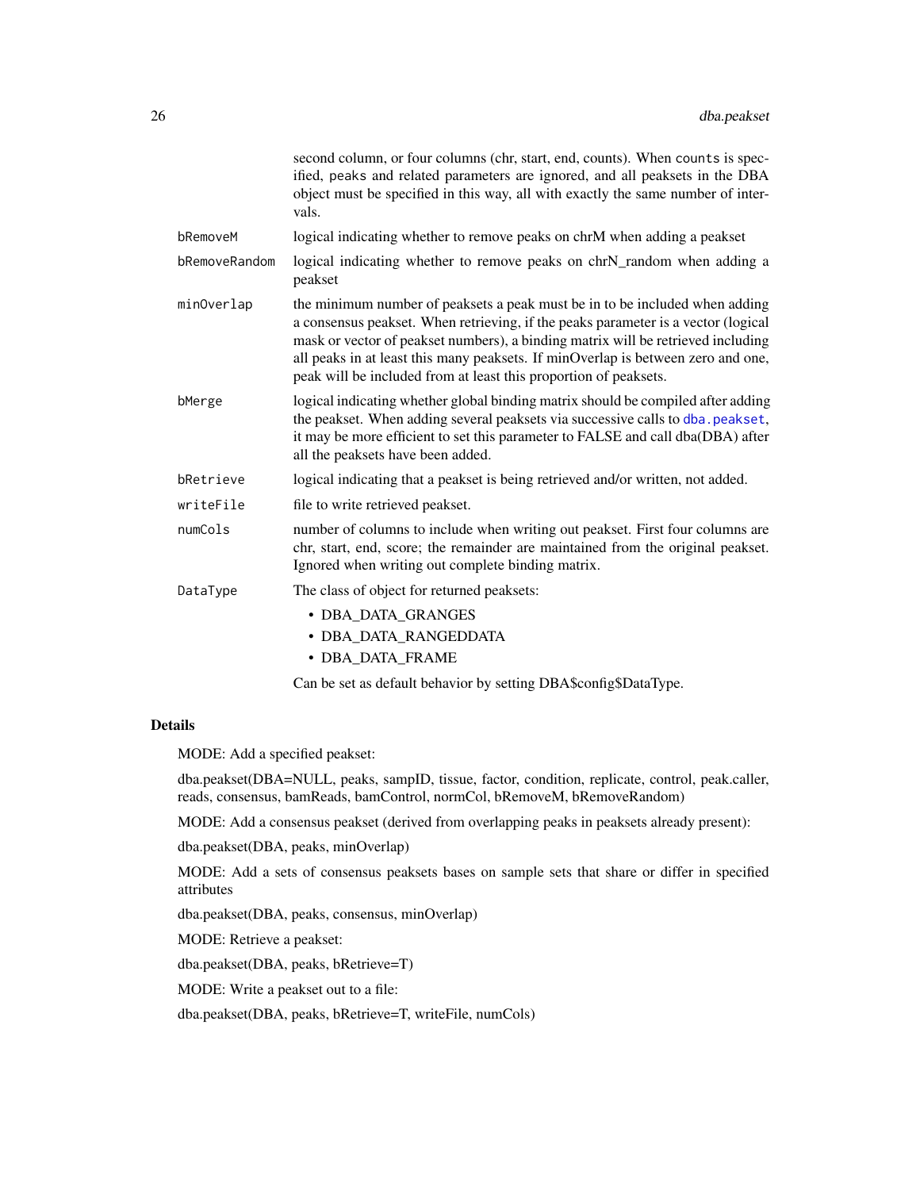|  |  |
| --- | --- |
|  | second column, or four columns (chr, start, end, counts). When counts is specified, peaks and related parameters are ignored, and all peaksets in the DBA object must be specified in this way, all with exactly the same number of intervals. |
| bRemoveM | logical indicating whether to remove peaks on chrM when adding a peakset |
| bRemoveRandom | logical indicating whether to remove peaks on chrN_random when adding a peakset |
| minOverlap | the minimum number of peaksets a peak must be in to be included when adding a consensus peakset. When retrieving, if the peaks parameter is a vector (logical mask or vector of peakset numbers), a binding matrix will be retrieved including all peaks in at least this many peaksets. If minOverlap is between zero and one, peak will be included from at least this proportion of peaksets. |
| bMerge | logical indicating whether global binding matrix should be compiled after adding the peakset. When adding several peaksets via successive calls to dba.peakset, it may be more efficient to set this parameter to FALSE and call dba(DBA) after all the peaksets have been added. |
| bRetrieve | logical indicating that a peakset is being retrieved and/or written, not added. |
| writeFile | file to write retrieved peakset. |
| numCols | number of columns to include when writing out peakset. First four columns are chr, start, end, score; the remainder are maintained from the original peakset. Ignored when writing out complete binding matrix. |
| DataType | The class of object for returned peaksets: • DBA_DATA_GRANGES • DBA_DATA_RANGEDDATA • DBA_DATA_FRAME Can be set as default behavior by setting DBA$config$DataType. |

## Details

MODE: Add a specified peakset:

dba.peakset(DBA=NULL, peaks, sampID, tissue, factor, condition, replicate, control, peak.caller, reads, consensus, bamReads, bamControl, normCol, bRemoveM, bRemoveRandom)

MODE: Add a consensus peakset (derived from overlapping peaks in peaksets already present):

dba.peakset(DBA, peaks, minOverlap)

MODE: Add a sets of consensus peaksets bases on sample sets that share or differ in specified attributes

dba.peakset(DBA, peaks, consensus, minOverlap)

MODE: Retrieve a peakset:

dba.peakset(DBA, peaks, bRetrieve=T)

MODE: Write a peakset out to a file:

dba.peakset(DBA, peaks, bRetrieve=T, writeFile, numCols)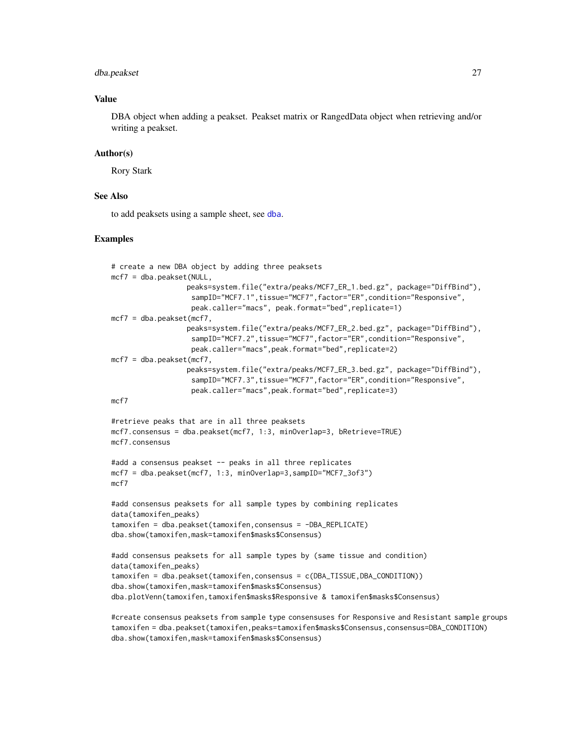## Value

DBA object when adding a peakset. Peakset matrix or RangedData object when retrieving and/or writing a peakset.

## Author(s)

Rory Stark

## See Also

to add peaksets using a sample sheet, see dba.

## Examples

```
# create a new DBA object by adding three peaksets
mcf7 = dba.peakset(NULL,
                  peaks=system.file("extra/peaks/MCF7_ER_1.bed.gz", package="DiffBind"),
                   sampID="MCF7.1",tissue="MCF7",factor="ER",condition="Responsive",
                   peak.caller="macs", peak.format="bed",replicate=1)
mcf7 = dba.peakset(mcf7,
                  peaks=system.file("extra/peaks/MCF7_ER_2.bed.gz", package="DiffBind"),
                   sampID="MCF7.2",tissue="MCF7",factor="ER",condition="Responsive",
                   peak.caller="macs",peak.format="bed",replicate=2)
mcf7 = dba.peakset(mcf7,
                  peaks=system.file("extra/peaks/MCF7_ER_3.bed.gz", package="DiffBind"),
                   sampID="MCF7.3",tissue="MCF7",factor="ER",condition="Responsive",
                   peak.caller="macs",peak.format="bed",replicate=3)
mcf7

#retrieve peaks that are in all three peaksets
mcf7.consensus = dba.peakset(mcf7, 1:3, minOverlap=3, bRetrieve=TRUE)
mcf7.consensus

#add a consensus peakset -- peaks in all three replicates
mcf7 = dba.peakset(mcf7, 1:3, minOverlap=3,sampID="MCF7_3of3")
mcf7

#add consensus peaksets for all sample types by combining replicates
data(tamoxifen_peaks)
tamoxifen = dba.peakset(tamoxifen,consensus = -DBA_REPLICATE)
dba.show(tamoxifen,mask=tamoxifen$masks$Consensus)

#add consensus peaksets for all sample types by (same tissue and condition)
data(tamoxifen_peaks)
tamoxifen = dba.peakset(tamoxifen,consensus = c(DBA_TISSUE,DBA_CONDITION))
dba.show(tamoxifen,mask=tamoxifen$masks$Consensus)
dba.plotVenn(tamoxifen,tamoxifen$masks$Responsive & tamoxifen$masks$Consensus)

#create consensus peaksets from sample type consensuses for Responsive and Resistant sample groups
tamoxifen = dba.peakset(tamoxifen,peaks=tamoxifen$masks$Consensus,consensus=DBA_CONDITION)
dba.show(tamoxifen,mask=tamoxifen$masks$Consensus)
```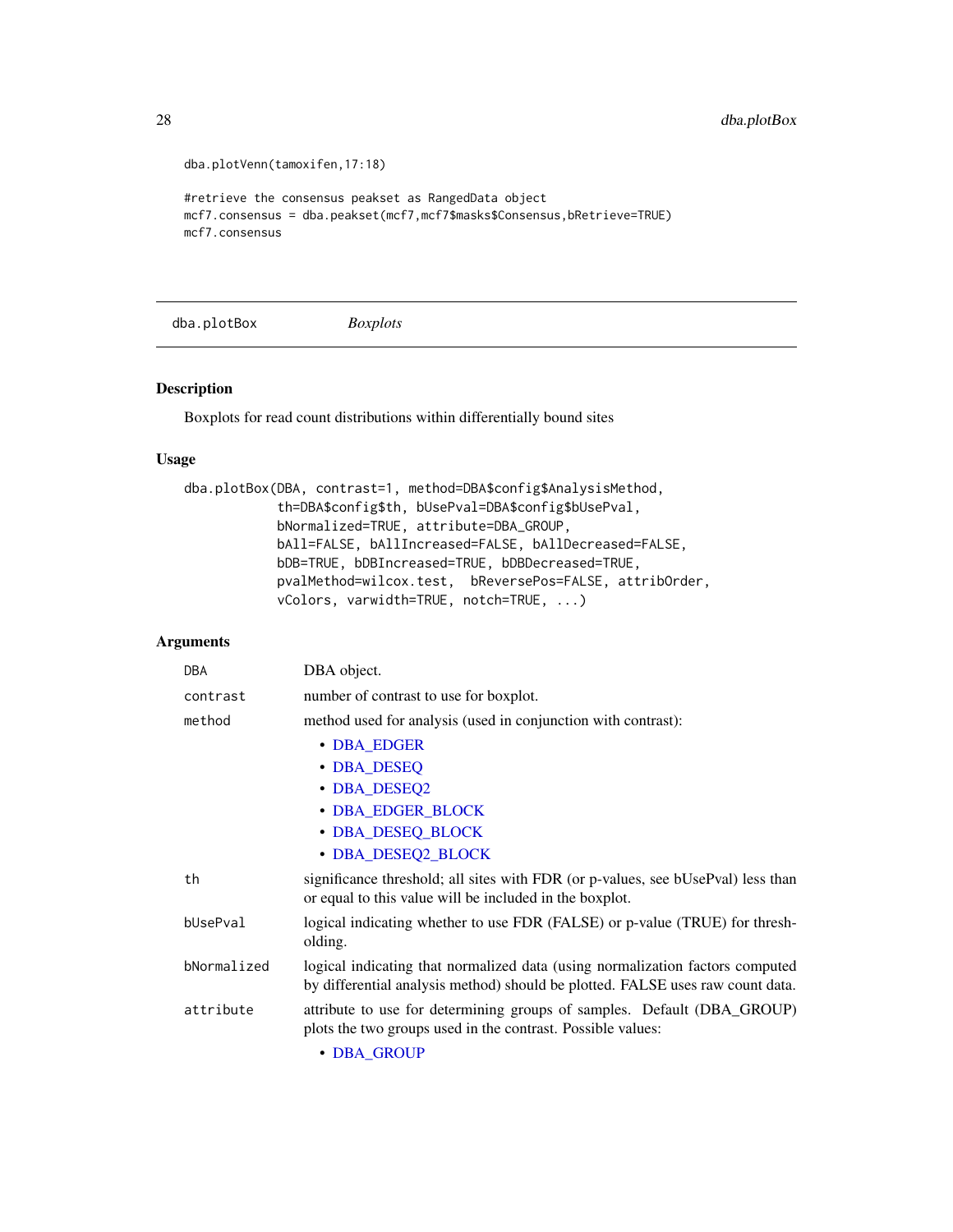```
dba.plotVenn(tamoxifen,17:18)

#retrieve the consensus peakset as RangedData object
mcf7.consensus = dba.peakset(mcf7,mcf7$masks$Consensus,bRetrieve=TRUE)
mcf7.consensus
```

---

## dba.plotBox *Boxplots*

---

### Description

Boxplots for read count distributions within differentially bound sites

### Usage

```
dba.plotBox(DBA, contrast=1, method=DBA$config$AnalysisMethod,
            th=DBA$config$th, bUsePval=DBA$config$bUsePval,
            bNormalized=TRUE, attribute=DBA_GROUP,
            bAll=FALSE, bAllIncreased=FALSE, bAllDecreased=FALSE,
            bDB=TRUE, bDBIncreased=TRUE, bDBDecreased=TRUE,
            pvalMethod=wilcox.test,  bReversePos=FALSE, attribOrder,
            vColors, varwidth=TRUE, notch=TRUE, ...)
```

### Arguments

| | |
|---|---|
| `DBA` | DBA object. |
| `contrast` | number of contrast to use for boxplot. |
| `method` | method used for analysis (used in conjunction with contrast):<br>• DBA_EDGER<br>• DBA_DESEQ<br>• DBA_DESEQ2<br>• DBA_EDGER_BLOCK<br>• DBA_DESEQ_BLOCK<br>• DBA_DESEQ2_BLOCK |
| `th` | significance threshold; all sites with FDR (or p-values, see bUsePval) less than or equal to this value will be included in the boxplot. |
| `bUsePval` | logical indicating whether to use FDR (FALSE) or p-value (TRUE) for thresholding. |
| `bNormalized` | logical indicating that normalized data (using normalization factors computed by differential analysis method) should be plotted. FALSE uses raw count data. |
| `attribute` | attribute to use for determining groups of samples. Default (DBA_GROUP) plots the two groups used in the contrast. Possible values:<br>• DBA_GROUP |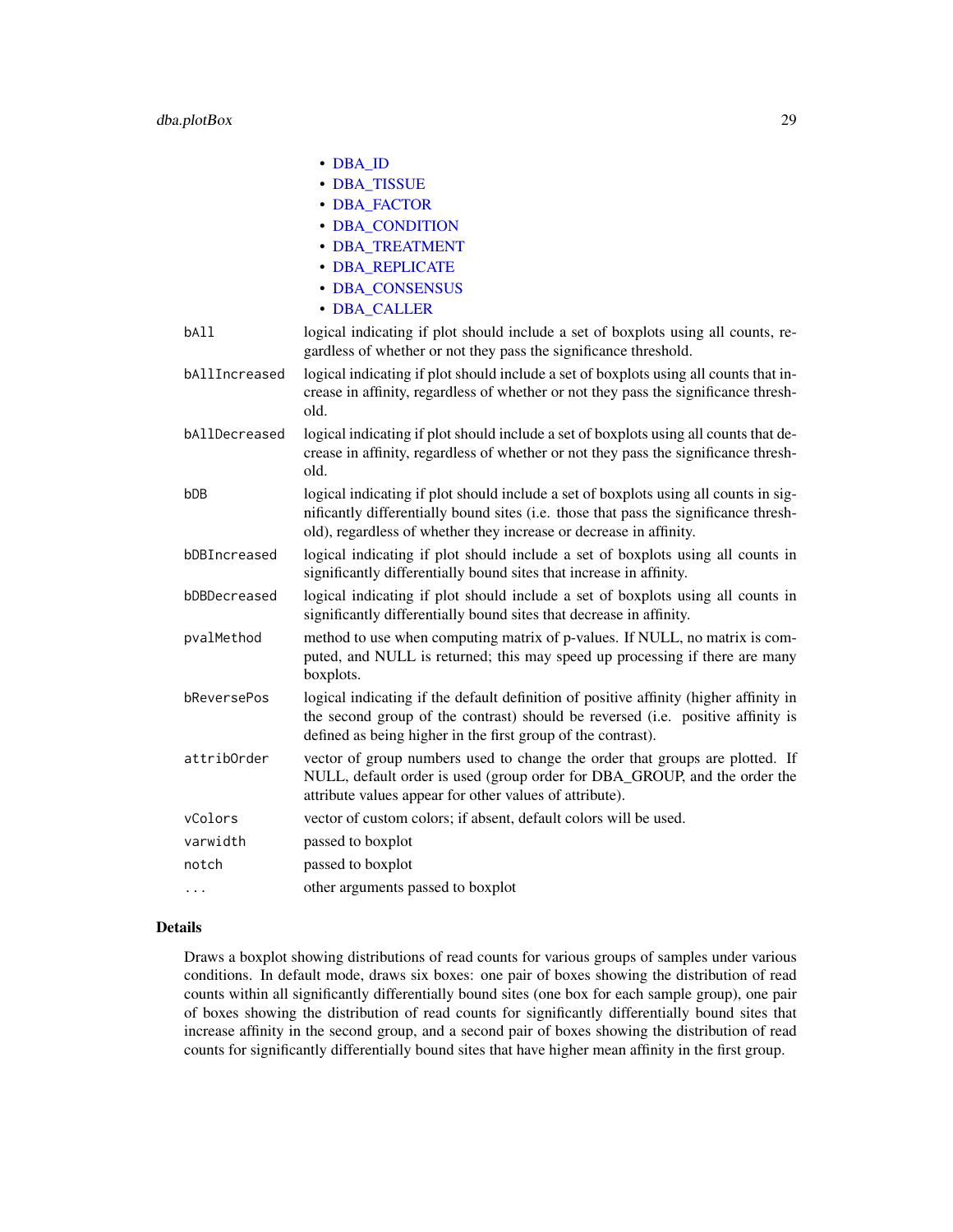- DBA_ID
- DBA_TISSUE
- DBA_FACTOR
- DBA_CONDITION
- DBA_TREATMENT
- DBA_REPLICATE
- DBA_CONSENSUS
- DBA_CALLER

| | |
|---|---|
| `bAll` | logical indicating if plot should include a set of boxplots using all counts, regardless of whether or not they pass the significance threshold. |
| `bAllIncreased` | logical indicating if plot should include a set of boxplots using all counts that increase in affinity, regardless of whether or not they pass the significance threshold. |
| `bAllDecreased` | logical indicating if plot should include a set of boxplots using all counts that decrease in affinity, regardless of whether or not they pass the significance threshold. |
| `bDB` | logical indicating if plot should include a set of boxplots using all counts in significantly differentially bound sites (i.e. those that pass the significance threshold), regardless of whether they increase or decrease in affinity. |
| `bDBIncreased` | logical indicating if plot should include a set of boxplots using all counts in significantly differentially bound sites that increase in affinity. |
| `bDBDecreased` | logical indicating if plot should include a set of boxplots using all counts in significantly differentially bound sites that decrease in affinity. |
| `pvalMethod` | method to use when computing matrix of p-values. If NULL, no matrix is computed, and NULL is returned; this may speed up processing if there are many boxplots. |
| `bReversePos` | logical indicating if the default definition of positive affinity (higher affinity in the second group of the contrast) should be reversed (i.e. positive affinity is defined as being higher in the first group of the contrast). |
| `attribOrder` | vector of group numbers used to change the order that groups are plotted. If NULL, default order is used (group order for DBA_GROUP, and the order the attribute values appear for other values of attribute). |
| `vColors` | vector of custom colors; if absent, default colors will be used. |
| `varwidth` | passed to boxplot |
| `notch` | passed to boxplot |
| `...` | other arguments passed to boxplot |

## Details

Draws a boxplot showing distributions of read counts for various groups of samples under various conditions. In default mode, draws six boxes: one pair of boxes showing the distribution of read counts within all significantly differentially bound sites (one box for each sample group), one pair of boxes showing the distribution of read counts for significantly differentially bound sites that increase affinity in the second group, and a second pair of boxes showing the distribution of read counts for significantly differentially bound sites that have higher mean affinity in the first group.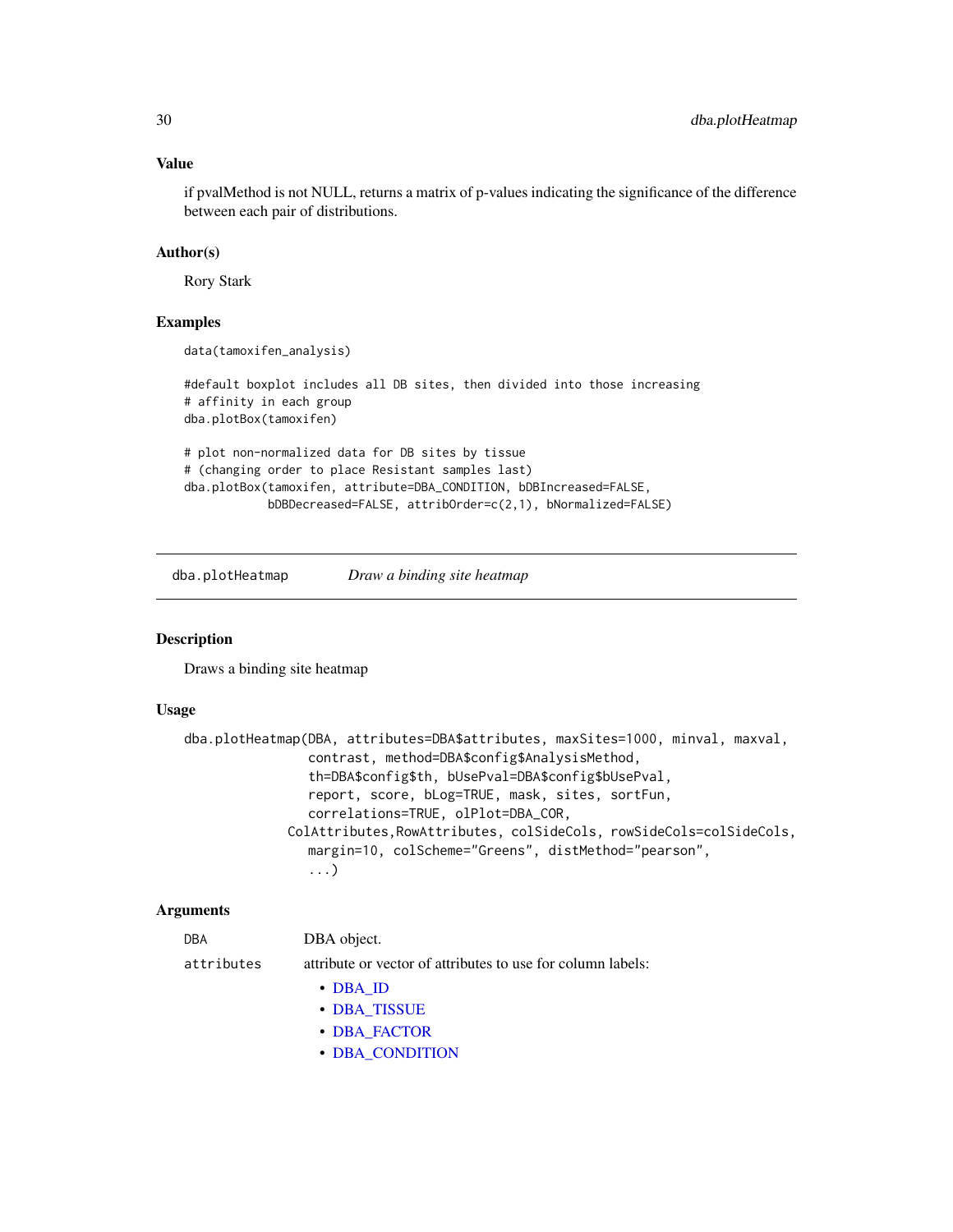## Value

if pvalMethod is not NULL, returns a matrix of p-values indicating the significance of the difference between each pair of distributions.

## Author(s)

Rory Stark

## Examples

```
data(tamoxifen_analysis)

#default boxplot includes all DB sites, then divided into those increasing
# affinity in each group
dba.plotBox(tamoxifen)

# plot non-normalized data for DB sites by tissue
# (changing order to place Resistant samples last)
dba.plotBox(tamoxifen, attribute=DBA_CONDITION, bDBIncreased=FALSE,
            bDBDecreased=FALSE, attribOrder=c(2,1), bNormalized=FALSE)
```

---

# dba.plotHeatmap *Draw a binding site heatmap*

## Description

Draws a binding site heatmap

## Usage

```
dba.plotHeatmap(DBA, attributes=DBA$attributes, maxSites=1000, minval, maxval,
                contrast, method=DBA$config$AnalysisMethod,
                th=DBA$config$th, bUsePval=DBA$config$bUsePval,
                report, score, bLog=TRUE, mask, sites, sortFun,
                correlations=TRUE, olPlot=DBA_COR,
              ColAttributes,RowAttributes, colSideCols, rowSideCols=colSideCols,
                margin=10, colScheme="Greens", distMethod="pearson",
                ...)
```

## Arguments

`DBA` DBA object.

`attributes` attribute or vector of attributes to use for column labels:

- DBA_ID
- DBA_TISSUE
- DBA_FACTOR
- DBA_CONDITION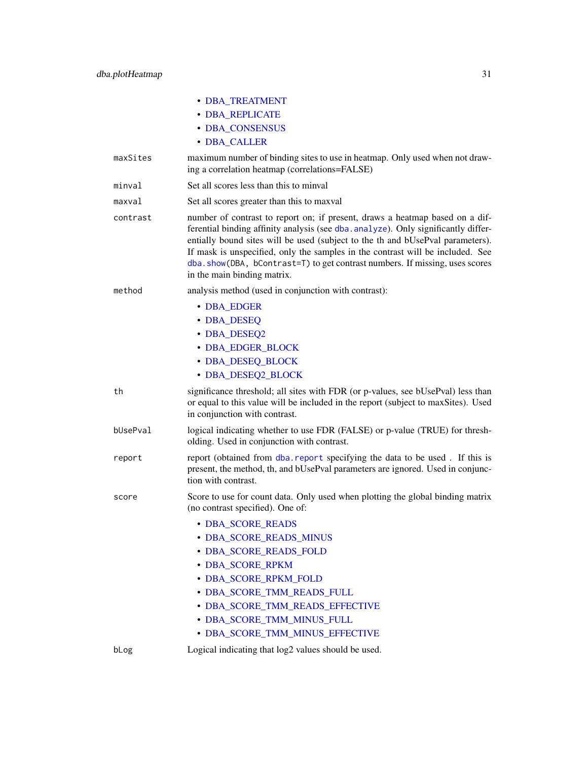- DBA_TREATMENT
- DBA_REPLICATE
- DBA_CONSENSUS
- DBA_CALLER

| | |
|---|---|
| `maxSites` | maximum number of binding sites to use in heatmap. Only used when not drawing a correlation heatmap (correlations=FALSE) |
| `minval` | Set all scores less than this to minval |
| `maxval` | Set all scores greater than this to maxval |
| `contrast` | number of contrast to report on; if present, draws a heatmap based on a differential binding affinity analysis (see `dba.analyze`). Only significantly differentially bound sites will be used (subject to the th and bUsePval parameters). If mask is unspecified, only the samples in the contrast will be included. See `dba.show(DBA, bContrast=T)` to get contrast numbers. If missing, uses scores in the main binding matrix. |
| `method` | analysis method (used in conjunction with contrast):<br>• DBA_EDGER<br>• DBA_DESEQ<br>• DBA_DESEQ2<br>• DBA_EDGER_BLOCK<br>• DBA_DESEQ_BLOCK<br>• DBA_DESEQ2_BLOCK |
| `th` | significance threshold; all sites with FDR (or p-values, see bUsePval) less than or equal to this value will be included in the report (subject to maxSites). Used in conjunction with contrast. |
| `bUsePval` | logical indicating whether to use FDR (FALSE) or p-value (TRUE) for thresholding. Used in conjunction with contrast. |
| `report` | report (obtained from `dba.report` specifying the data to be used . If this is present, the method, th, and bUsePval parameters are ignored. Used in conjunction with contrast. |
| `score` | Score to use for count data. Only used when plotting the global binding matrix (no contrast specified). One of:<br>• DBA_SCORE_READS<br>• DBA_SCORE_READS_MINUS<br>• DBA_SCORE_READS_FOLD<br>• DBA_SCORE_RPKM<br>• DBA_SCORE_RPKM_FOLD<br>• DBA_SCORE_TMM_READS_FULL<br>• DBA_SCORE_TMM_READS_EFFECTIVE<br>• DBA_SCORE_TMM_MINUS_FULL<br>• DBA_SCORE_TMM_MINUS_EFFECTIVE |
| `bLog` | Logical indicating that log2 values should be used. |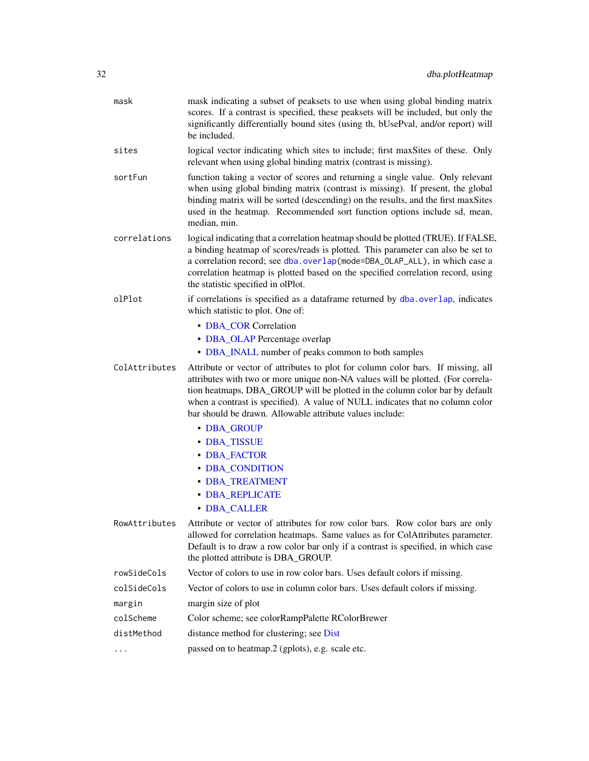| | |
|---|---|
| `mask` | mask indicating a subset of peaksets to use when using global binding matrix scores. If a contrast is specified, these peaksets will be included, but only the significantly differentially bound sites (using th, bUsePval, and/or report) will be included. |
| `sites` | logical vector indicating which sites to include; first maxSites of these. Only relevant when using global binding matrix (contrast is missing). |
| `sortFun` | function taking a vector of scores and returning a single value. Only relevant when using global binding matrix (contrast is missing). If present, the global binding matrix will be sorted (descending) on the results, and the first maxSites used in the heatmap. Recommended sort function options include sd, mean, median, min. |
| `correlations` | logical indicating that a correlation heatmap should be plotted (TRUE). If FALSE, a binding heatmap of scores/reads is plotted. This parameter can also be set to a correlation record; see `dba.overlap(mode=DBA_OLAP_ALL)`, in which case a correlation heatmap is plotted based on the specified correlation record, using the statistic specified in olPlot. |
| `olPlot` | if correlations is specified as a dataframe returned by `dba.overlap`, indicates which statistic to plot. One of: <br>• DBA_COR Correlation <br>• DBA_OLAP Percentage overlap <br>• DBA_INALL number of peaks common to both samples |
| `ColAttributes` | Attribute or vector of attributes to plot for column color bars. If missing, all attributes with two or more unique non-NA values will be plotted. (For correlation heatmaps, DBA_GROUP will be plotted in the column color bar by default when a contrast is specified). A value of NULL indicates that no column color bar should be drawn. Allowable attribute values include: <br>• DBA_GROUP <br>• DBA_TISSUE <br>• DBA_FACTOR <br>• DBA_CONDITION <br>• DBA_TREATMENT <br>• DBA_REPLICATE <br>• DBA_CALLER |
| `RowAttributes` | Attribute or vector of attributes for row color bars. Row color bars are only allowed for correlation heatmaps. Same values as for ColAttributes parameter. Default is to draw a row color bar only if a contrast is specified, in which case the plotted attribute is DBA_GROUP. |
| `rowSideCols` | Vector of colors to use in row color bars. Uses default colors if missing. |
| `colSideCols` | Vector of colors to use in column color bars. Uses default colors if missing. |
| `margin` | margin size of plot |
| `colScheme` | Color scheme; see colorRampPalette RColorBrewer |
| `distMethod` | distance method for clustering; see Dist |
| `...` | passed on to heatmap.2 (gplots), e.g. scale etc. |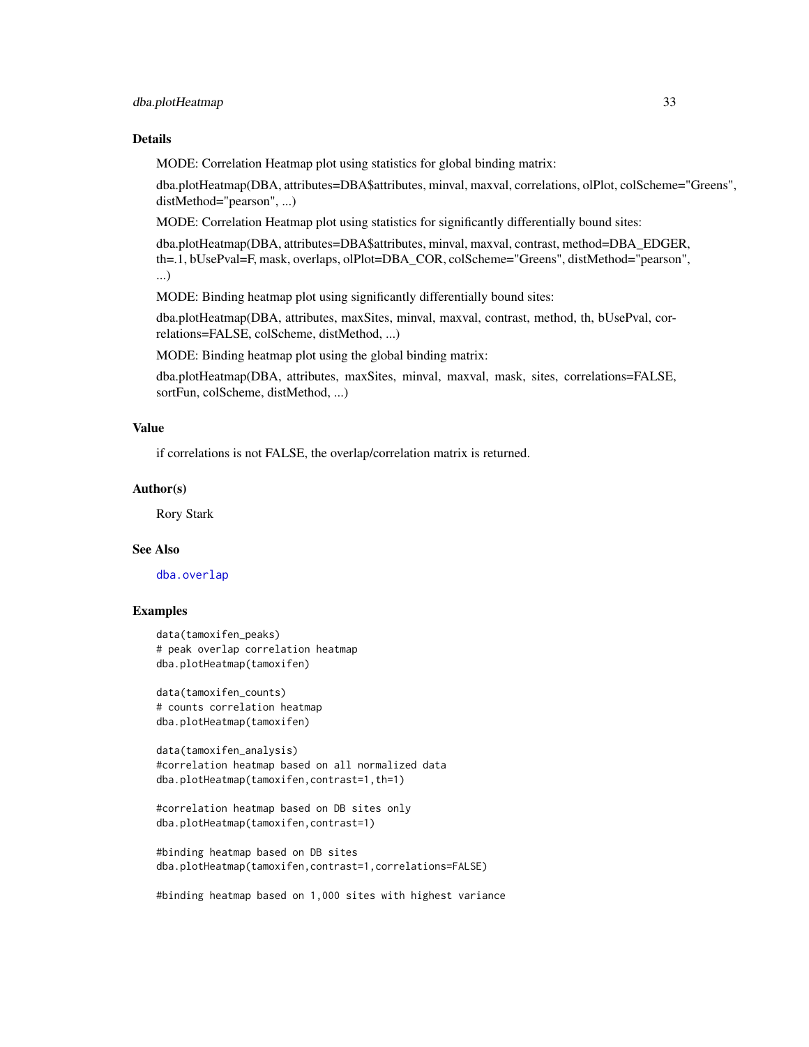### Details

MODE: Correlation Heatmap plot using statistics for global binding matrix:

dba.plotHeatmap(DBA, attributes=DBA$attributes, minval, maxval, correlations, olPlot, colScheme="Greens", distMethod="pearson", ...)

MODE: Correlation Heatmap plot using statistics for significantly differentially bound sites:

dba.plotHeatmap(DBA, attributes=DBA$attributes, minval, maxval, contrast, method=DBA_EDGER, th=.1, bUsePval=F, mask, overlaps, olPlot=DBA_COR, colScheme="Greens", distMethod="pearson", ...)

MODE: Binding heatmap plot using significantly differentially bound sites:

dba.plotHeatmap(DBA, attributes, maxSites, minval, maxval, contrast, method, th, bUsePval, correlations=FALSE, colScheme, distMethod, ...)

MODE: Binding heatmap plot using the global binding matrix:

dba.plotHeatmap(DBA, attributes, maxSites, minval, maxval, mask, sites, correlations=FALSE, sortFun, colScheme, distMethod, ...)

### Value

if correlations is not FALSE, the overlap/correlation matrix is returned.

### Author(s)

Rory Stark

### See Also

dba.overlap

### Examples

```
data(tamoxifen_peaks)
# peak overlap correlation heatmap
dba.plotHeatmap(tamoxifen)

data(tamoxifen_counts)
# counts correlation heatmap
dba.plotHeatmap(tamoxifen)

data(tamoxifen_analysis)
#correlation heatmap based on all normalized data
dba.plotHeatmap(tamoxifen,contrast=1,th=1)

#correlation heatmap based on DB sites only
dba.plotHeatmap(tamoxifen,contrast=1)

#binding heatmap based on DB sites
dba.plotHeatmap(tamoxifen,contrast=1,correlations=FALSE)

#binding heatmap based on 1,000 sites with highest variance
```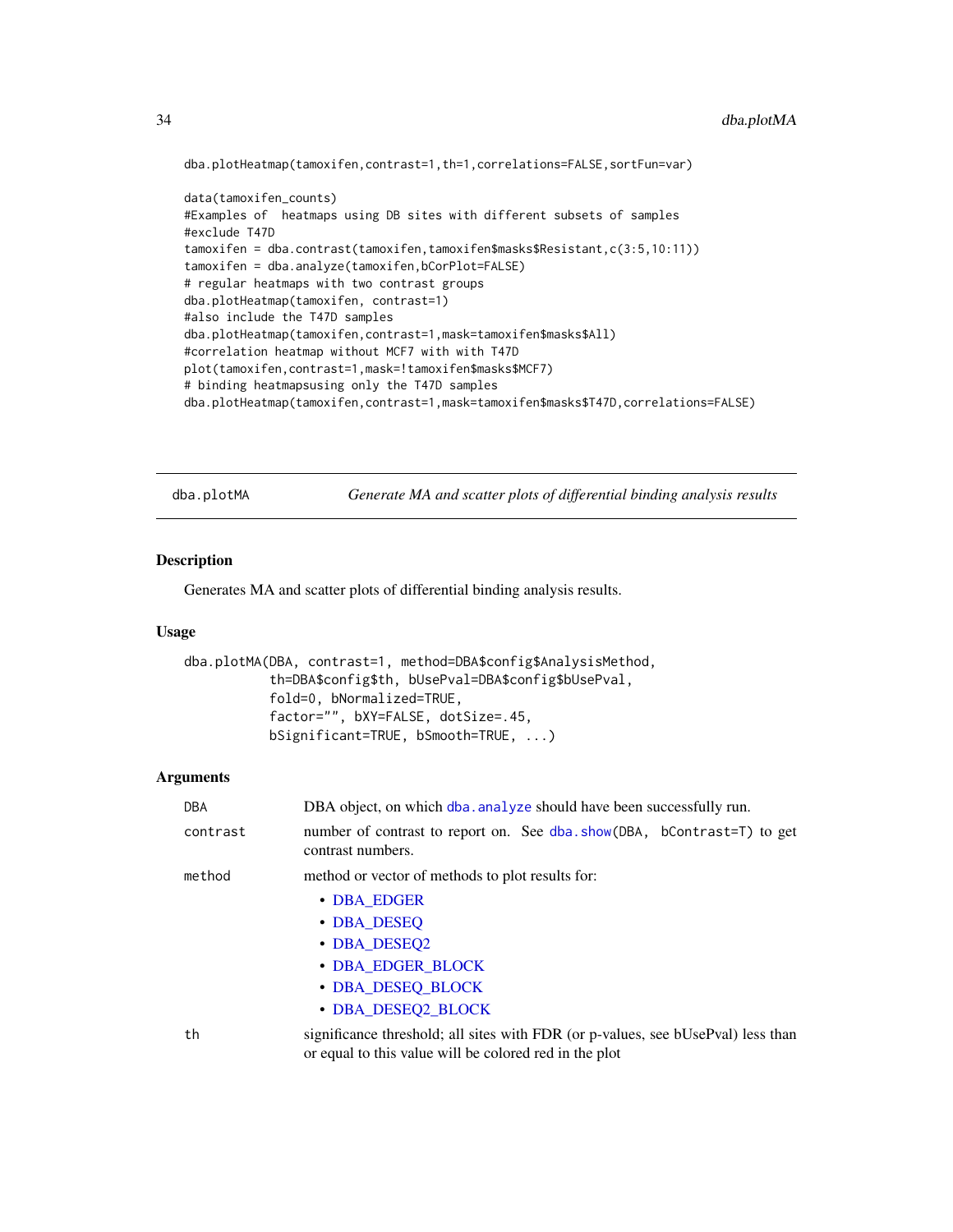```
dba.plotHeatmap(tamoxifen,contrast=1,th=1,correlations=FALSE,sortFun=var)

data(tamoxifen_counts)
#Examples of  heatmaps using DB sites with different subsets of samples
#exclude T47D
tamoxifen = dba.contrast(tamoxifen,tamoxifen$masks$Resistant,c(3:5,10:11))
tamoxifen = dba.analyze(tamoxifen,bCorPlot=FALSE)
# regular heatmaps with two contrast groups
dba.plotHeatmap(tamoxifen, contrast=1)
#also include the T47D samples
dba.plotHeatmap(tamoxifen,contrast=1,mask=tamoxifen$masks$All)
#correlation heatmap without MCF7 with with T47D
plot(tamoxifen,contrast=1,mask=!tamoxifen$masks$MCF7)
# binding heatmapsusing only the T47D samples
dba.plotHeatmap(tamoxifen,contrast=1,mask=tamoxifen$masks$T47D,correlations=FALSE)
```

## dba.plotMA — *Generate MA and scatter plots of differential binding analysis results*

### Description

Generates MA and scatter plots of differential binding analysis results.

### Usage

```
dba.plotMA(DBA, contrast=1, method=DBA$config$AnalysisMethod,
           th=DBA$config$th, bUsePval=DBA$config$bUsePval,
           fold=0, bNormalized=TRUE,
           factor="", bXY=FALSE, dotSize=.45,
           bSignificant=TRUE, bSmooth=TRUE, ...)
```

### Arguments

| Argument | Description |
|---|---|
| DBA | DBA object, on which dba.analyze should have been successfully run. |
| contrast | number of contrast to report on. See dba.show(DBA, bContrast=T) to get contrast numbers. |
| method | method or vector of methods to plot results for: <br>• DBA_EDGER <br>• DBA_DESEQ <br>• DBA_DESEQ2 <br>• DBA_EDGER_BLOCK <br>• DBA_DESEQ_BLOCK <br>• DBA_DESEQ2_BLOCK |
| th | significance threshold; all sites with FDR (or p-values, see bUsePval) less than or equal to this value will be colored red in the plot |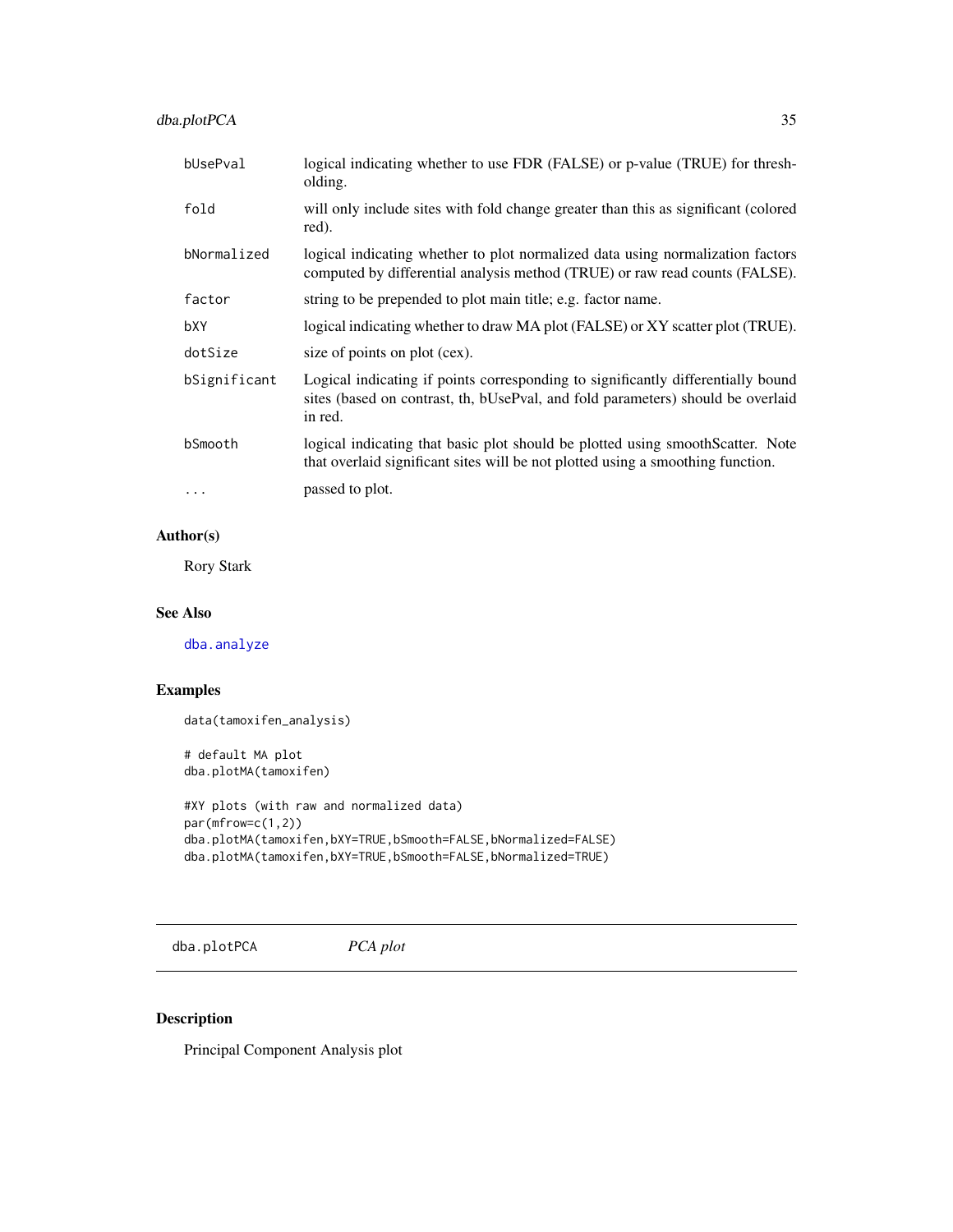| | |
|---|---|
| bUsePval | logical indicating whether to use FDR (FALSE) or p-value (TRUE) for thresholding. |
| fold | will only include sites with fold change greater than this as significant (colored red). |
| bNormalized | logical indicating whether to plot normalized data using normalization factors computed by differential analysis method (TRUE) or raw read counts (FALSE). |
| factor | string to be prepended to plot main title; e.g. factor name. |
| bXY | logical indicating whether to draw MA plot (FALSE) or XY scatter plot (TRUE). |
| dotSize | size of points on plot (cex). |
| bSignificant | Logical indicating if points corresponding to significantly differentially bound sites (based on contrast, th, bUsePval, and fold parameters) should be overlaid in red. |
| bSmooth | logical indicating that basic plot should be plotted using smoothScatter. Note that overlaid significant sites will be not plotted using a smoothing function. |
| ... | passed to plot. |

## Author(s)

Rory Stark

## See Also

dba.analyze

## Examples

```
data(tamoxifen_analysis)

# default MA plot
dba.plotMA(tamoxifen)

#XY plots (with raw and normalized data)
par(mfrow=c(1,2))
dba.plotMA(tamoxifen,bXY=TRUE,bSmooth=FALSE,bNormalized=FALSE)
dba.plotMA(tamoxifen,bXY=TRUE,bSmooth=FALSE,bNormalized=TRUE)
```

---

# dba.plotPCA *PCA plot*

---

## Description

Principal Component Analysis plot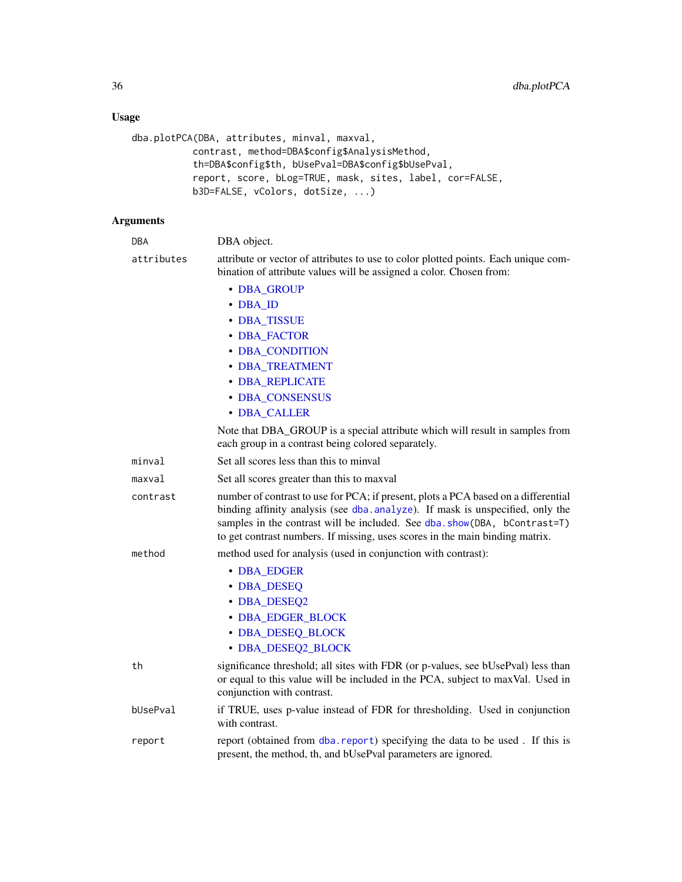## Usage

```
dba.plotPCA(DBA, attributes, minval, maxval,
            contrast, method=DBA$config$AnalysisMethod,
            th=DBA$config$th, bUsePval=DBA$config$bUsePval,
            report, score, bLog=TRUE, mask, sites, label, cor=FALSE,
            b3D=FALSE, vColors, dotSize, ...)
```

## Arguments

| | |
|---|---|
| DBA | DBA object. |
| attributes | attribute or vector of attributes to use to color plotted points. Each unique combination of attribute values will be assigned a color. Chosen from: <br>• DBA_GROUP<br>• DBA_ID<br>• DBA_TISSUE<br>• DBA_FACTOR<br>• DBA_CONDITION<br>• DBA_TREATMENT<br>• DBA_REPLICATE<br>• DBA_CONSENSUS<br>• DBA_CALLER<br><br>Note that DBA_GROUP is a special attribute which will result in samples from each group in a contrast being colored separately. |
| minval | Set all scores less than this to minval |
| maxval | Set all scores greater than this to maxval |
| contrast | number of contrast to use for PCA; if present, plots a PCA based on a differential binding affinity analysis (see dba.analyze). If mask is unspecified, only the samples in the contrast will be included. See dba.show(DBA, bContrast=T) to get contrast numbers. If missing, uses scores in the main binding matrix. |
| method | method used for analysis (used in conjunction with contrast): <br>• DBA_EDGER<br>• DBA_DESEQ<br>• DBA_DESEQ2<br>• DBA_EDGER_BLOCK<br>• DBA_DESEQ_BLOCK<br>• DBA_DESEQ2_BLOCK |
| th | significance threshold; all sites with FDR (or p-values, see bUsePval) less than or equal to this value will be included in the PCA, subject to maxVal. Used in conjunction with contrast. |
| bUsePval | if TRUE, uses p-value instead of FDR for thresholding. Used in conjunction with contrast. |
| report | report (obtained from dba.report) specifying the data to be used . If this is present, the method, th, and bUsePval parameters are ignored. |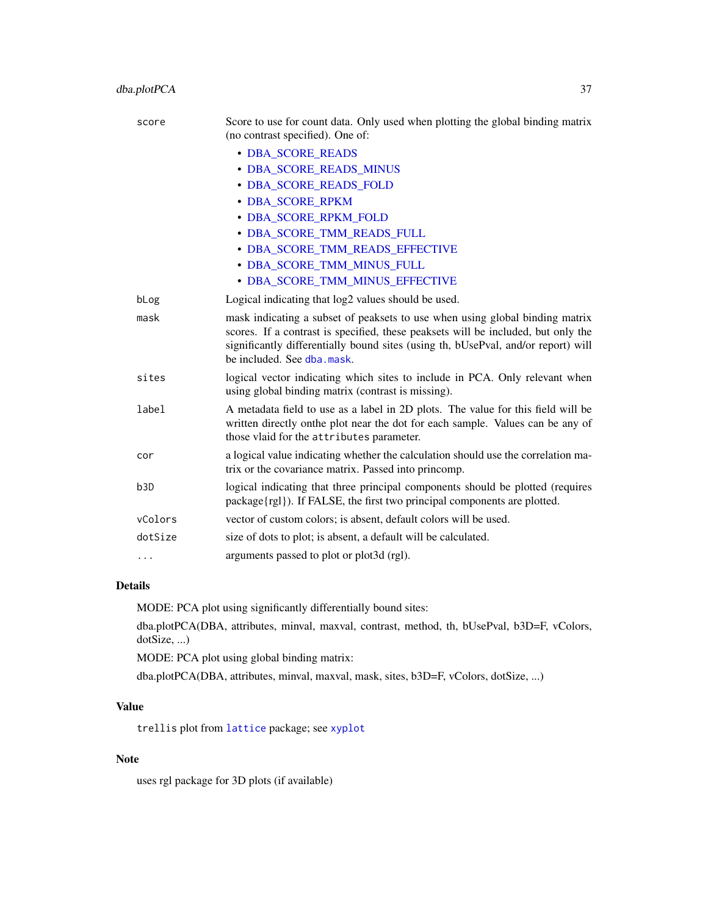| | |
|---|---|
| `score` | Score to use for count data. Only used when plotting the global binding matrix (no contrast specified). One of:<br>• DBA_SCORE_READS<br>• DBA_SCORE_READS_MINUS<br>• DBA_SCORE_READS_FOLD<br>• DBA_SCORE_RPKM<br>• DBA_SCORE_RPKM_FOLD<br>• DBA_SCORE_TMM_READS_FULL<br>• DBA_SCORE_TMM_READS_EFFECTIVE<br>• DBA_SCORE_TMM_MINUS_FULL<br>• DBA_SCORE_TMM_MINUS_EFFECTIVE |
| `bLog` | Logical indicating that log2 values should be used. |
| `mask` | mask indicating a subset of peaksets to use when using global binding matrix scores. If a contrast is specified, these peaksets will be included, but only the significantly differentially bound sites (using th, bUsePval, and/or report) will be included. See `dba.mask`. |
| `sites` | logical vector indicating which sites to include in PCA. Only relevant when using global binding matrix (contrast is missing). |
| `label` | A metadata field to use as a label in 2D plots. The value for this field will be written directly onthe plot near the dot for each sample. Values can be any of those vlaid for the `attributes` parameter. |
| `cor` | a logical value indicating whether the calculation should use the correlation matrix or the covariance matrix. Passed into princomp. |
| `b3D` | logical indicating that three principal components should be plotted (requires package{rgl}). If FALSE, the first two principal components are plotted. |
| `vColors` | vector of custom colors; is absent, default colors will be used. |
| `dotSize` | size of dots to plot; is absent, a default will be calculated. |
| `...` | arguments passed to plot or plot3d (rgl). |

## Details

MODE: PCA plot using significantly differentially bound sites:

dba.plotPCA(DBA, attributes, minval, maxval, contrast, method, th, bUsePval, b3D=F, vColors, dotSize, ...)

MODE: PCA plot using global binding matrix:

dba.plotPCA(DBA, attributes, minval, maxval, mask, sites, b3D=F, vColors, dotSize, ...)

## Value

`trellis` plot from `lattice` package; see `xyplot`

## Note

uses rgl package for 3D plots (if available)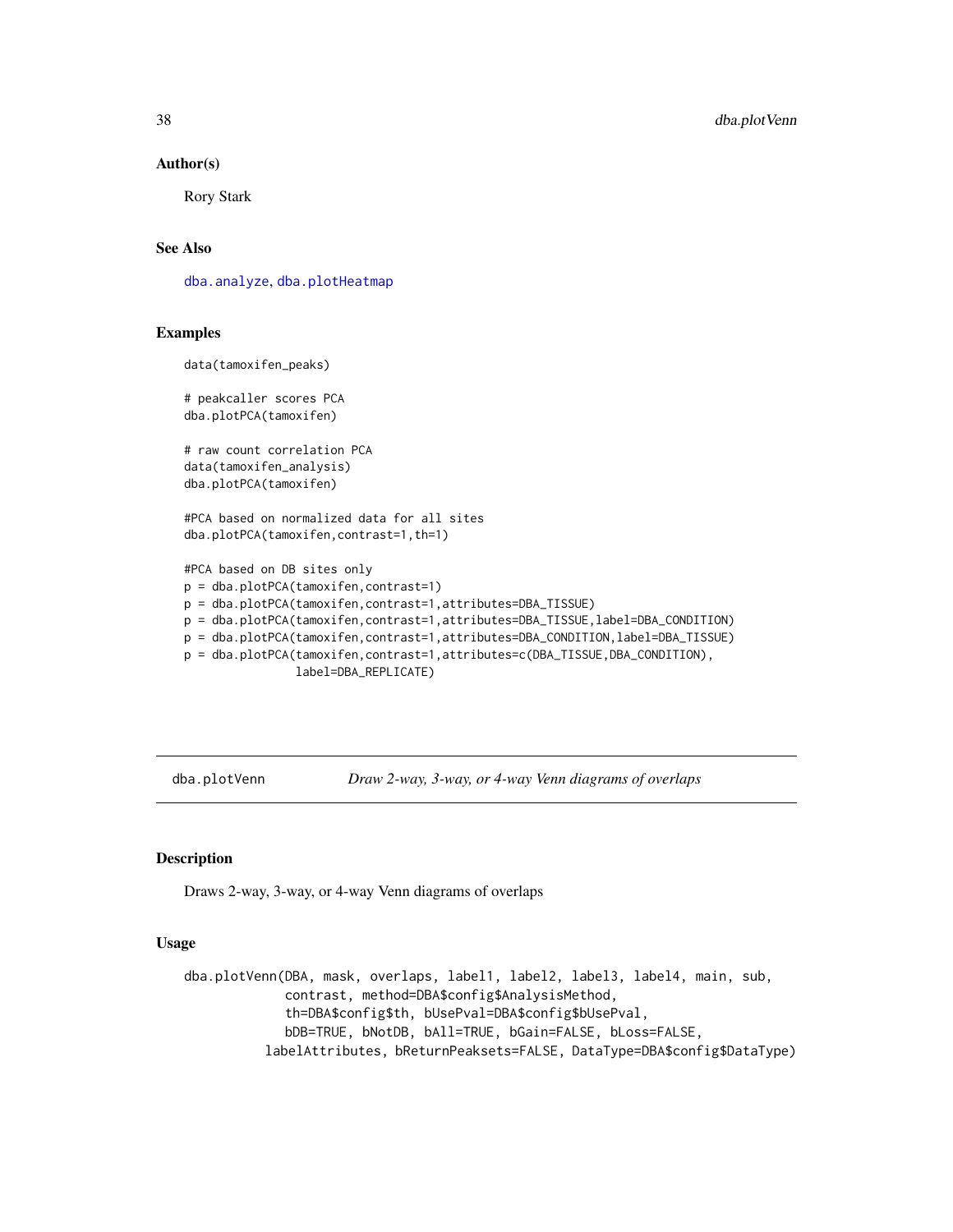## Author(s)

Rory Stark

## See Also

dba.analyze, dba.plotHeatmap

## Examples

```
data(tamoxifen_peaks)

# peakcaller scores PCA
dba.plotPCA(tamoxifen)

# raw count correlation PCA
data(tamoxifen_analysis)
dba.plotPCA(tamoxifen)

#PCA based on normalized data for all sites
dba.plotPCA(tamoxifen,contrast=1,th=1)

#PCA based on DB sites only
p = dba.plotPCA(tamoxifen,contrast=1)
p = dba.plotPCA(tamoxifen,contrast=1,attributes=DBA_TISSUE)
p = dba.plotPCA(tamoxifen,contrast=1,attributes=DBA_TISSUE,label=DBA_CONDITION)
p = dba.plotPCA(tamoxifen,contrast=1,attributes=DBA_CONDITION,label=DBA_TISSUE)
p = dba.plotPCA(tamoxifen,contrast=1,attributes=c(DBA_TISSUE,DBA_CONDITION),
                label=DBA_REPLICATE)
```

---

# dba.plotVenn — *Draw 2-way, 3-way, or 4-way Venn diagrams of overlaps*

## Description

Draws 2-way, 3-way, or 4-way Venn diagrams of overlaps

## Usage

```
dba.plotVenn(DBA, mask, overlaps, label1, label2, label3, label4, main, sub,
             contrast, method=DBA$config$AnalysisMethod,
             th=DBA$config$th, bUsePval=DBA$config$bUsePval,
             bDB=TRUE, bNotDB, bAll=TRUE, bGain=FALSE, bLoss=FALSE,
          labelAttributes, bReturnPeaksets=FALSE, DataType=DBA$config$DataType)
```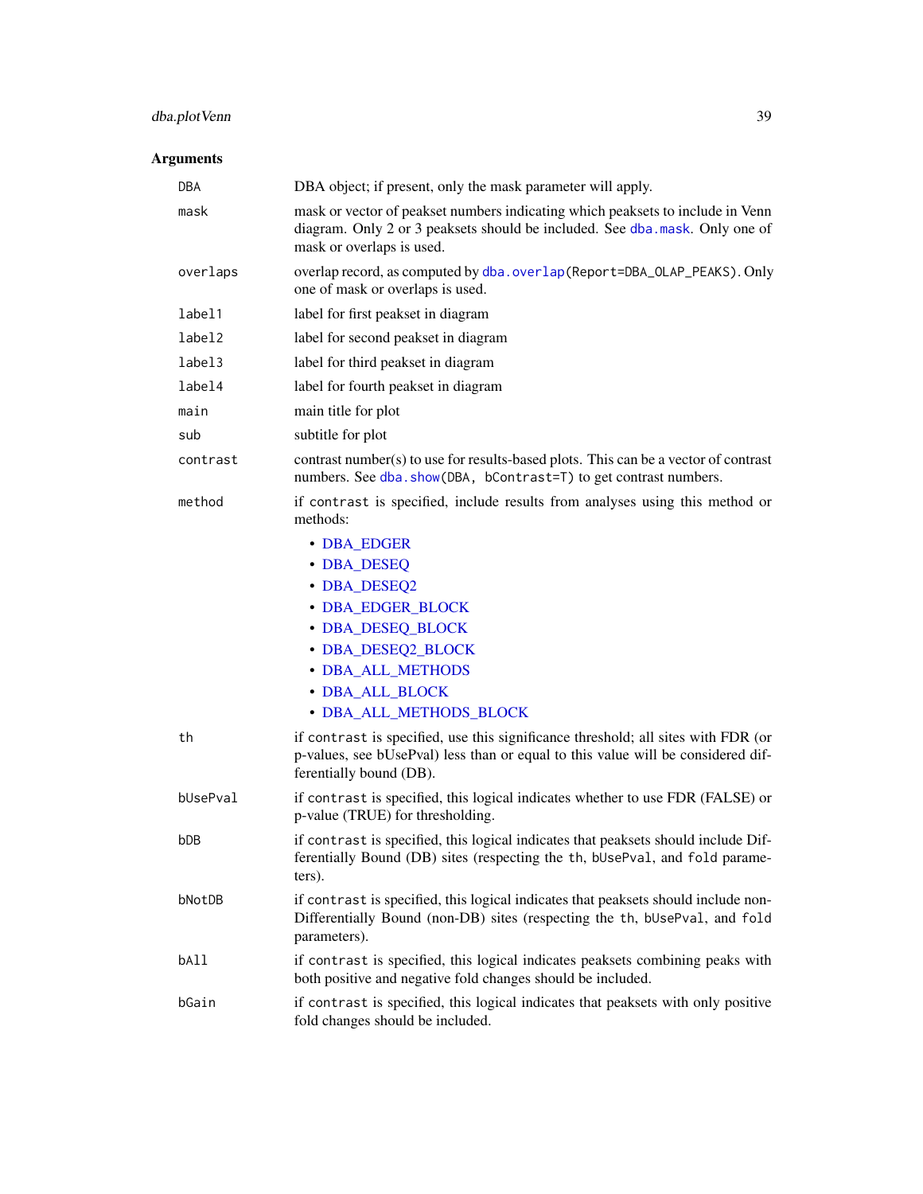## Arguments

| | |
|---|---|
| `DBA` | DBA object; if present, only the mask parameter will apply. |
| `mask` | mask or vector of peakset numbers indicating which peaksets to include in Venn diagram. Only 2 or 3 peaksets should be included. See `dba.mask`. Only one of mask or overlaps is used. |
| `overlaps` | overlap record, as computed by `dba.overlap(Report=DBA_OLAP_PEAKS)`. Only one of mask or overlaps is used. |
| `label1` | label for first peakset in diagram |
| `label2` | label for second peakset in diagram |
| `label3` | label for third peakset in diagram |
| `label4` | label for fourth peakset in diagram |
| `main` | main title for plot |
| `sub` | subtitle for plot |
| `contrast` | contrast number(s) to use for results-based plots. This can be a vector of contrast numbers. See `dba.show(DBA, bContrast=T)` to get contrast numbers. |
| `method` | if `contrast` is specified, include results from analyses using this method or methods: • DBA_EDGER • DBA_DESEQ • DBA_DESEQ2 • DBA_EDGER_BLOCK • DBA_DESEQ_BLOCK • DBA_DESEQ2_BLOCK • DBA_ALL_METHODS • DBA_ALL_BLOCK • DBA_ALL_METHODS_BLOCK |
| `th` | if `contrast` is specified, use this significance threshold; all sites with FDR (or p-values, see bUsePval) less than or equal to this value will be considered differentially bound (DB). |
| `bUsePval` | if `contrast` is specified, this logical indicates whether to use FDR (FALSE) or p-value (TRUE) for thresholding. |
| `bDB` | if `contrast` is specified, this logical indicates that peaksets should include Differentially Bound (DB) sites (respecting the `th`, `bUsePval`, and `fold` parameters). |
| `bNotDB` | if `contrast` is specified, this logical indicates that peaksets should include non-Differentially Bound (non-DB) sites (respecting the `th`, `bUsePval`, and `fold` parameters). |
| `bAll` | if `contrast` is specified, this logical indicates peaksets combining peaks with both positive and negative fold changes should be included. |
| `bGain` | if `contrast` is specified, this logical indicates that peaksets with only positive fold changes should be included. |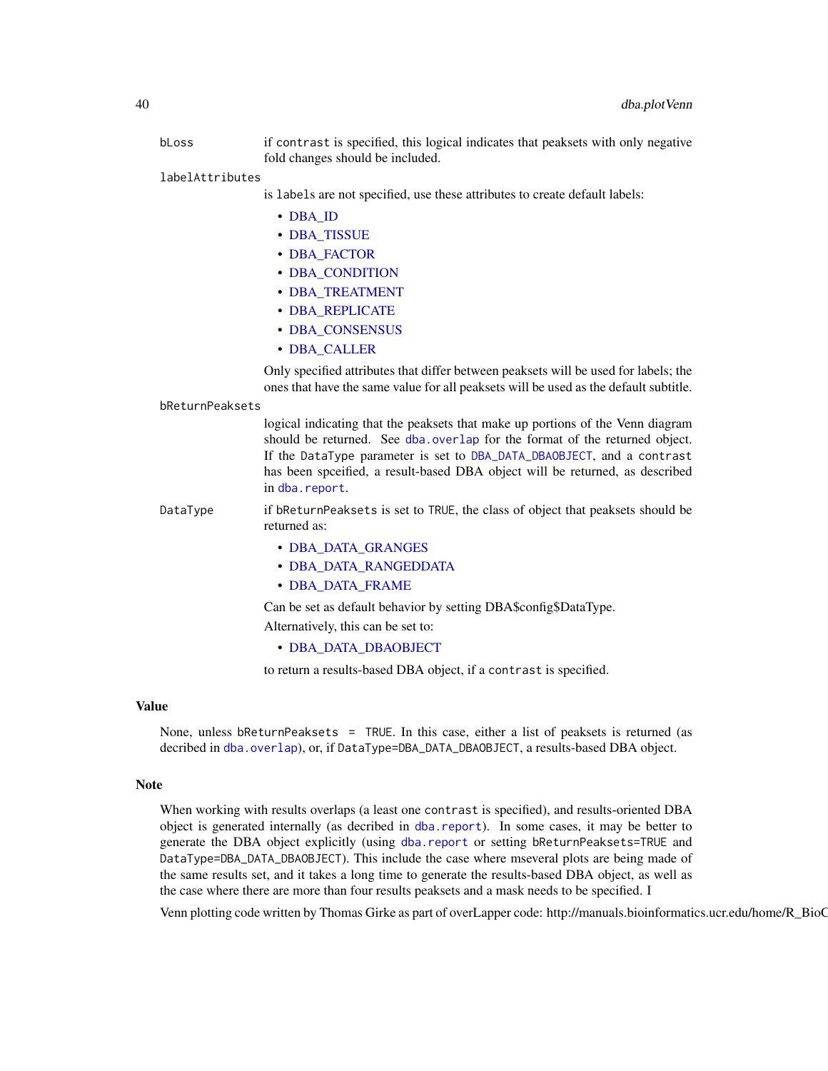bLoss
: if contrast is specified, this logical indicates that peaksets with only negative fold changes should be included.

labelAttributes
: is labels are not specified, use these attributes to create default labels:

- DBA_ID
- DBA_TISSUE
- DBA_FACTOR
- DBA_CONDITION
- DBA_TREATMENT
- DBA_REPLICATE
- DBA_CONSENSUS
- DBA_CALLER

Only specified attributes that differ between peaksets will be used for labels; the ones that have the same value for all peaksets will be used as the default subtitle.

bReturnPeaksets
: logical indicating that the peaksets that make up portions of the Venn diagram should be returned. See dba.overlap for the format of the returned object. If the DataType parameter is set to DBA_DATA_DBAOBJECT, and a contrast has been spceified, a result-based DBA object will be returned, as described in dba.report.

DataType
: if bReturnPeaksets is set to TRUE, the class of object that peaksets should be returned as:

- DBA_DATA_GRANGES
- DBA_DATA_RANGEDDATA
- DBA_DATA_FRAME

Can be set as default behavior by setting DBA$config$DataType.

Alternatively, this can be set to:

- DBA_DATA_DBAOBJECT

to return a results-based DBA object, if a contrast is specified.

## Value

None, unless bReturnPeaksets = TRUE. In this case, either a list of peaksets is returned (as decribed in dba.overlap), or, if DataType=DBA_DATA_DBAOBJECT, a results-based DBA object.

## Note

When working with results overlaps (a least one contrast is specified), and results-oriented DBA object is generated internally (as decribed in dba.report). In some cases, it may be better to generate the DBA object explicitly (using dba.report or setting bReturnPeaksets=TRUE and DataType=DBA_DATA_DBAOBJECT). This include the case where mseveral plots are being made of the same results set, and it takes a long time to generate the results-based DBA object, as well as the case where there are more than four results peaksets and a mask needs to be specified. I

Venn plotting code written by Thomas Girke as part of overLapper code: http://manuals.bioinformatics.ucr.edu/home/R_BioC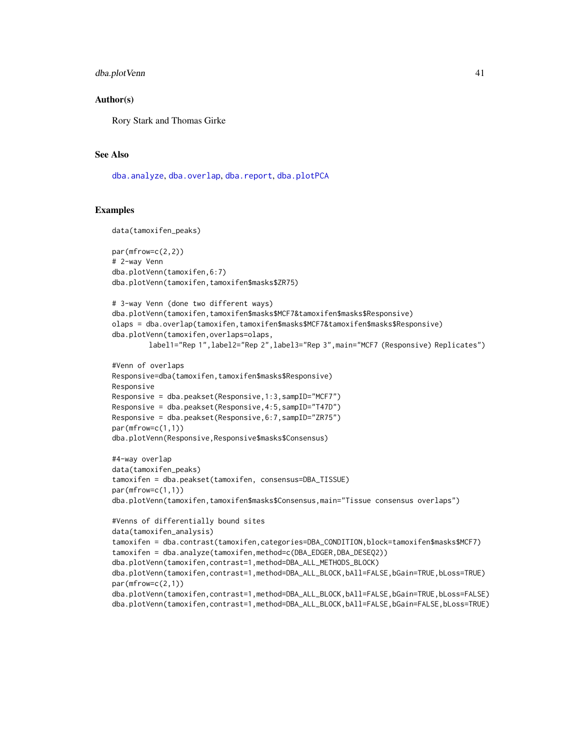## Author(s)

Rory Stark and Thomas Girke

## See Also

dba.analyze, dba.overlap, dba.report, dba.plotPCA

## Examples

```
data(tamoxifen_peaks)

par(mfrow=c(2,2))
# 2-way Venn
dba.plotVenn(tamoxifen,6:7)
dba.plotVenn(tamoxifen,tamoxifen$masks$ZR75)

# 3-way Venn (done two different ways)
dba.plotVenn(tamoxifen,tamoxifen$masks$MCF7&tamoxifen$masks$Responsive)
olaps = dba.overlap(tamoxifen,tamoxifen$masks$MCF7&tamoxifen$masks$Responsive)
dba.plotVenn(tamoxifen,overlaps=olaps,
        label1="Rep 1",label2="Rep 2",label3="Rep 3",main="MCF7 (Responsive) Replicates")

#Venn of overlaps
Responsive=dba(tamoxifen,tamoxifen$masks$Responsive)
Responsive
Responsive = dba.peakset(Responsive,1:3,sampID="MCF7")
Responsive = dba.peakset(Responsive,4:5,sampID="T47D")
Responsive = dba.peakset(Responsive,6:7,sampID="ZR75")
par(mfrow=c(1,1))
dba.plotVenn(Responsive,Responsive$masks$Consensus)

#4-way overlap
data(tamoxifen_peaks)
tamoxifen = dba.peakset(tamoxifen, consensus=DBA_TISSUE)
par(mfrow=c(1,1))
dba.plotVenn(tamoxifen,tamoxifen$masks$Consensus,main="Tissue consensus overlaps")

#Venns of differentially bound sites
data(tamoxifen_analysis)
tamoxifen = dba.contrast(tamoxifen,categories=DBA_CONDITION,block=tamoxifen$masks$MCF7)
tamoxifen = dba.analyze(tamoxifen,method=c(DBA_EDGER,DBA_DESEQ2))
dba.plotVenn(tamoxifen,contrast=1,method=DBA_ALL_METHODS_BLOCK)
dba.plotVenn(tamoxifen,contrast=1,method=DBA_ALL_BLOCK,bAll=FALSE,bGain=TRUE,bLoss=TRUE)
par(mfrow=c(2,1))
dba.plotVenn(tamoxifen,contrast=1,method=DBA_ALL_BLOCK,bAll=FALSE,bGain=TRUE,bLoss=FALSE)
dba.plotVenn(tamoxifen,contrast=1,method=DBA_ALL_BLOCK,bAll=FALSE,bGain=FALSE,bLoss=TRUE)
```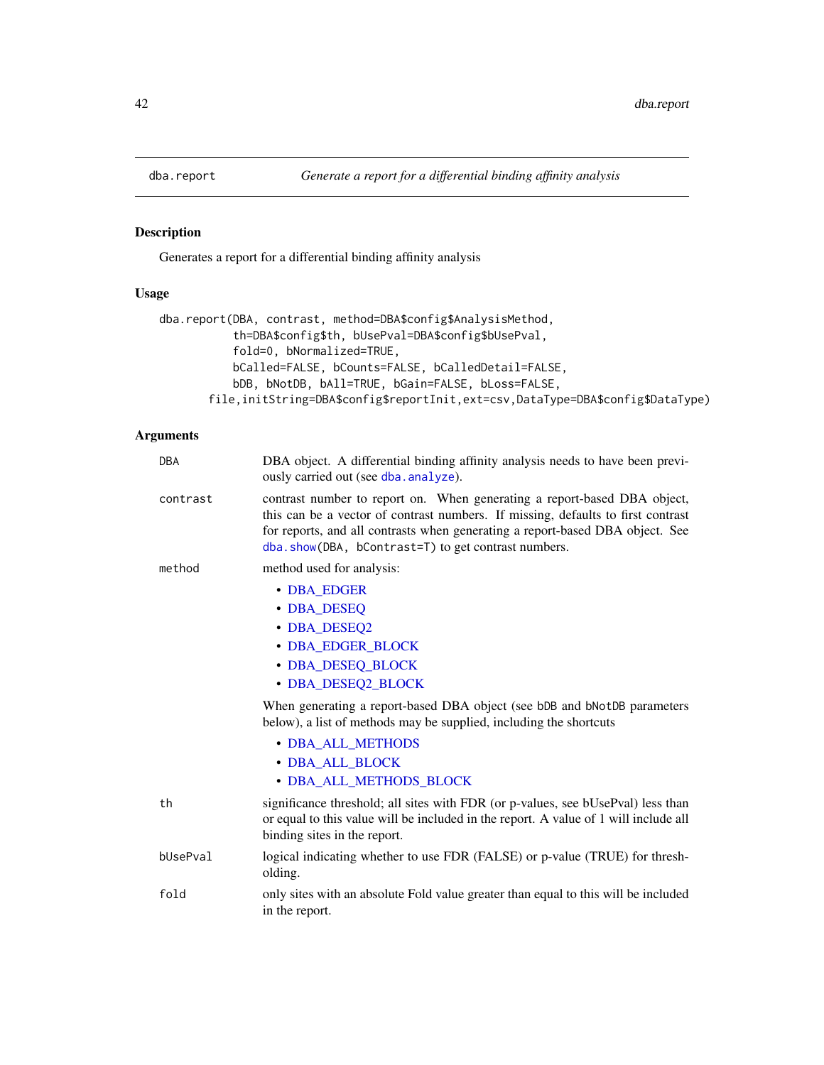dba.report — *Generate a report for a differential binding affinity analysis*

## Description

Generates a report for a differential binding affinity analysis

## Usage

```
dba.report(DBA, contrast, method=DBA$config$AnalysisMethod,
           th=DBA$config$th, bUsePval=DBA$config$bUsePval,
           fold=0, bNormalized=TRUE,
           bCalled=FALSE, bCounts=FALSE, bCalledDetail=FALSE,
           bDB, bNotDB, bAll=TRUE, bGain=FALSE, bLoss=FALSE,
       file,initString=DBA$config$reportInit,ext=csv,DataType=DBA$config$DataType)
```

## Arguments

`DBA` DBA object. A differential binding affinity analysis needs to have been previously carried out (see `dba.analyze`).

`contrast` contrast number to report on. When generating a report-based DBA object, this can be a vector of contrast numbers. If missing, defaults to first contrast for reports, and all contrasts when generating a report-based DBA object. See `dba.show(DBA, bContrast=T)` to get contrast numbers.

`method` method used for analysis:

- DBA_EDGER
- DBA_DESEQ
- DBA_DESEQ2
- DBA_EDGER_BLOCK
- DBA_DESEQ_BLOCK
- DBA_DESEQ2_BLOCK

When generating a report-based DBA object (see `bDB` and `bNotDB` parameters below), a list of methods may be supplied, including the shortcuts

- DBA_ALL_METHODS
- DBA_ALL_BLOCK
- DBA_ALL_METHODS_BLOCK

`th` significance threshold; all sites with FDR (or p-values, see bUsePval) less than or equal to this value will be included in the report. A value of 1 will include all binding sites in the report.

`bUsePval` logical indicating whether to use FDR (FALSE) or p-value (TRUE) for thresholding.

`fold` only sites with an absolute Fold value greater than equal to this will be included in the report.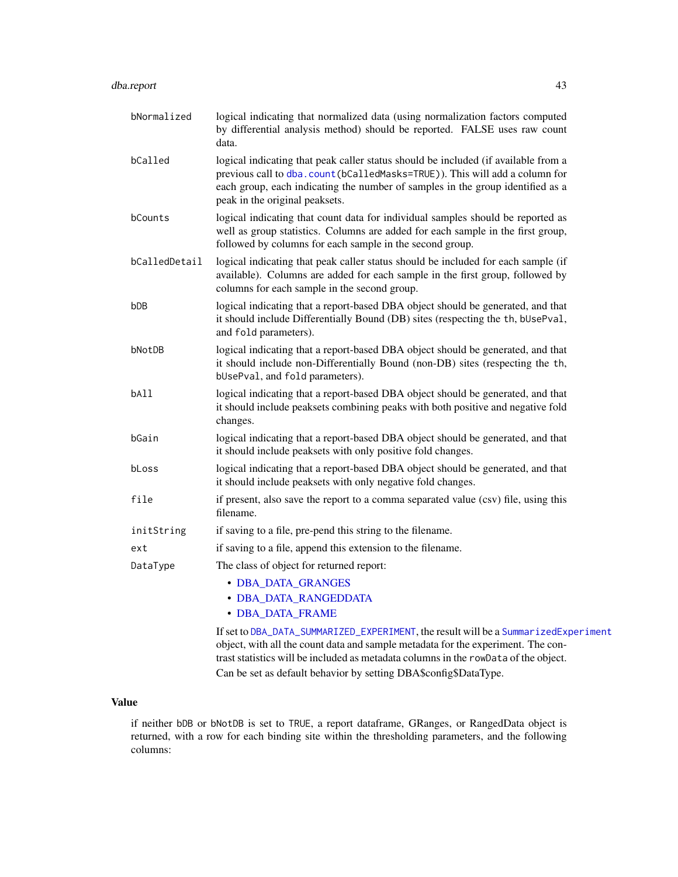| | |
|---|---|
| `bNormalized` | logical indicating that normalized data (using normalization factors computed by differential analysis method) should be reported. FALSE uses raw count data. |
| `bCalled` | logical indicating that peak caller status should be included (if available from a previous call to `dba.count(bCalledMasks=TRUE)`). This will add a column for each group, each indicating the number of samples in the group identified as a peak in the original peaksets. |
| `bCounts` | logical indicating that count data for individual samples should be reported as well as group statistics. Columns are added for each sample in the first group, followed by columns for each sample in the second group. |
| `bCalledDetail` | logical indicating that peak caller status should be included for each sample (if available). Columns are added for each sample in the first group, followed by columns for each sample in the second group. |
| `bDB` | logical indicating that a report-based DBA object should be generated, and that it should include Differentially Bound (DB) sites (respecting the `th`, `bUsePval`, and `fold` parameters). |
| `bNotDB` | logical indicating that a report-based DBA object should be generated, and that it should include non-Differentially Bound (non-DB) sites (respecting the `th`, `bUsePval`, and `fold` parameters). |
| `bAll` | logical indicating that a report-based DBA object should be generated, and that it should include peaksets combining peaks with both positive and negative fold changes. |
| `bGain` | logical indicating that a report-based DBA object should be generated, and that it should include peaksets with only positive fold changes. |
| `bLoss` | logical indicating that a report-based DBA object should be generated, and that it should include peaksets with only negative fold changes. |
| `file` | if present, also save the report to a comma separated value (csv) file, using this filename. |
| `initString` | if saving to a file, pre-pend this string to the filename. |
| `ext` | if saving to a file, append this extension to the filename. |
| `DataType` | The class of object for returned report:<br>• DBA_DATA_GRANGES<br>• DBA_DATA_RANGEDDATA<br>• DBA_DATA_FRAME<br><br>If set to `DBA_DATA_SUMMARIZED_EXPERIMENT`, the result will be a `SummarizedExperiment` object, with all the count data and sample metadata for the experiment. The contrast statistics will be included as metadata columns in the `rowData` of the object.<br>Can be set as default behavior by setting DBA$config$DataType. |

## Value

if neither `bDB` or `bNotDB` is set to `TRUE`, a report dataframe, GRanges, or RangedData object is returned, with a row for each binding site within the thresholding parameters, and the following columns: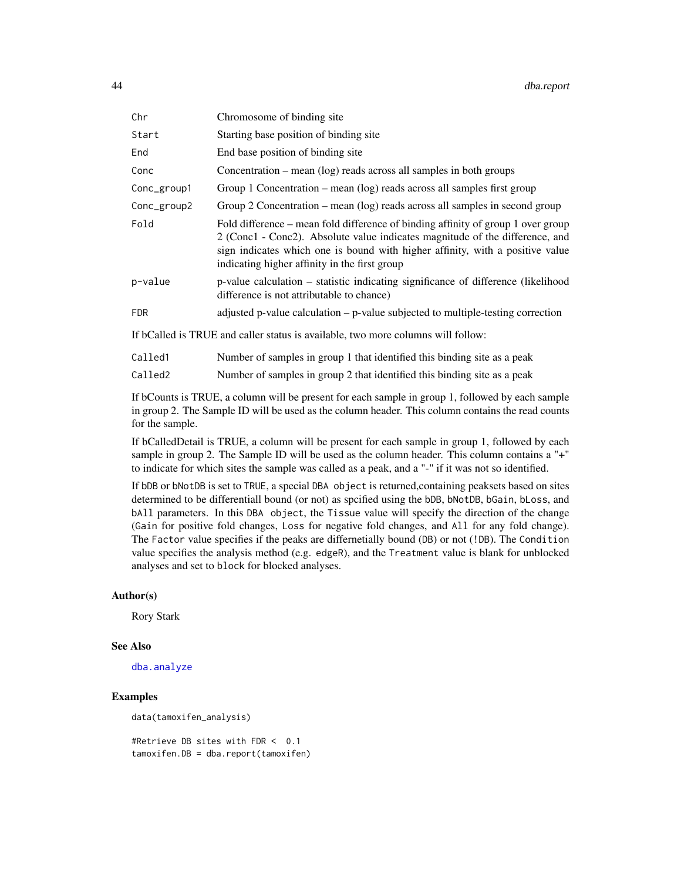| | |
|---|---|
| `Chr` | Chromosome of binding site |
| `Start` | Starting base position of binding site |
| `End` | End base position of binding site |
| `Conc` | Concentration – mean (log) reads across all samples in both groups |
| `Conc_group1` | Group 1 Concentration – mean (log) reads across all samples first group |
| `Conc_group2` | Group 2 Concentration – mean (log) reads across all samples in second group |
| `Fold` | Fold difference – mean fold difference of binding affinity of group 1 over group 2 (Conc1 - Conc2). Absolute value indicates magnitude of the difference, and sign indicates which one is bound with higher affinity, with a positive value indicating higher affinity in the first group |
| `p-value` | p-value calculation – statistic indicating significance of difference (likelihood difference is not attributable to chance) |
| `FDR` | adjusted p-value calculation – p-value subjected to multiple-testing correction |

If bCalled is TRUE and caller status is available, two more columns will follow:

| | |
|---|---|
| `Called1` | Number of samples in group 1 that identified this binding site as a peak |
| `Called2` | Number of samples in group 2 that identified this binding site as a peak |

If bCounts is TRUE, a column will be present for each sample in group 1, followed by each sample in group 2. The Sample ID will be used as the column header. This column contains the read counts for the sample.

If bCalledDetail is TRUE, a column will be present for each sample in group 1, followed by each sample in group 2. The Sample ID will be used as the column header. This column contains a "+" to indicate for which sites the sample was called as a peak, and a "-" if it was not so identified.

If `bDB` or `bNotDB` is set to `TRUE`, a special `DBA object` is returned,containing peaksets based on sites determined to be differentiall bound (or not) as spcified using the `bDB`, `bNotDB`, `bGain`, `bLoss`, and `bAll` parameters. In this `DBA object`, the `Tissue` value will specify the direction of the change (`Gain` for positive fold changes, `Loss` for negative fold changes, and `All` for any fold change). The `Factor` value specifies if the peaks are differnetially bound (`DB`) or not (`!DB`). The `Condition` value specifies the analysis method (e.g. `edgeR`), and the `Treatment` value is blank for unblocked analyses and set to `block` for blocked analyses.

### Author(s)

Rory Stark

### See Also

`dba.analyze`

### Examples

```
data(tamoxifen_analysis)

#Retrieve DB sites with FDR <  0.1
tamoxifen.DB = dba.report(tamoxifen)
```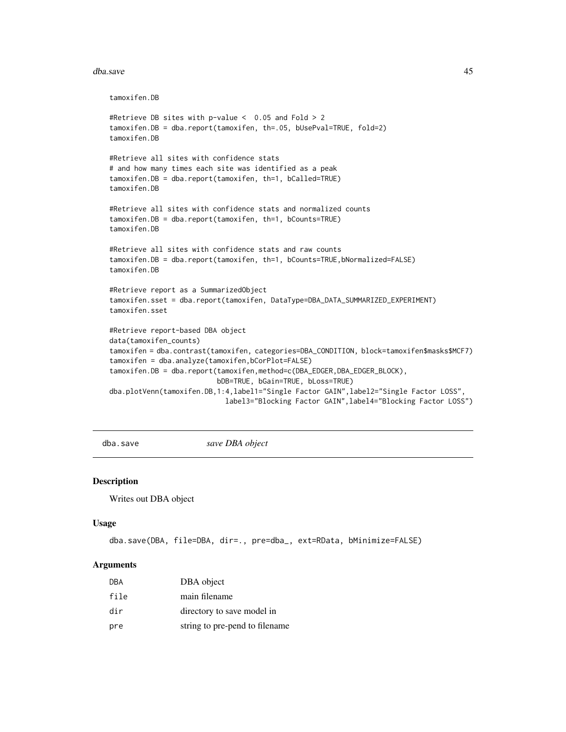```
tamoxifen.DB

#Retrieve DB sites with p-value <  0.05 and Fold > 2
tamoxifen.DB = dba.report(tamoxifen, th=.05, bUsePval=TRUE, fold=2)
tamoxifen.DB

#Retrieve all sites with confidence stats
# and how many times each site was identified as a peak
tamoxifen.DB = dba.report(tamoxifen, th=1, bCalled=TRUE)
tamoxifen.DB

#Retrieve all sites with confidence stats and normalized counts
tamoxifen.DB = dba.report(tamoxifen, th=1, bCounts=TRUE)
tamoxifen.DB

#Retrieve all sites with confidence stats and raw counts
tamoxifen.DB = dba.report(tamoxifen, th=1, bCounts=TRUE,bNormalized=FALSE)
tamoxifen.DB

#Retrieve report as a SummarizedObject
tamoxifen.sset = dba.report(tamoxifen, DataType=DBA_DATA_SUMMARIZED_EXPERIMENT)
tamoxifen.sset

#Retrieve report-based DBA object
data(tamoxifen_counts)
tamoxifen = dba.contrast(tamoxifen, categories=DBA_CONDITION, block=tamoxifen$masks$MCF7)
tamoxifen = dba.analyze(tamoxifen,bCorPlot=FALSE)
tamoxifen.DB = dba.report(tamoxifen,method=c(DBA_EDGER,DBA_EDGER_BLOCK),
                          bDB=TRUE, bGain=TRUE, bLoss=TRUE)
dba.plotVenn(tamoxifen.DB,1:4,label1="Single Factor GAIN",label2="Single Factor LOSS",
                             label3="Blocking Factor GAIN",label4="Blocking Factor LOSS")
```

## dba.save — *save DBA object*

### Description

Writes out DBA object

### Usage

```
dba.save(DBA, file=DBA, dir=., pre=dba_, ext=RData, bMinimize=FALSE)
```

### Arguments

| | |
|---|---|
| DBA | DBA object |
| file | main filename |
| dir | directory to save model in |
| pre | string to pre-pend to filename |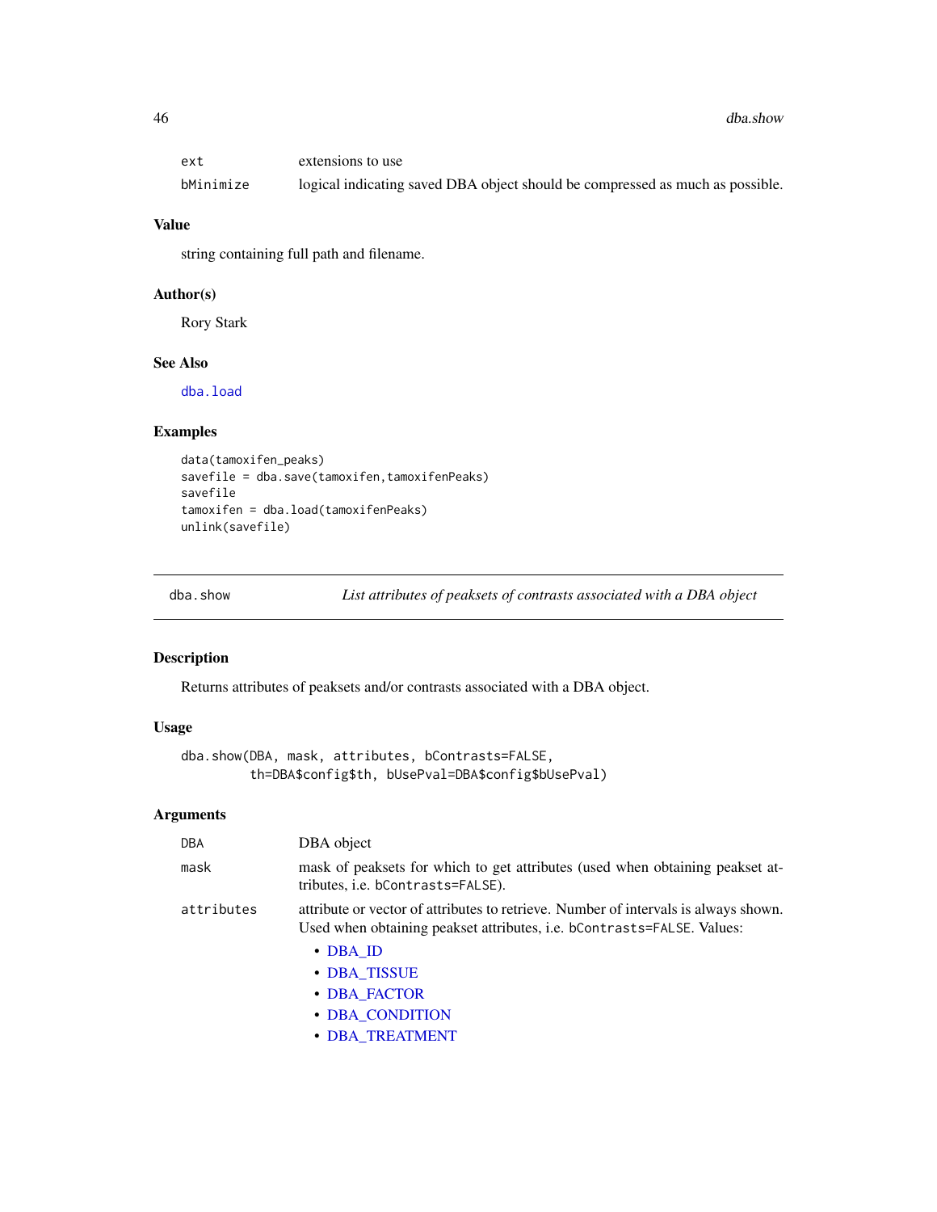| | |
|---|---|
| ext | extensions to use |
| bMinimize | logical indicating saved DBA object should be compressed as much as possible. |

## Value

string containing full path and filename.

## Author(s)

Rory Stark

## See Also

dba.load

## Examples

```
data(tamoxifen_peaks)
savefile = dba.save(tamoxifen,tamoxifenPeaks)
savefile
tamoxifen = dba.load(tamoxifenPeaks)
unlink(savefile)
```

---

# dba.show — *List attributes of peaksets of contrasts associated with a DBA object*

## Description

Returns attributes of peaksets and/or contrasts associated with a DBA object.

## Usage

```
dba.show(DBA, mask, attributes, bContrasts=FALSE,
         th=DBA$config$th, bUsePval=DBA$config$bUsePval)
```

## Arguments

| | |
|---|---|
| DBA | DBA object |
| mask | mask of peaksets for which to get attributes (used when obtaining peakset attributes, i.e. bContrasts=FALSE). |
| attributes | attribute or vector of attributes to retrieve. Number of intervals is always shown. Used when obtaining peakset attributes, i.e. bContrasts=FALSE. Values: |

- DBA_ID
- DBA_TISSUE
- DBA_FACTOR
- DBA_CONDITION
- DBA_TREATMENT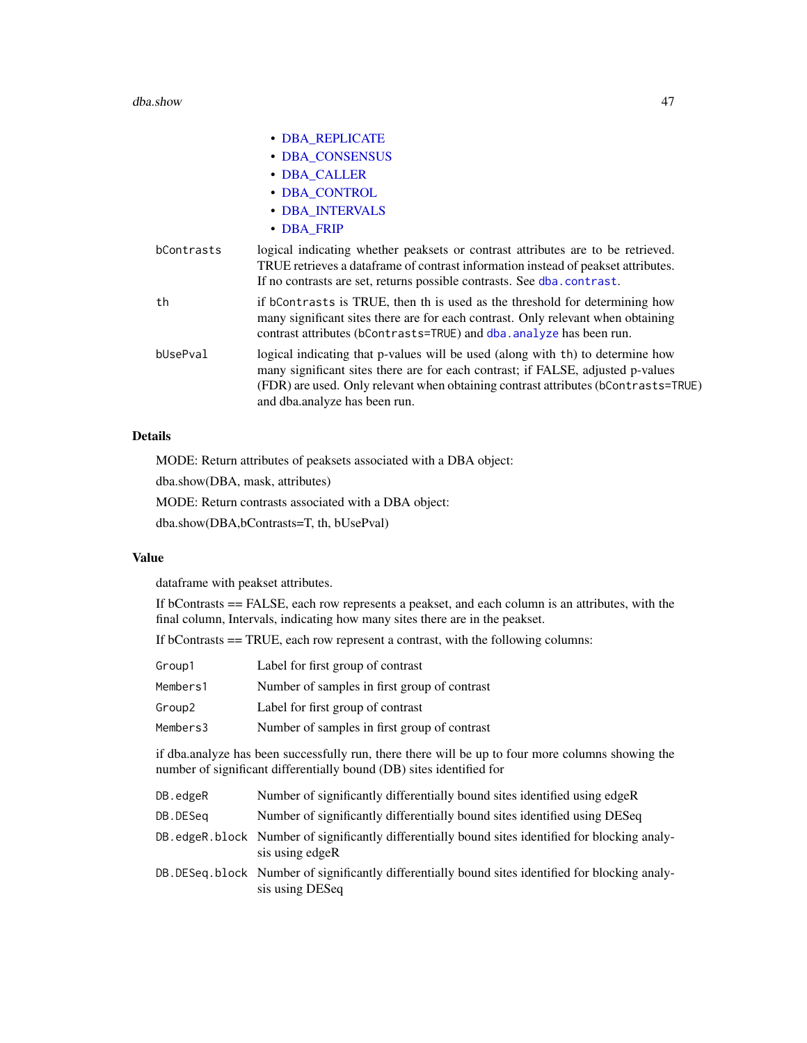- DBA_REPLICATE
- DBA_CONSENSUS
- DBA_CALLER
- DBA_CONTROL
- DBA_INTERVALS
- DBA_FRIP

| | |
|---|---|
| bContrasts | logical indicating whether peaksets or contrast attributes are to be retrieved. TRUE retrieves a dataframe of contrast information instead of peakset attributes. If no contrasts are set, returns possible contrasts. See `dba.contrast`. |
| th | if `bContrasts` is TRUE, then th is used as the threshold for determining how many significant sites there are for each contrast. Only relevant when obtaining contrast attributes (`bContrasts=TRUE`) and `dba.analyze` has been run. |
| bUsePval | logical indicating that p-values will be used (along with `th`) to determine how many significant sites there are for each contrast; if FALSE, adjusted p-values (FDR) are used. Only relevant when obtaining contrast attributes (`bContrasts=TRUE`) and dba.analyze has been run. |

## Details

MODE: Return attributes of peaksets associated with a DBA object:

dba.show(DBA, mask, attributes)

MODE: Return contrasts associated with a DBA object:

dba.show(DBA,bContrasts=T, th, bUsePval)

## Value

dataframe with peakset attributes.

If bContrasts == FALSE, each row represents a peakset, and each column is an attributes, with the final column, Intervals, indicating how many sites there are in the peakset.

If bContrasts == TRUE, each row represent a contrast, with the following columns:

| | |
|---|---|
| Group1 | Label for first group of contrast |
| Members1 | Number of samples in first group of contrast |
| Group2 | Label for first group of contrast |
| Members3 | Number of samples in first group of contrast |

if dba.analyze has been successfully run, there there will be up to four more columns showing the number of significant differentially bound (DB) sites identified for

| | |
|---|---|
| DB.edgeR | Number of significantly differentially bound sites identified using edgeR |
| DB.DESeq | Number of significantly differentially bound sites identified using DESeq |
| DB.edgeR.block | Number of significantly differentially bound sites identified for blocking analysis using edgeR |
| DB.DESeq.block | Number of significantly differentially bound sites identified for blocking analysis using DESeq |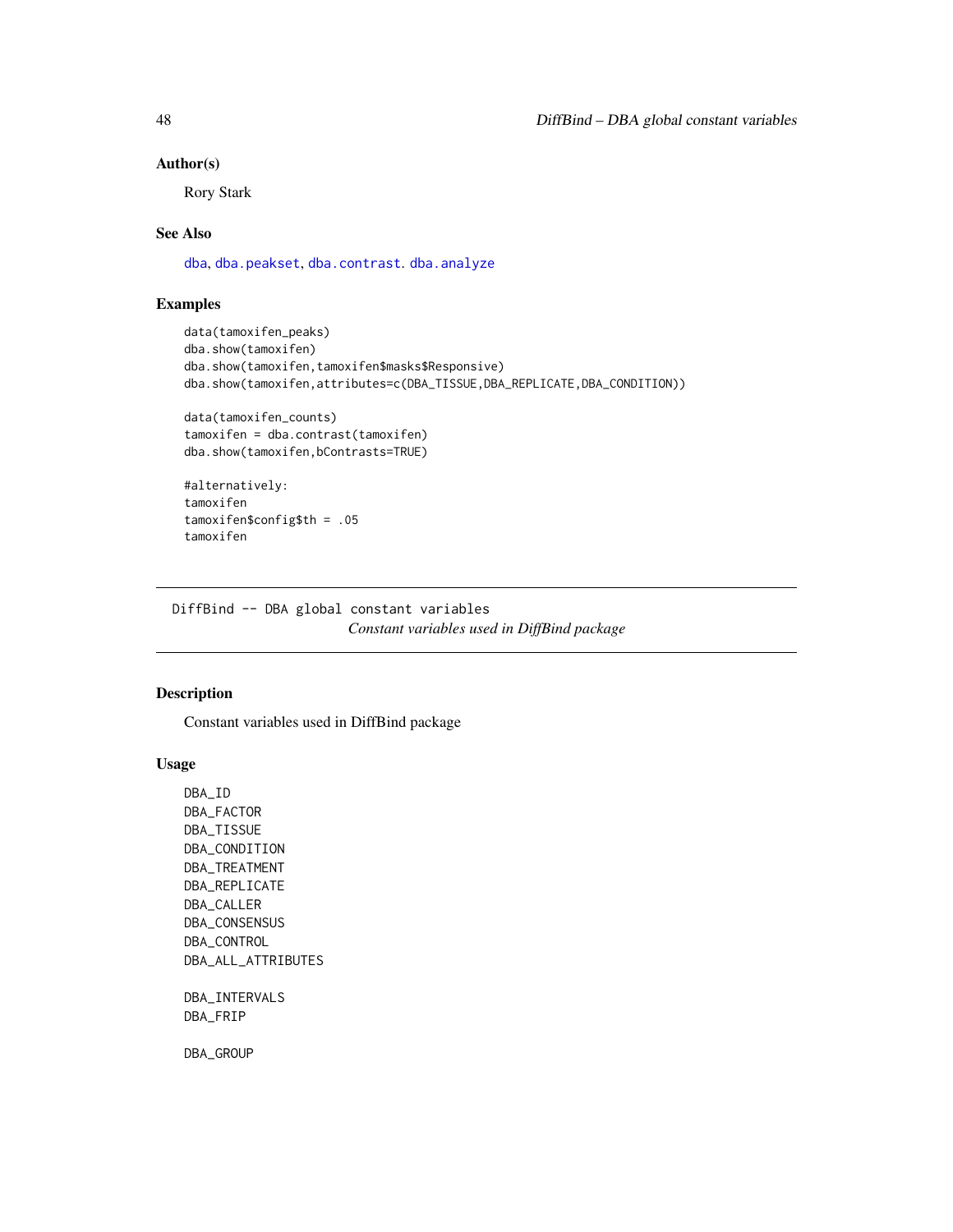## Author(s)

Rory Stark

## See Also

dba, dba.peakset, dba.contrast. dba.analyze

## Examples

```
data(tamoxifen_peaks)
dba.show(tamoxifen)
dba.show(tamoxifen,tamoxifen$masks$Responsive)
dba.show(tamoxifen,attributes=c(DBA_TISSUE,DBA_REPLICATE,DBA_CONDITION))

data(tamoxifen_counts)
tamoxifen = dba.contrast(tamoxifen)
dba.show(tamoxifen,bContrasts=TRUE)

#alternatively:
tamoxifen
tamoxifen$config$th = .05
tamoxifen
```

---

# DiffBind -- DBA global constant variables

*Constant variables used in DiffBind package*

---

## Description

Constant variables used in DiffBind package

## Usage

```
DBA_ID
DBA_FACTOR
DBA_TISSUE
DBA_CONDITION
DBA_TREATMENT
DBA_REPLICATE
DBA_CALLER
DBA_CONSENSUS
DBA_CONTROL
DBA_ALL_ATTRIBUTES

DBA_INTERVALS
DBA_FRIP

DBA_GROUP
```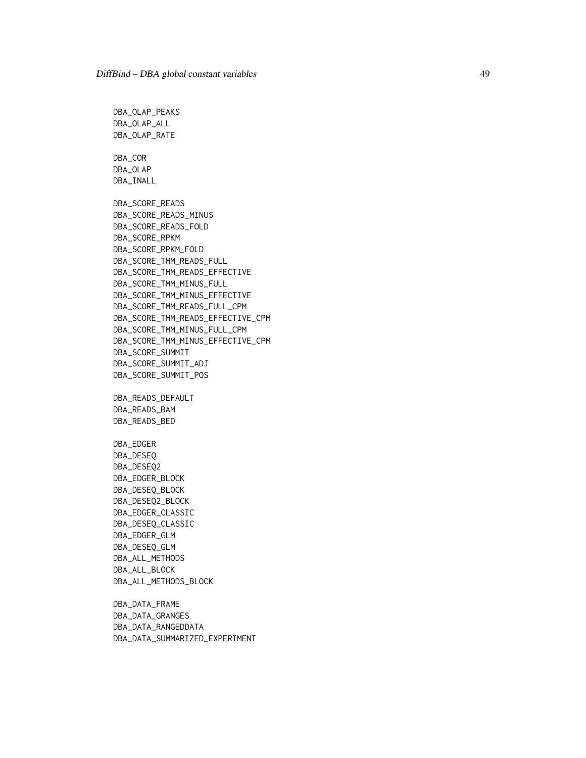```
DBA_OLAP_PEAKS
DBA_OLAP_ALL
DBA_OLAP_RATE

DBA_COR
DBA_OLAP
DBA_INALL

DBA_SCORE_READS
DBA_SCORE_READS_MINUS
DBA_SCORE_READS_FOLD
DBA_SCORE_RPKM
DBA_SCORE_RPKM_FOLD
DBA_SCORE_TMM_READS_FULL
DBA_SCORE_TMM_READS_EFFECTIVE
DBA_SCORE_TMM_MINUS_FULL
DBA_SCORE_TMM_MINUS_EFFECTIVE
DBA_SCORE_TMM_READS_FULL_CPM
DBA_SCORE_TMM_READS_EFFECTIVE_CPM
DBA_SCORE_TMM_MINUS_FULL_CPM
DBA_SCORE_TMM_MINUS_EFFECTIVE_CPM
DBA_SCORE_SUMMIT
DBA_SCORE_SUMMIT_ADJ
DBA_SCORE_SUMMIT_POS

DBA_READS_DEFAULT
DBA_READS_BAM
DBA_READS_BED

DBA_EDGER
DBA_DESEQ
DBA_DESEQ2
DBA_EDGER_BLOCK
DBA_DESEQ_BLOCK
DBA_DESEQ2_BLOCK
DBA_EDGER_CLASSIC
DBA_DESEQ_CLASSIC
DBA_EDGER_GLM
DBA_DESEQ_GLM
DBA_ALL_METHODS
DBA_ALL_BLOCK
DBA_ALL_METHODS_BLOCK

DBA_DATA_FRAME
DBA_DATA_GRANGES
DBA_DATA_RANGEDDATA
DBA_DATA_SUMMARIZED_EXPERIMENT
```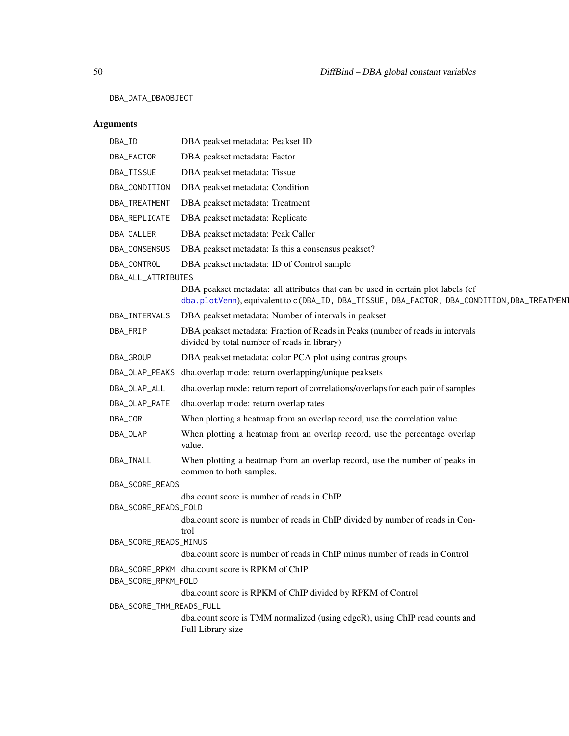```
DBA_DATA_DBAOBJECT
```

### Arguments

| | |
|---|---|
| `DBA_ID` | DBA peakset metadata: Peakset ID |
| `DBA_FACTOR` | DBA peakset metadata: Factor |
| `DBA_TISSUE` | DBA peakset metadata: Tissue |
| `DBA_CONDITION` | DBA peakset metadata: Condition |
| `DBA_TREATMENT` | DBA peakset metadata: Treatment |
| `DBA_REPLICATE` | DBA peakset metadata: Replicate |
| `DBA_CALLER` | DBA peakset metadata: Peak Caller |
| `DBA_CONSENSUS` | DBA peakset metadata: Is this a consensus peakset? |
| `DBA_CONTROL` | DBA peakset metadata: ID of Control sample |
| `DBA_ALL_ATTRIBUTES` | DBA peakset metadata: all attributes that can be used in certain plot labels (cf `dba.plotVenn`), equivalent to `c(DBA_ID, DBA_TISSUE, DBA_FACTOR, DBA_CONDITION,DBA_TREATMENT` |
| `DBA_INTERVALS` | DBA peakset metadata: Number of intervals in peakset |
| `DBA_FRIP` | DBA peakset metadata: Fraction of Reads in Peaks (number of reads in intervals divided by total number of reads in library) |
| `DBA_GROUP` | DBA peakset metadata: color PCA plot using contras groups |
| `DBA_OLAP_PEAKS` | dba.overlap mode: return overlapping/unique peaksets |
| `DBA_OLAP_ALL` | dba.overlap mode: return report of correlations/overlaps for each pair of samples |
| `DBA_OLAP_RATE` | dba.overlap mode: return overlap rates |
| `DBA_COR` | When plotting a heatmap from an overlap record, use the correlation value. |
| `DBA_OLAP` | When plotting a heatmap from an overlap record, use the percentage overlap value. |
| `DBA_INALL` | When plotting a heatmap from an overlap record, use the number of peaks in common to both samples. |
| `DBA_SCORE_READS` | dba.count score is number of reads in ChIP |
| `DBA_SCORE_READS_FOLD` | dba.count score is number of reads in ChIP divided by number of reads in Control |
| `DBA_SCORE_READS_MINUS` | dba.count score is number of reads in ChIP minus number of reads in Control |
| `DBA_SCORE_RPKM` | dba.count score is RPKM of ChIP |
| `DBA_SCORE_RPKM_FOLD` | dba.count score is RPKM of ChIP divided by RPKM of Control |
| `DBA_SCORE_TMM_READS_FULL` | dba.count score is TMM normalized (using edgeR), using ChIP read counts and Full Library size |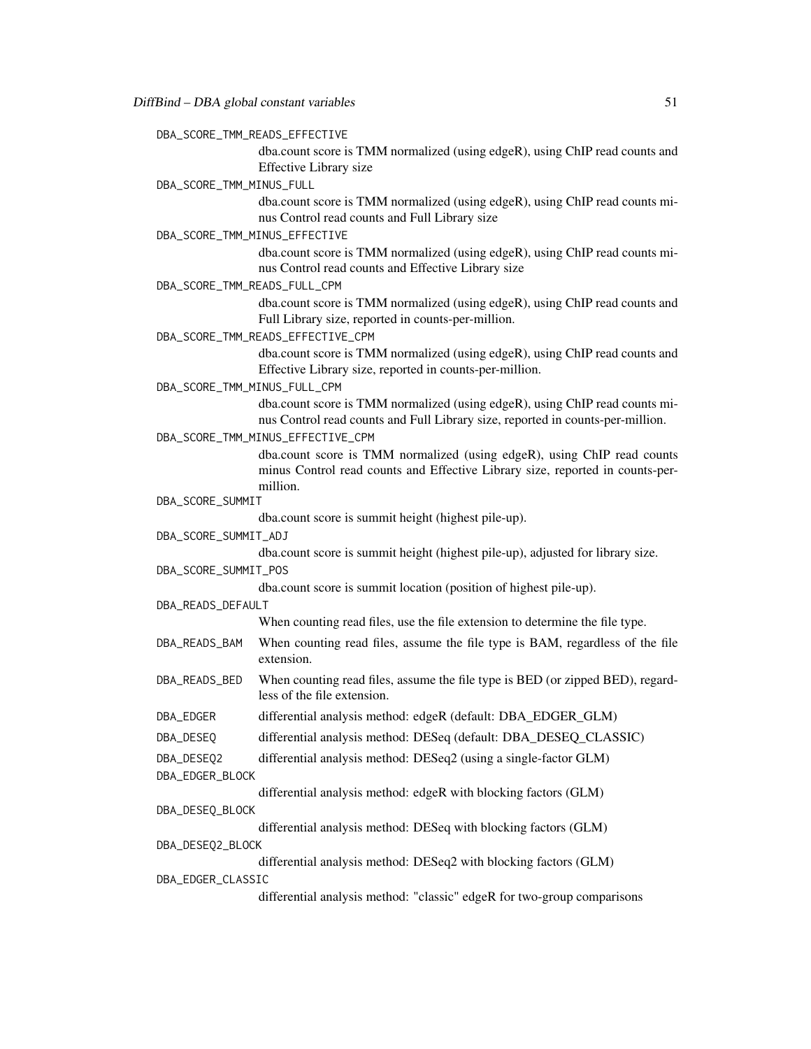DBA_SCORE_TMM_READS_EFFECTIVE
: dba.count score is TMM normalized (using edgeR), using ChIP read counts and Effective Library size

DBA_SCORE_TMM_MINUS_FULL
: dba.count score is TMM normalized (using edgeR), using ChIP read counts minus Control read counts and Full Library size

DBA_SCORE_TMM_MINUS_EFFECTIVE
: dba.count score is TMM normalized (using edgeR), using ChIP read counts minus Control read counts and Effective Library size

DBA_SCORE_TMM_READS_FULL_CPM
: dba.count score is TMM normalized (using edgeR), using ChIP read counts and Full Library size, reported in counts-per-million.

DBA_SCORE_TMM_READS_EFFECTIVE_CPM
: dba.count score is TMM normalized (using edgeR), using ChIP read counts and Effective Library size, reported in counts-per-million.

DBA_SCORE_TMM_MINUS_FULL_CPM
: dba.count score is TMM normalized (using edgeR), using ChIP read counts minus Control read counts and Full Library size, reported in counts-per-million.

DBA_SCORE_TMM_MINUS_EFFECTIVE_CPM
: dba.count score is TMM normalized (using edgeR), using ChIP read counts minus Control read counts and Effective Library size, reported in counts-per-million.

DBA_SCORE_SUMMIT
: dba.count score is summit height (highest pile-up).

DBA_SCORE_SUMMIT_ADJ
: dba.count score is summit height (highest pile-up), adjusted for library size.

DBA_SCORE_SUMMIT_POS
: dba.count score is summit location (position of highest pile-up).

DBA_READS_DEFAULT
: When counting read files, use the file extension to determine the file type.

DBA_READS_BAM
: When counting read files, assume the file type is BAM, regardless of the file extension.

DBA_READS_BED
: When counting read files, assume the file type is BED (or zipped BED), regardless of the file extension.

DBA_EDGER
: differential analysis method: edgeR (default: DBA_EDGER_GLM)

DBA_DESEQ
: differential analysis method: DESeq (default: DBA_DESEQ_CLASSIC)

DBA_DESEQ2
: differential analysis method: DESeq2 (using a single-factor GLM)

DBA_EDGER_BLOCK
: differential analysis method: edgeR with blocking factors (GLM)

DBA_DESEQ_BLOCK
: differential analysis method: DESeq with blocking factors (GLM)

DBA_DESEQ2_BLOCK
: differential analysis method: DESeq2 with blocking factors (GLM)

DBA_EDGER_CLASSIC
: differential analysis method: "classic" edgeR for two-group comparisons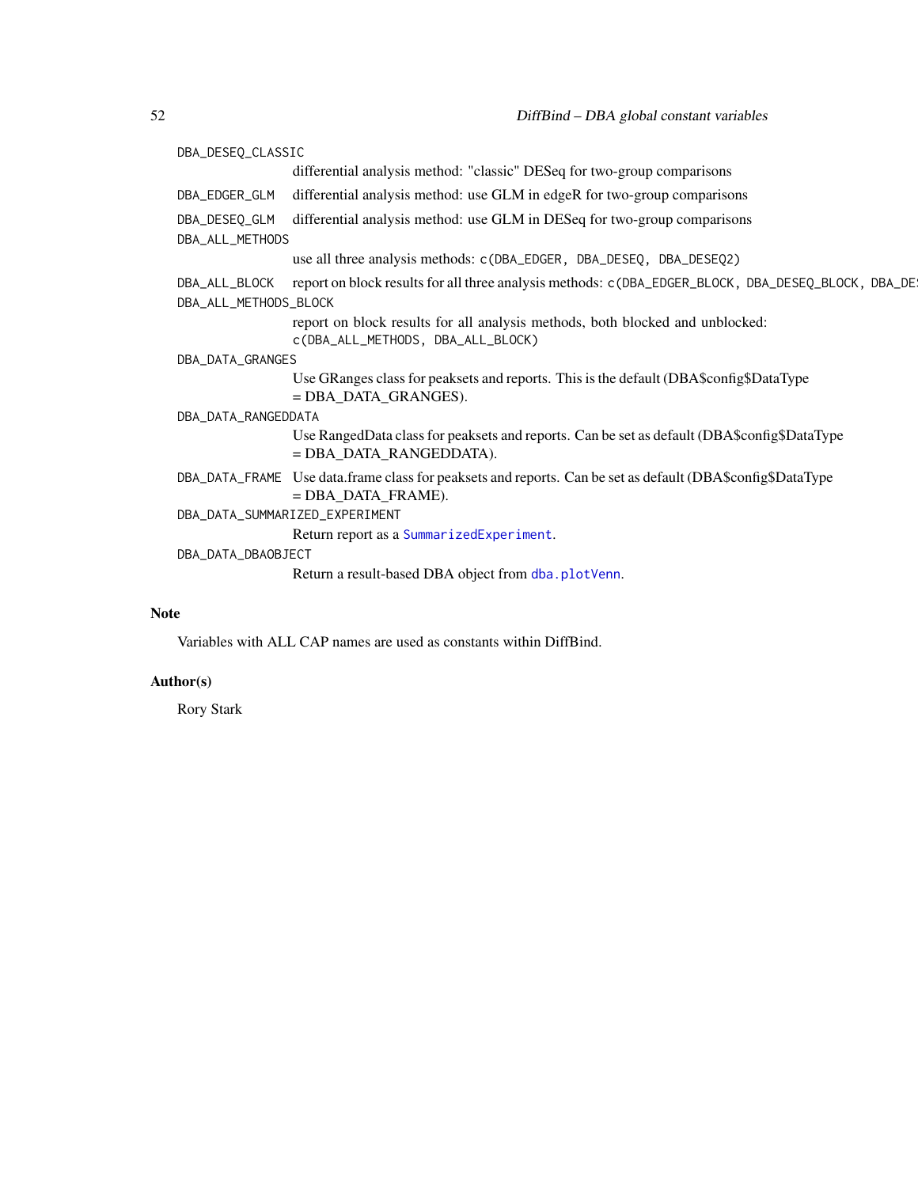`DBA_DESEQ_CLASSIC`
: differential analysis method: "classic" DESeq for two-group comparisons

`DBA_EDGER_GLM`
: differential analysis method: use GLM in edgeR for two-group comparisons

`DBA_DESEQ_GLM`
: differential analysis method: use GLM in DESeq for two-group comparisons

`DBA_ALL_METHODS`
: use all three analysis methods: `c(DBA_EDGER, DBA_DESEQ, DBA_DESEQ2)`

`DBA_ALL_BLOCK`
: report on block results for all three analysis methods: `c(DBA_EDGER_BLOCK, DBA_DESEQ_BLOCK, DBA_DE`

`DBA_ALL_METHODS_BLOCK`
: report on block results for all analysis methods, both blocked and unblocked: `c(DBA_ALL_METHODS, DBA_ALL_BLOCK)`

`DBA_DATA_GRANGES`
: Use GRanges class for peaksets and reports. This is the default (DBA$config$DataType = DBA_DATA_GRANGES).

`DBA_DATA_RANGEDDATA`
: Use RangedData class for peaksets and reports. Can be set as default (DBA$config$DataType = DBA_DATA_RANGEDDATA).

`DBA_DATA_FRAME`
: Use data.frame class for peaksets and reports. Can be set as default (DBA$config$DataType = DBA_DATA_FRAME).

`DBA_DATA_SUMMARIZED_EXPERIMENT`
: Return report as a `SummarizedExperiment`.

`DBA_DATA_DBAOBJECT`
: Return a result-based DBA object from `dba.plotVenn`.

## Note

Variables with ALL CAP names are used as constants within DiffBind.

## Author(s)

Rory Stark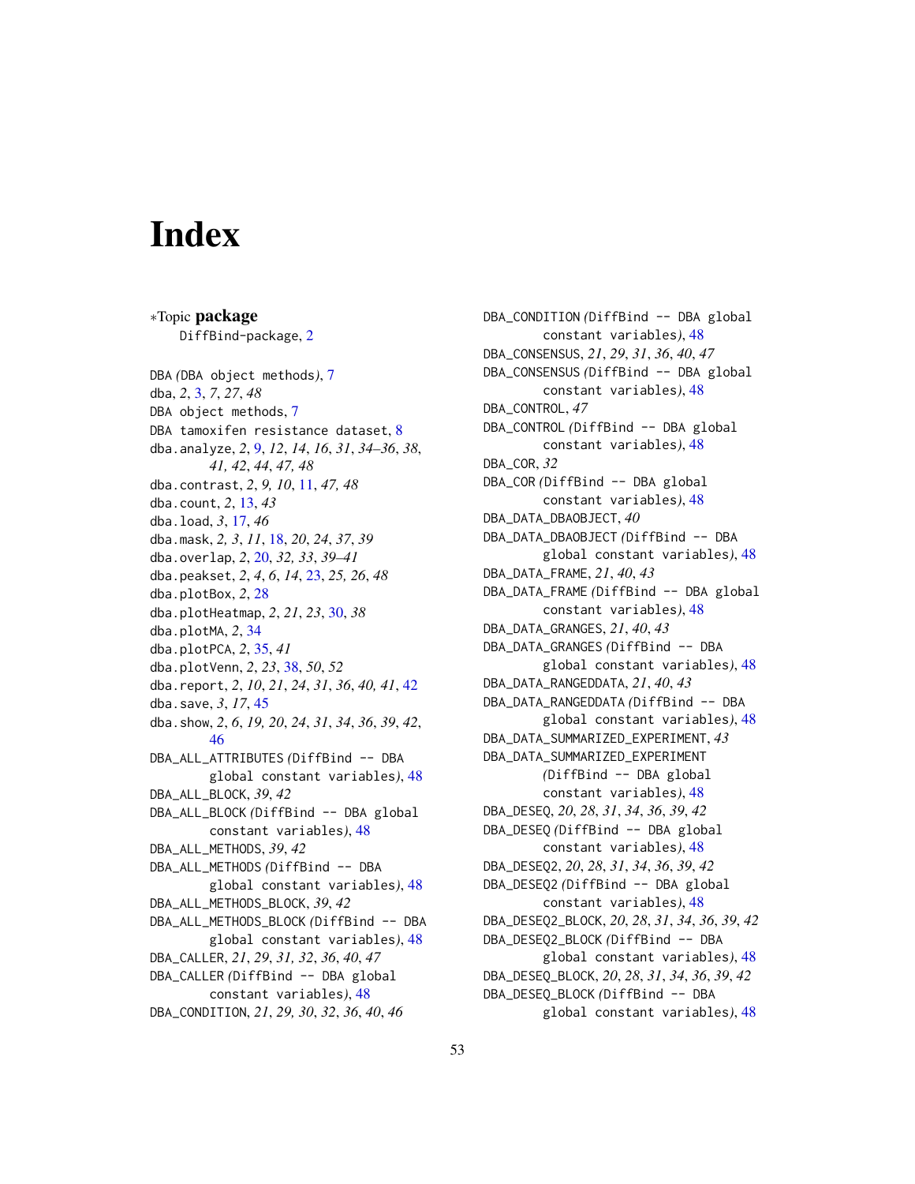# Index

∗Topic **package**
  DiffBind-package, 2

DBA *(*DBA object methods*)*, 7
dba, *2*, 3, *7*, *27*, *48*
DBA object methods, 7
DBA tamoxifen resistance dataset, 8
dba.analyze, *2*, 9, *12*, *14*, *16*, *31*, *34–36*, *38*, *41, 42*, *44*, *47, 48*
dba.contrast, *2*, *9, 10*, 11, *47, 48*
dba.count, *2*, 13, *43*
dba.load, *3*, 17, *46*
dba.mask, *2, 3*, *11*, 18, *20*, *24*, *37*, *39*
dba.overlap, *2*, 20, *32, 33*, *39–41*
dba.peakset, *2*, *4*, *6*, *14*, 23, *25, 26*, *48*
dba.plotBox, *2*, 28
dba.plotHeatmap, *2*, *21*, *23*, 30, *38*
dba.plotMA, *2*, 34
dba.plotPCA, *2*, 35, *41*
dba.plotVenn, *2*, *23*, 38, *50*, *52*
dba.report, *2*, *10*, *21*, *24*, *31*, *36*, *40, 41*, 42
dba.save, *3*, *17*, 45
dba.show, *2*, *6*, *19, 20*, *24*, *31*, *34*, *36*, *39*, *42*, 46
DBA_ALL_ATTRIBUTES *(*DiffBind -- DBA global constant variables*)*, 48
DBA_ALL_BLOCK, *39*, *42*
DBA_ALL_BLOCK *(*DiffBind -- DBA global constant variables*)*, 48
DBA_ALL_METHODS, *39*, *42*
DBA_ALL_METHODS *(*DiffBind -- DBA global constant variables*)*, 48
DBA_ALL_METHODS_BLOCK, *39*, *42*
DBA_ALL_METHODS_BLOCK *(*DiffBind -- DBA global constant variables*)*, 48
DBA_CALLER, *21*, *29*, *31, 32*, *36*, *40*, *47*
DBA_CALLER *(*DiffBind -- DBA global constant variables*)*, 48
DBA_CONDITION, *21*, *29, 30*, *32*, *36*, *40*, *46*
DBA_CONDITION *(*DiffBind -- DBA global constant variables*)*, 48
DBA_CONSENSUS, *21*, *29*, *31*, *36*, *40*, *47*
DBA_CONSENSUS *(*DiffBind -- DBA global constant variables*)*, 48
DBA_CONTROL, *47*
DBA_CONTROL *(*DiffBind -- DBA global constant variables*)*, 48
DBA_COR, *32*
DBA_COR *(*DiffBind -- DBA global constant variables*)*, 48
DBA_DATA_DBAOBJECT, *40*
DBA_DATA_DBAOBJECT *(*DiffBind -- DBA global constant variables*)*, 48
DBA_DATA_FRAME, *21*, *40*, *43*
DBA_DATA_FRAME *(*DiffBind -- DBA global constant variables*)*, 48
DBA_DATA_GRANGES, *21*, *40*, *43*
DBA_DATA_GRANGES *(*DiffBind -- DBA global constant variables*)*, 48
DBA_DATA_RANGEDDATA, *21*, *40*, *43*
DBA_DATA_RANGEDDATA *(*DiffBind -- DBA global constant variables*)*, 48
DBA_DATA_SUMMARIZED_EXPERIMENT, *43*
DBA_DATA_SUMMARIZED_EXPERIMENT *(*DiffBind -- DBA global constant variables*)*, 48
DBA_DESEQ, *20*, *28*, *31*, *34*, *36*, *39*, *42*
DBA_DESEQ *(*DiffBind -- DBA global constant variables*)*, 48
DBA_DESEQ2, *20*, *28*, *31*, *34*, *36*, *39*, *42*
DBA_DESEQ2 *(*DiffBind -- DBA global constant variables*)*, 48
DBA_DESEQ2_BLOCK, *20*, *28*, *31*, *34*, *36*, *39*, *42*
DBA_DESEQ2_BLOCK *(*DiffBind -- DBA global constant variables*)*, 48
DBA_DESEQ_BLOCK, *20*, *28*, *31*, *34*, *36*, *39*, *42*
DBA_DESEQ_BLOCK *(*DiffBind -- DBA global constant variables*)*, 48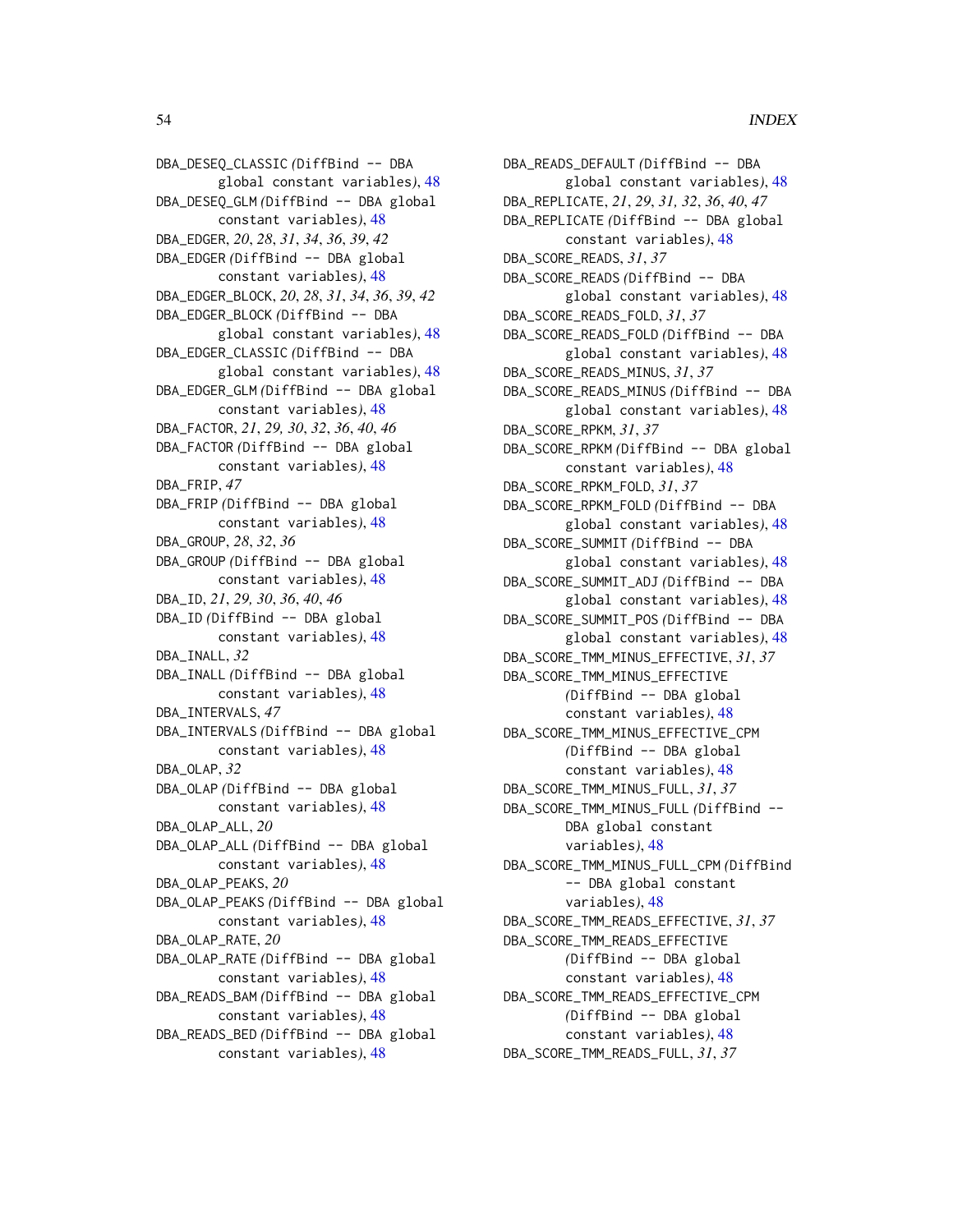DBA_DESEQ_CLASSIC *(*DiffBind -- DBA global constant variables*)*, 48
DBA_DESEQ_GLM *(*DiffBind -- DBA global constant variables*)*, 48
DBA_EDGER, *20*, *28*, *31*, *34*, *36*, *39*, *42*
DBA_EDGER *(*DiffBind -- DBA global constant variables*)*, 48
DBA_EDGER_BLOCK, *20*, *28*, *31*, *34*, *36*, *39*, *42*
DBA_EDGER_BLOCK *(*DiffBind -- DBA global constant variables*)*, 48
DBA_EDGER_CLASSIC *(*DiffBind -- DBA global constant variables*)*, 48
DBA_EDGER_GLM *(*DiffBind -- DBA global constant variables*)*, 48
DBA_FACTOR, *21*, *29, 30*, *32*, *36*, *40*, *46*
DBA_FACTOR *(*DiffBind -- DBA global constant variables*)*, 48
DBA_FRIP, *47*
DBA_FRIP *(*DiffBind -- DBA global constant variables*)*, 48
DBA_GROUP, *28*, *32*, *36*
DBA_GROUP *(*DiffBind -- DBA global constant variables*)*, 48
DBA_ID, *21*, *29, 30*, *36*, *40*, *46*
DBA_ID *(*DiffBind -- DBA global constant variables*)*, 48
DBA_INALL, *32*
DBA_INALL *(*DiffBind -- DBA global constant variables*)*, 48
DBA_INTERVALS, *47*
DBA_INTERVALS *(*DiffBind -- DBA global constant variables*)*, 48
DBA_OLAP, *32*
DBA_OLAP *(*DiffBind -- DBA global constant variables*)*, 48
DBA_OLAP_ALL, *20*
DBA_OLAP_ALL *(*DiffBind -- DBA global constant variables*)*, 48
DBA_OLAP_PEAKS, *20*
DBA_OLAP_PEAKS *(*DiffBind -- DBA global constant variables*)*, 48
DBA_OLAP_RATE, *20*
DBA_OLAP_RATE *(*DiffBind -- DBA global constant variables*)*, 48
DBA_READS_BAM *(*DiffBind -- DBA global constant variables*)*, 48
DBA_READS_BED *(*DiffBind -- DBA global constant variables*)*, 48
DBA_READS_DEFAULT *(*DiffBind -- DBA global constant variables*)*, 48
DBA_REPLICATE, *21*, *29*, *31, 32*, *36*, *40*, *47*
DBA_REPLICATE *(*DiffBind -- DBA global constant variables*)*, 48
DBA_SCORE_READS, *31*, *37*
DBA_SCORE_READS *(*DiffBind -- DBA global constant variables*)*, 48
DBA_SCORE_READS_FOLD, *31*, *37*
DBA_SCORE_READS_FOLD *(*DiffBind -- DBA global constant variables*)*, 48
DBA_SCORE_READS_MINUS, *31*, *37*
DBA_SCORE_READS_MINUS *(*DiffBind -- DBA global constant variables*)*, 48
DBA_SCORE_RPKM, *31*, *37*
DBA_SCORE_RPKM *(*DiffBind -- DBA global constant variables*)*, 48
DBA_SCORE_RPKM_FOLD, *31*, *37*
DBA_SCORE_RPKM_FOLD *(*DiffBind -- DBA global constant variables*)*, 48
DBA_SCORE_SUMMIT *(*DiffBind -- DBA global constant variables*)*, 48
DBA_SCORE_SUMMIT_ADJ *(*DiffBind -- DBA global constant variables*)*, 48
DBA_SCORE_SUMMIT_POS *(*DiffBind -- DBA global constant variables*)*, 48
DBA_SCORE_TMM_MINUS_EFFECTIVE, *31*, *37*
DBA_SCORE_TMM_MINUS_EFFECTIVE *(*DiffBind -- DBA global constant variables*)*, 48
DBA_SCORE_TMM_MINUS_EFFECTIVE_CPM *(*DiffBind -- DBA global constant variables*)*, 48
DBA_SCORE_TMM_MINUS_FULL, *31*, *37*
DBA_SCORE_TMM_MINUS_FULL *(*DiffBind -- DBA global constant variables*)*, 48
DBA_SCORE_TMM_MINUS_FULL_CPM *(*DiffBind -- DBA global constant variables*)*, 48
DBA_SCORE_TMM_READS_EFFECTIVE, *31*, *37*
DBA_SCORE_TMM_READS_EFFECTIVE *(*DiffBind -- DBA global constant variables*)*, 48
DBA_SCORE_TMM_READS_EFFECTIVE_CPM *(*DiffBind -- DBA global constant variables*)*, 48
DBA_SCORE_TMM_READS_FULL, *31*, *37*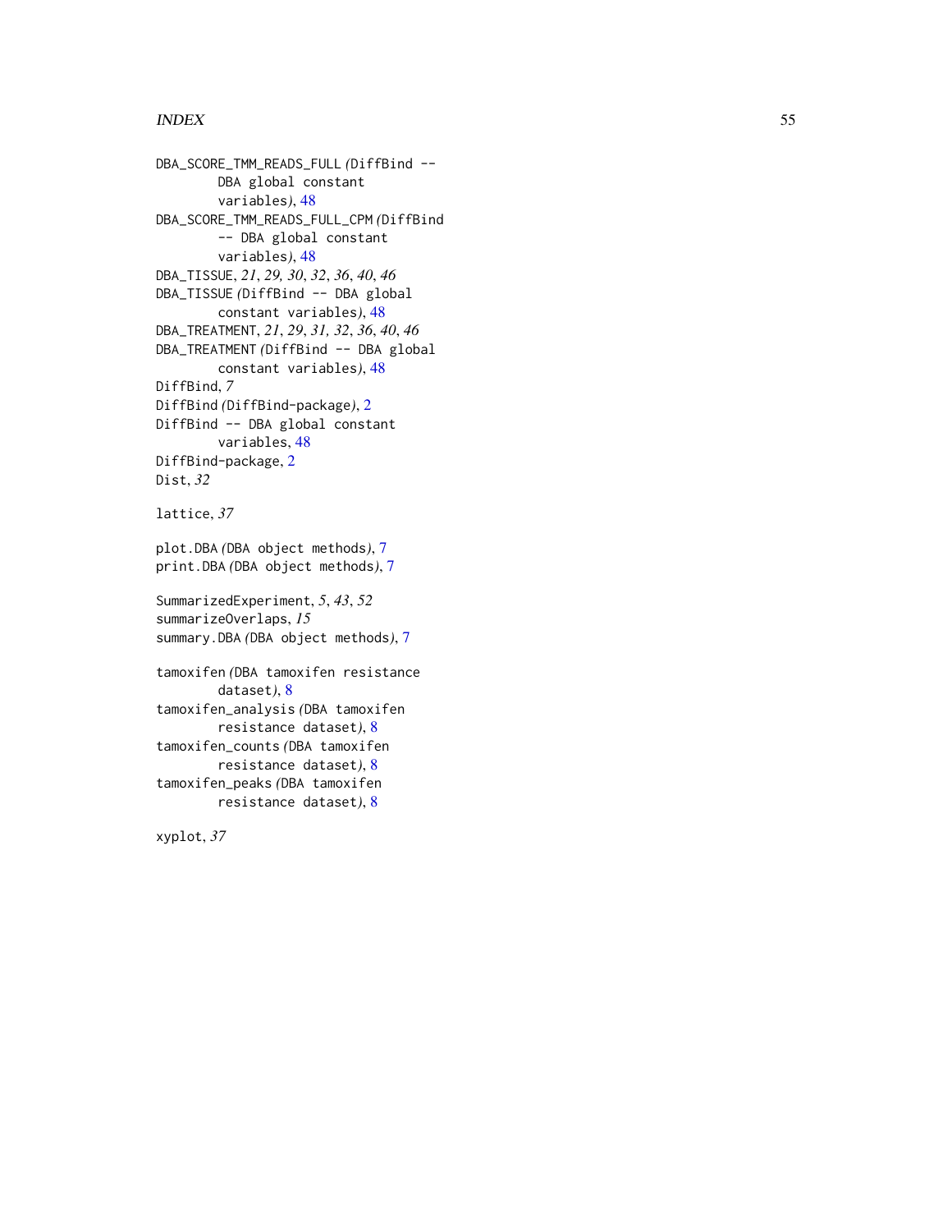DBA_SCORE_TMM_READS_FULL *(DiffBind -- DBA global constant variables)*, 48
DBA_SCORE_TMM_READS_FULL_CPM *(DiffBind -- DBA global constant variables)*, 48
DBA_TISSUE, *21*, *29, 30*, *32*, *36*, *40*, *46*
DBA_TISSUE *(DiffBind -- DBA global constant variables)*, 48
DBA_TREATMENT, *21*, *29*, *31, 32*, *36*, *40*, *46*
DBA_TREATMENT *(DiffBind -- DBA global constant variables)*, 48
DiffBind, *7*
DiffBind *(DiffBind-package)*, 2
DiffBind -- DBA global constant variables, 48
DiffBind-package, 2
Dist, *32*

lattice, *37*

plot.DBA *(DBA object methods)*, 7
print.DBA *(DBA object methods)*, 7

SummarizedExperiment, *5*, *43*, *52*
summarizeOverlaps, *15*
summary.DBA *(DBA object methods)*, 7

tamoxifen *(DBA tamoxifen resistance dataset)*, 8
tamoxifen_analysis *(DBA tamoxifen resistance dataset)*, 8
tamoxifen_counts *(DBA tamoxifen resistance dataset)*, 8
tamoxifen_peaks *(DBA tamoxifen resistance dataset)*, 8

xyplot, *37*